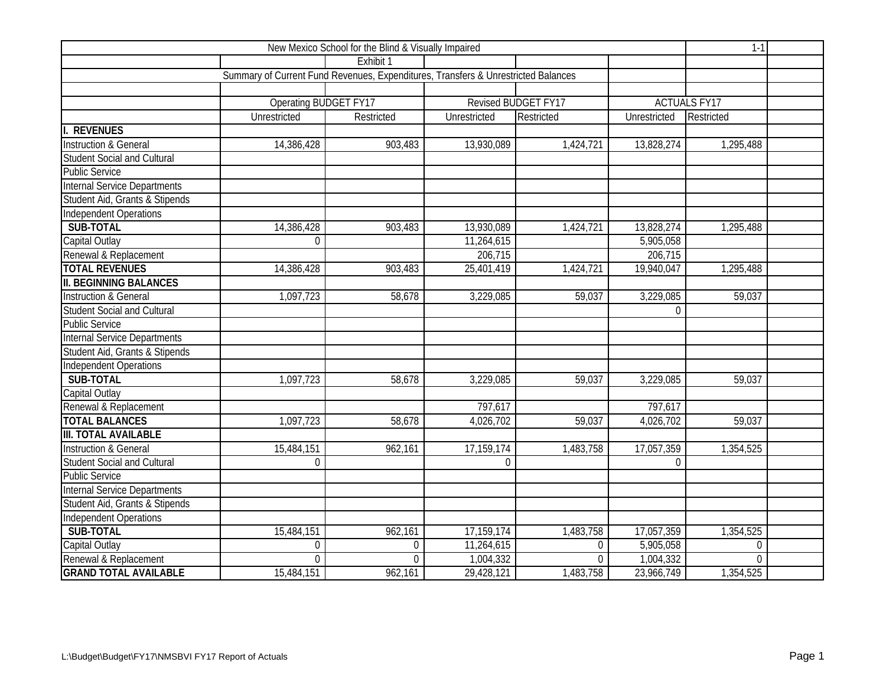New Mexico School for the Blind & Visually Impaired

1-1

Exhibit 1

Summary of Current Fund Revenues, Expenditures, Transfers & Unrestricted Balances

| | Operating BUDGET FY17 | | Revised BUDGET FY17 | | ACTUALS FY17 | |
|---|---|---|---|---|---|---|
| | Unrestricted | Restricted | Unrestricted | Restricted | Unrestricted | Restricted |
| **I. REVENUES** | | | | | | |
| Instruction & General | 14,386,428 | 903,483 | 13,930,089 | 1,424,721 | 13,828,274 | 1,295,488 |
| Student Social and Cultural | | | | | | |
| Public Service | | | | | | |
| Internal Service Departments | | | | | | |
| Student Aid, Grants & Stipends | | | | | | |
| Independent Operations | | | | | | |
| **SUB-TOTAL** | 14,386,428 | 903,483 | 13,930,089 | 1,424,721 | 13,828,274 | 1,295,488 |
| Capital Outlay | 0 | | 11,264,615 | | 5,905,058 | |
| Renewal & Replacement | | | 206,715 | | 206,715 | |
| **TOTAL REVENUES** | 14,386,428 | 903,483 | 25,401,419 | 1,424,721 | 19,940,047 | 1,295,488 |
| **II. BEGINNING BALANCES** | | | | | | |
| Instruction & General | 1,097,723 | 58,678 | 3,229,085 | 59,037 | 3,229,085 | 59,037 |
| Student Social and Cultural | | | | | 0 | |
| Public Service | | | | | | |
| Internal Service Departments | | | | | | |
| Student Aid, Grants & Stipends | | | | | | |
| Independent Operations | | | | | | |
| **SUB-TOTAL** | 1,097,723 | 58,678 | 3,229,085 | 59,037 | 3,229,085 | 59,037 |
| Capital Outlay | | | | | | |
| Renewal & Replacement | | | 797,617 | | 797,617 | |
| **TOTAL BALANCES** | 1,097,723 | 58,678 | 4,026,702 | 59,037 | 4,026,702 | 59,037 |
| **III. TOTAL AVAILABLE** | | | | | | |
| Instruction & General | 15,484,151 | 962,161 | 17,159,174 | 1,483,758 | 17,057,359 | 1,354,525 |
| Student Social and Cultural | 0 | | 0 | | 0 | |
| Public Service | | | | | | |
| Internal Service Departments | | | | | | |
| Student Aid, Grants & Stipends | | | | | | |
| Independent Operations | | | | | | |
| **SUB-TOTAL** | 15,484,151 | 962,161 | 17,159,174 | 1,483,758 | 17,057,359 | 1,354,525 |
| Capital Outlay | 0 | 0 | 11,264,615 | 0 | 5,905,058 | 0 |
| Renewal & Replacement | 0 | 0 | 1,004,332 | 0 | 1,004,332 | 0 |
| **GRAND TOTAL AVAILABLE** | 15,484,151 | 962,161 | 29,428,121 | 1,483,758 | 23,966,749 | 1,354,525 |

L:\Budget\Budget\FY17\NMSBVI FY17 Report of Actuals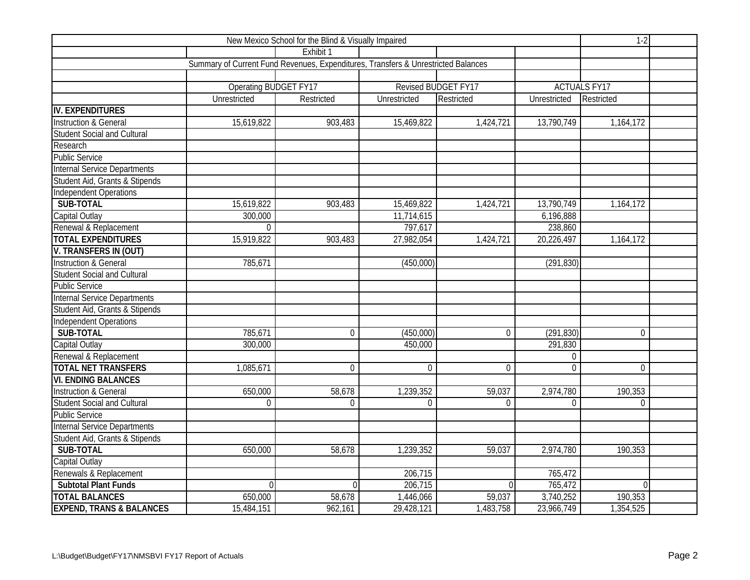New Mexico School for the Blind & Visually Impaired

1-2

Exhibit 1

Summary of Current Fund Revenues, Expenditures, Transfers & Unrestricted Balances

| | Operating BUDGET FY17 | | Revised BUDGET FY17 | | ACTUALS FY17 | |
|---|---|---|---|---|---|---|
| | Unrestricted | Restricted | Unrestricted | Restricted | Unrestricted | Restricted |
| **IV. EXPENDITURES** | | | | | | |
| Instruction & General | 15,619,822 | 903,483 | 15,469,822 | 1,424,721 | 13,790,749 | 1,164,172 |
| Student Social and Cultural | | | | | | |
| Research | | | | | | |
| Public Service | | | | | | |
| Internal Service Departments | | | | | | |
| Student Aid, Grants & Stipends | | | | | | |
| Independent Operations | | | | | | |
| **SUB-TOTAL** | 15,619,822 | 903,483 | 15,469,822 | 1,424,721 | 13,790,749 | 1,164,172 |
| Capital Outlay | 300,000 | | 11,714,615 | | 6,196,888 | |
| Renewal & Replacement | 0 | | 797,617 | | 238,860 | |
| **TOTAL EXPENDITURES** | 15,919,822 | 903,483 | 27,982,054 | 1,424,721 | 20,226,497 | 1,164,172 |
| **V. TRANSFERS IN (OUT)** | | | | | | |
| Instruction & General | 785,671 | | (450,000) | | (291,830) | |
| Student Social and Cultural | | | | | | |
| Public Service | | | | | | |
| Internal Service Departments | | | | | | |
| Student Aid, Grants & Stipends | | | | | | |
| Independent Operations | | | | | | |
| **SUB-TOTAL** | 785,671 | 0 | (450,000) | 0 | (291,830) | 0 |
| Capital Outlay | 300,000 | | 450,000 | | 291,830 | |
| Renewal & Replacement | | | | | 0 | |
| **TOTAL NET TRANSFERS** | 1,085,671 | 0 | 0 | 0 | 0 | 0 |
| **VI. ENDING BALANCES** | | | | | | |
| Instruction & General | 650,000 | 58,678 | 1,239,352 | 59,037 | 2,974,780 | 190,353 |
| Student Social and Cultural | 0 | 0 | 0 | 0 | 0 | 0 |
| Public Service | | | | | | |
| Internal Service Departments | | | | | | |
| Student Aid, Grants & Stipends | | | | | | |
| **SUB-TOTAL** | 650,000 | 58,678 | 1,239,352 | 59,037 | 2,974,780 | 190,353 |
| Capital Outlay | | | | | | |
| Renewals & Replacement | | | 206,715 | | 765,472 | |
| **Subtotal Plant Funds** | 0 | 0 | 206,715 | 0 | 765,472 | 0 |
| **TOTAL BALANCES** | 650,000 | 58,678 | 1,446,066 | 59,037 | 3,740,252 | 190,353 |
| **EXPEND, TRANS & BALANCES** | 15,484,151 | 962,161 | 29,428,121 | 1,483,758 | 23,966,749 | 1,354,525 |

L:\Budget\Budget\FY17\NMSBVI FY17 Report of Actuals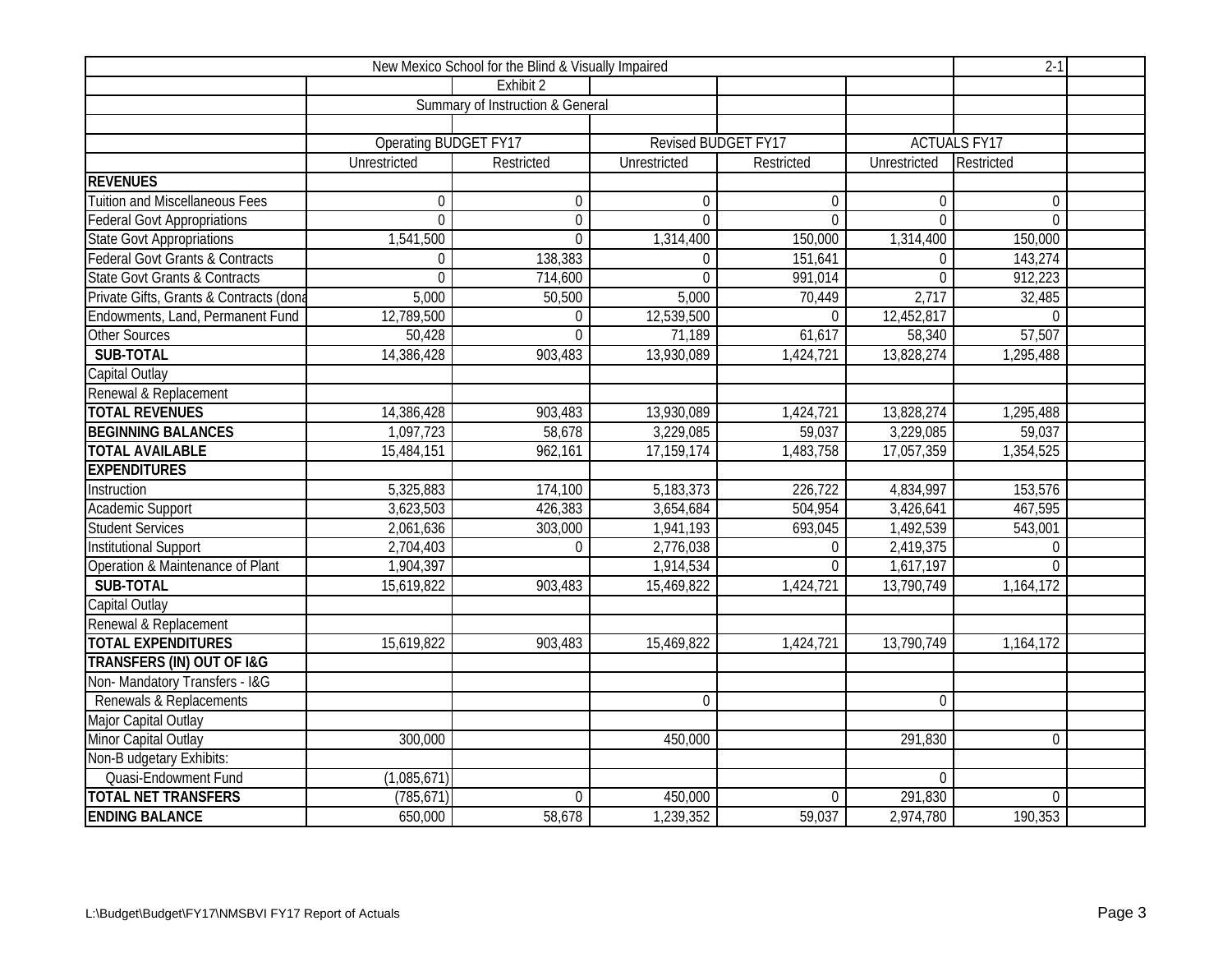New Mexico School for the Blind & Visually Impaired

2-1

Exhibit 2

Summary of Instruction & General

| | Operating BUDGET FY17 | | Revised BUDGET FY17 | | ACTUALS FY17 | |
|---|---|---|---|---|---|---|
| | Unrestricted | Restricted | Unrestricted | Restricted | Unrestricted | Restricted |
| **REVENUES** | | | | | | |
| Tuition and Miscellaneous Fees | 0 | 0 | 0 | 0 | 0 | 0 |
| Federal Govt Appropriations | 0 | 0 | 0 | 0 | 0 | 0 |
| State Govt Appropriations | 1,541,500 | 0 | 1,314,400 | 150,000 | 1,314,400 | 150,000 |
| Federal Govt Grants & Contracts | 0 | 138,383 | 0 | 151,641 | 0 | 143,274 |
| State Govt Grants & Contracts | 0 | 714,600 | 0 | 991,014 | 0 | 912,223 |
| Private Gifts, Grants & Contracts (dona | 5,000 | 50,500 | 5,000 | 70,449 | 2,717 | 32,485 |
| Endowments, Land, Permanent Fund | 12,789,500 | 0 | 12,539,500 | 0 | 12,452,817 | 0 |
| Other Sources | 50,428 | 0 | 71,189 | 61,617 | 58,340 | 57,507 |
| **SUB-TOTAL** | 14,386,428 | 903,483 | 13,930,089 | 1,424,721 | 13,828,274 | 1,295,488 |
| Capital Outlay | | | | | | |
| Renewal & Replacement | | | | | | |
| **TOTAL REVENUES** | 14,386,428 | 903,483 | 13,930,089 | 1,424,721 | 13,828,274 | 1,295,488 |
| **BEGINNING BALANCES** | 1,097,723 | 58,678 | 3,229,085 | 59,037 | 3,229,085 | 59,037 |
| **TOTAL AVAILABLE** | 15,484,151 | 962,161 | 17,159,174 | 1,483,758 | 17,057,359 | 1,354,525 |
| **EXPENDITURES** | | | | | | |
| Instruction | 5,325,883 | 174,100 | 5,183,373 | 226,722 | 4,834,997 | 153,576 |
| Academic Support | 3,623,503 | 426,383 | 3,654,684 | 504,954 | 3,426,641 | 467,595 |
| Student Services | 2,061,636 | 303,000 | 1,941,193 | 693,045 | 1,492,539 | 543,001 |
| Institutional Support | 2,704,403 | 0 | 2,776,038 | 0 | 2,419,375 | 0 |
| Operation & Maintenance of Plant | 1,904,397 | | 1,914,534 | 0 | 1,617,197 | 0 |
| **SUB-TOTAL** | 15,619,822 | 903,483 | 15,469,822 | 1,424,721 | 13,790,749 | 1,164,172 |
| Capital Outlay | | | | | | |
| Renewal & Replacement | | | | | | |
| **TOTAL EXPENDITURES** | 15,619,822 | 903,483 | 15,469,822 | 1,424,721 | 13,790,749 | 1,164,172 |
| **TRANSFERS (IN) OUT OF I&G** | | | | | | |
| Non- Mandatory Transfers - I&G | | | | | | |
| Renewals & Replacements | | | 0 | | 0 | |
| Major Capital Outlay | | | | | | |
| Minor Capital Outlay | 300,000 | | 450,000 | | 291,830 | 0 |
| Non-B udgetary Exhibits: | | | | | | |
| Quasi-Endowment Fund | (1,085,671) | | | | 0 | |
| **TOTAL NET TRANSFERS** | (785,671) | 0 | 450,000 | 0 | 291,830 | 0 |
| **ENDING BALANCE** | 650,000 | 58,678 | 1,239,352 | 59,037 | 2,974,780 | 190,353 |

L:\Budget\Budget\FY17\NMSBVI FY17 Report of Actuals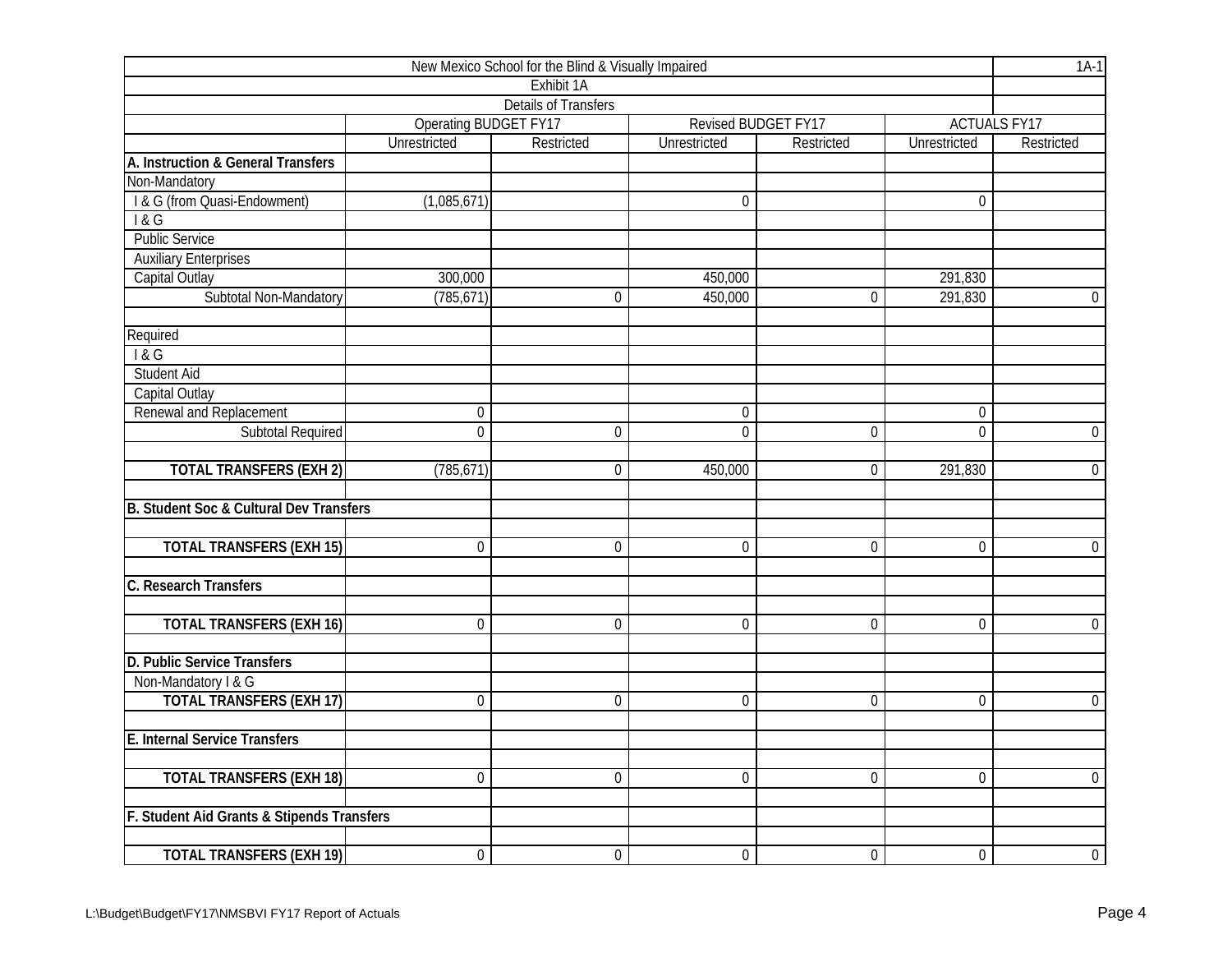| New Mexico School for the Blind & Visually Impaired | | | | | | 1A-1 |
|---|---|---|---|---|---|---|
| Exhibit 1A | | | | | | |
| Details of Transfers | | | | | | |
| | Operating BUDGET FY17 | | Revised BUDGET FY17 | | ACTUALS FY17 | |
| | Unrestricted | Restricted | Unrestricted | Restricted | Unrestricted | Restricted |
| **A. Instruction & General Transfers** | | | | | | |
| Non-Mandatory | | | | | | |
| I & G (from Quasi-Endowment) | (1,085,671) | | 0 | | 0 | |
| I & G | | | | | | |
| Public Service | | | | | | |
| Auxiliary Enterprises | | | | | | |
| Capital Outlay | 300,000 | | 450,000 | | 291,830 | |
| Subtotal Non-Mandatory | (785,671) | 0 | 450,000 | 0 | 291,830 | 0 |
| | | | | | | |
| Required | | | | | | |
| I & G | | | | | | |
| Student Aid | | | | | | |
| Capital Outlay | | | | | | |
| Renewal and Replacement | 0 | | 0 | | 0 | |
| Subtotal Required | 0 | 0 | 0 | 0 | 0 | 0 |
| | | | | | | |
| **TOTAL TRANSFERS (EXH 2)** | (785,671) | 0 | 450,000 | 0 | 291,830 | 0 |
| | | | | | | |
| **B. Student Soc & Cultural Dev Transfers** | | | | | | |
| | | | | | | |
| **TOTAL TRANSFERS (EXH 15)** | 0 | 0 | 0 | 0 | 0 | 0 |
| | | | | | | |
| **C. Research Transfers** | | | | | | |
| | | | | | | |
| **TOTAL TRANSFERS (EXH 16)** | 0 | 0 | 0 | 0 | 0 | 0 |
| | | | | | | |
| **D. Public Service Transfers** | | | | | | |
| Non-Mandatory I & G | | | | | | |
| **TOTAL TRANSFERS (EXH 17)** | 0 | 0 | 0 | 0 | 0 | 0 |
| | | | | | | |
| **E. Internal Service Transfers** | | | | | | |
| | | | | | | |
| **TOTAL TRANSFERS (EXH 18)** | 0 | 0 | 0 | 0 | 0 | 0 |
| | | | | | | |
| **F. Student Aid Grants & Stipends Transfers** | | | | | | |
| | | | | | | |
| **TOTAL TRANSFERS (EXH 19)** | 0 | 0 | 0 | 0 | 0 | 0 |

L:\Budget\Budget\FY17\NMSBVI FY17 Report of Actuals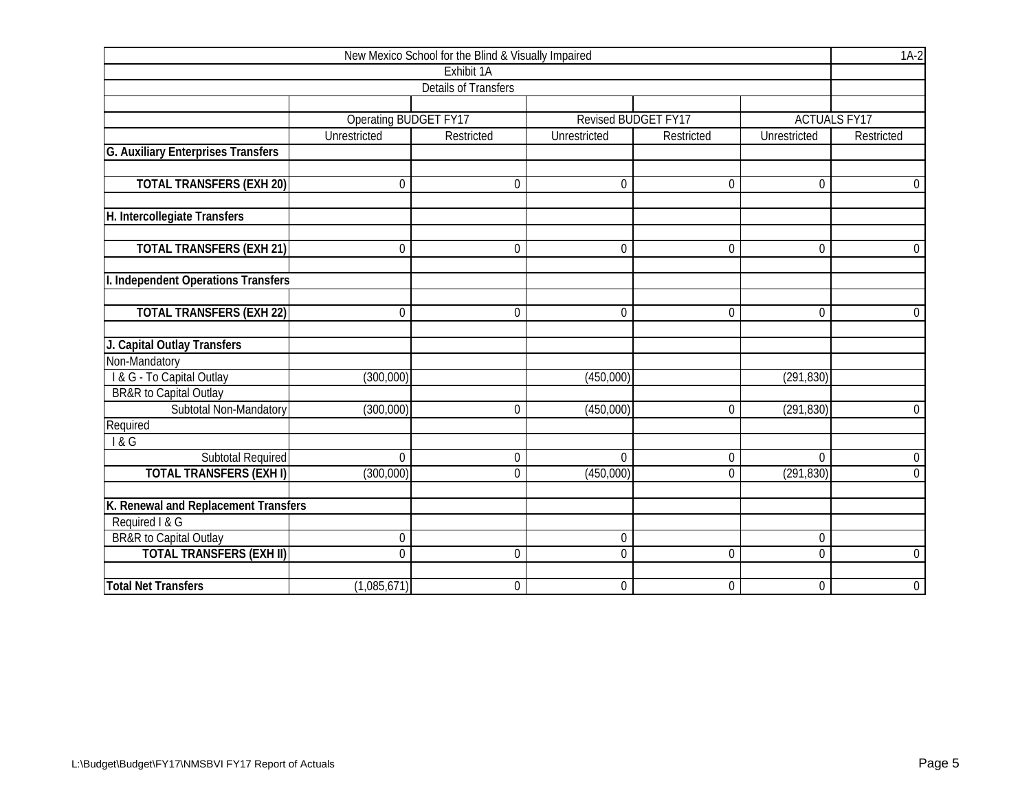| New Mexico School for the Blind & Visually Impaired | | | | | | 1A-2 |
|---|---|---|---|---|---|---|
| Exhibit 1A | | | | | | |
| Details of Transfers | | | | | | |
| | | | | | | |
| | Operating BUDGET FY17 | | Revised BUDGET FY17 | | ACTUALS FY17 | |
| | Unrestricted | Restricted | Unrestricted | Restricted | Unrestricted | Restricted |
| **G. Auxiliary Enterprises Transfers** | | | | | | |
| | | | | | | |
| **TOTAL TRANSFERS (EXH 20)** | 0 | 0 | 0 | 0 | 0 | 0 |
| | | | | | | |
| **H. Intercollegiate Transfers** | | | | | | |
| | | | | | | |
| **TOTAL TRANSFERS (EXH 21)** | 0 | 0 | 0 | 0 | 0 | 0 |
| | | | | | | |
| **I. Independent Operations Transfers** | | | | | | |
| | | | | | | |
| **TOTAL TRANSFERS (EXH 22)** | 0 | 0 | 0 | 0 | 0 | 0 |
| | | | | | | |
| **J. Capital Outlay Transfers** | | | | | | |
| Non-Mandatory | | | | | | |
| I & G - To Capital Outlay | (300,000) | | (450,000) | | (291,830) | |
| BR&R to Capital Outlay | | | | | | |
| Subtotal Non-Mandatory | (300,000) | 0 | (450,000) | 0 | (291,830) | 0 |
| Required | | | | | | |
| I & G | | | | | | |
| Subtotal Required | 0 | 0 | 0 | 0 | 0 | 0 |
| **TOTAL TRANSFERS (EXH I)** | (300,000) | 0 | (450,000) | 0 | (291,830) | 0 |
| | | | | | | |
| **K. Renewal and Replacement Transfers** | | | | | | |
| Required I & G | | | | | | |
| BR&R to Capital Outlay | 0 | | 0 | | 0 | |
| **TOTAL TRANSFERS (EXH II)** | 0 | 0 | 0 | 0 | 0 | 0 |
| | | | | | | |
| **Total Net Transfers** | (1,085,671) | 0 | 0 | 0 | 0 | 0 |

L:\Budget\Budget\FY17\NMSBVI FY17 Report of Actuals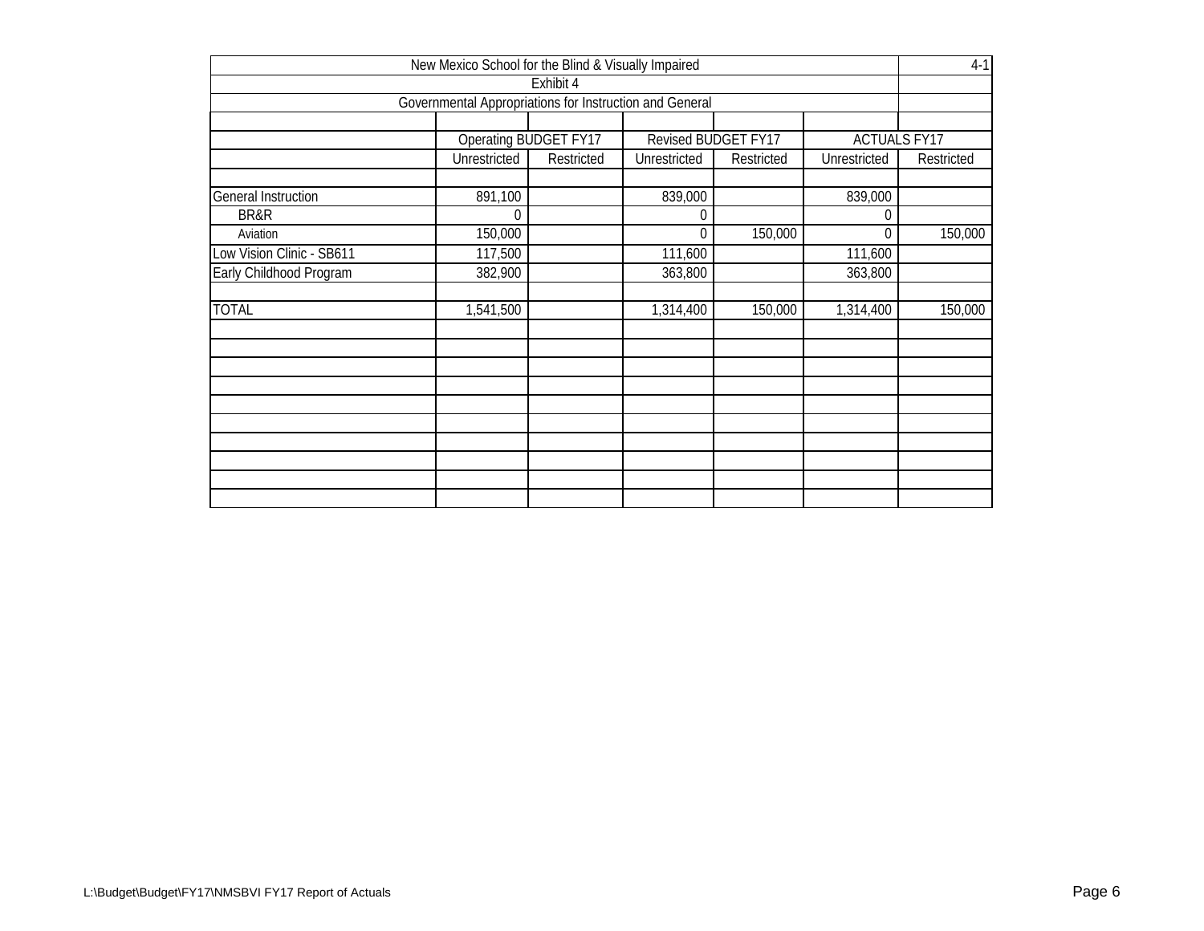New Mexico School for the Blind & Visually Impaired

4-1

Exhibit 4

Governmental Appropriations for Instruction and General

| | Operating BUDGET FY17 | | Revised BUDGET FY17 | | ACTUALS FY17 | |
|---|---|---|---|---|---|---|
| | Unrestricted | Restricted | Unrestricted | Restricted | Unrestricted | Restricted |
| General Instruction | 891,100 | | 839,000 | | 839,000 | |
| BR&R | 0 | | 0 | | 0 | |
| Aviation | 150,000 | | 0 | 150,000 | 0 | 150,000 |
| Low Vision Clinic - SB611 | 117,500 | | 111,600 | | 111,600 | |
| Early Childhood Program | 382,900 | | 363,800 | | 363,800 | |
| TOTAL | 1,541,500 | | 1,314,400 | 150,000 | 1,314,400 | 150,000 |

L:\Budget\Budget\FY17\NMSBVI FY17 Report of Actuals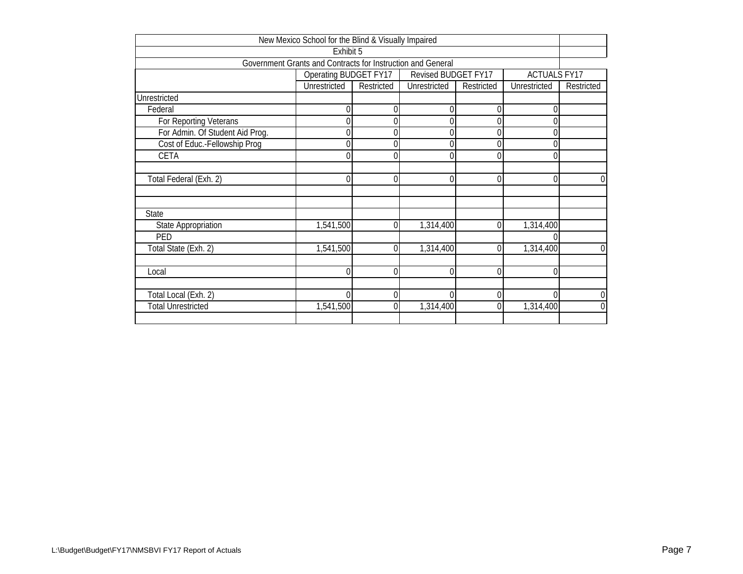New Mexico School for the Blind & Visually Impaired

Exhibit 5

Government Grants and Contracts for Instruction and General

| | Operating BUDGET FY17 | | Revised BUDGET FY17 | | ACTUALS FY17 | |
|---|---|---|---|---|---|---|
| | Unrestricted | Restricted | Unrestricted | Restricted | Unrestricted | Restricted |
| Unrestricted | | | | | | |
| Federal | 0 | 0 | 0 | 0 | 0 | |
| For Reporting Veterans | 0 | 0 | 0 | 0 | 0 | |
| For Admin. Of Student Aid Prog. | 0 | 0 | 0 | 0 | 0 | |
| Cost of Educ.-Fellowship Prog | 0 | 0 | 0 | 0 | 0 | |
| CETA | 0 | 0 | 0 | 0 | 0 | |
| | | | | | | |
| Total Federal (Exh. 2) | 0 | 0 | 0 | 0 | 0 | 0 |
| | | | | | | |
| | | | | | | |
| State | | | | | | |
| State Appropriation | 1,541,500 | 0 | 1,314,400 | 0 | 1,314,400 | |
| PED | | | | | 0 | |
| Total State (Exh. 2) | 1,541,500 | 0 | 1,314,400 | 0 | 1,314,400 | 0 |
| | | | | | | |
| Local | 0 | 0 | 0 | 0 | 0 | |
| | | | | | | |
| Total Local (Exh. 2) | 0 | 0 | 0 | 0 | 0 | 0 |
| Total Unrestricted | 1,541,500 | 0 | 1,314,400 | 0 | 1,314,400 | 0 |
| | | | | | | |

L:\Budget\Budget\FY17\NMSBVI FY17 Report of Actuals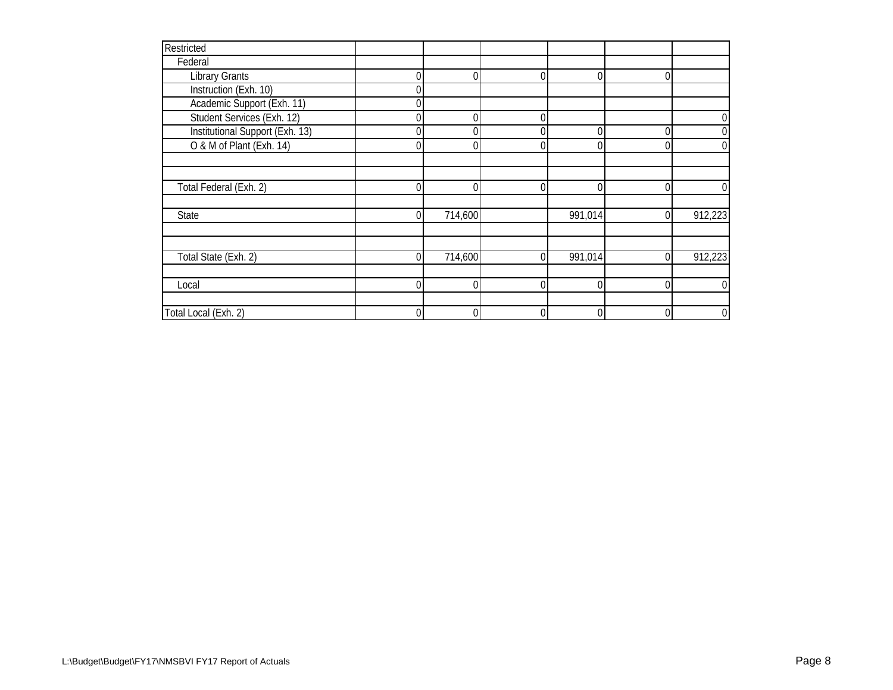| Restricted | | | | | | |
|---|---|---|---|---|---|---|
| Federal | | | | | | |
| Library Grants | 0 | 0 | 0 | 0 | 0 | |
| Instruction (Exh. 10) | 0 | | | | | |
| Academic Support (Exh. 11) | 0 | | | | | |
| Student Services (Exh. 12) | 0 | 0 | 0 | | | 0 |
| Institutional Support (Exh. 13) | 0 | 0 | 0 | 0 | 0 | 0 |
| O & M of Plant (Exh. 14) | 0 | 0 | 0 | 0 | 0 | 0 |
| | | | | | | |
| | | | | | | |
| Total Federal (Exh. 2) | 0 | 0 | 0 | 0 | 0 | 0 |
| | | | | | | |
| State | 0 | 714,600 | | 991,014 | 0 | 912,223 |
| | | | | | | |
| | | | | | | |
| Total State (Exh. 2) | 0 | 714,600 | 0 | 991,014 | 0 | 912,223 |
| | | | | | | |
| Local | 0 | 0 | 0 | 0 | 0 | 0 |
| | | | | | | |
| Total Local (Exh. 2) | 0 | 0 | 0 | 0 | 0 | 0 |

L:\Budget\Budget\FY17\NMSBVI FY17 Report of Actuals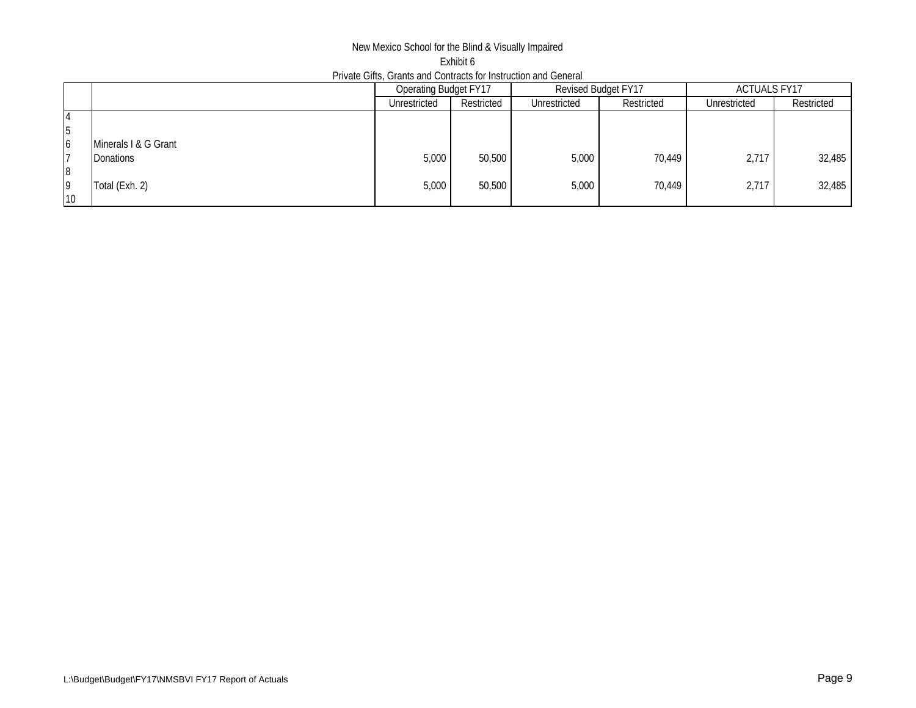New Mexico School for the Blind & Visually Impaired

Exhibit 6

Private Gifts, Grants and Contracts for Instruction and General

| | | Operating Budget FY17 | | Revised Budget FY17 | | ACTUALS FY17 | |
|---|---|---|---|---|---|---|---|
| | | Unrestricted | Restricted | Unrestricted | Restricted | Unrestricted | Restricted |
| 4 | | | | | | | |
| 5 | | | | | | | |
| 6 | Minerals I & G Grant | | | | | | |
| 7 | Donations | 5,000 | 50,500 | 5,000 | 70,449 | 2,717 | 32,485 |
| 8 | | | | | | | |
| 9 | Total (Exh. 2) | 5,000 | 50,500 | 5,000 | 70,449 | 2,717 | 32,485 |
| 10 | | | | | | | |

L:\Budget\Budget\FY17\NMSBVI FY17 Report of Actuals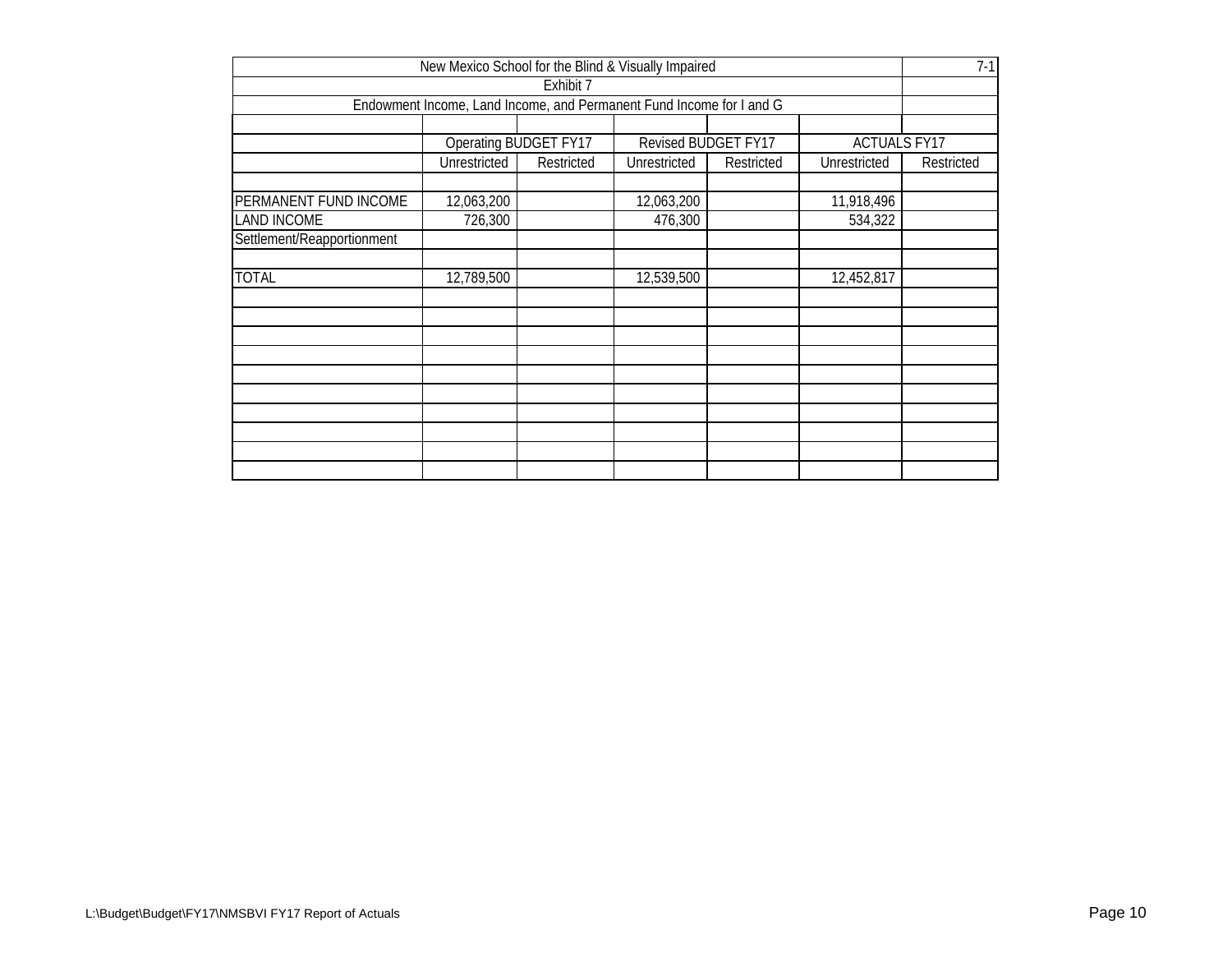| New Mexico School for the Blind & Visually Impaired | | | | | | 7-1 |
|---|---|---|---|---|---|---|
| Exhibit 7 | | | | | | |
| Endowment Income, Land Income, and Permanent Fund Income for I and G | | | | | | |
| | Operating BUDGET FY17 | | Revised BUDGET FY17 | | ACTUALS FY17 | |
| | Unrestricted | Restricted | Unrestricted | Restricted | Unrestricted | Restricted |
| PERMANENT FUND INCOME | 12,063,200 | | 12,063,200 | | 11,918,496 | |
| LAND INCOME | 726,300 | | 476,300 | | 534,322 | |
| Settlement/Reapportionment | | | | | | |
| TOTAL | 12,789,500 | | 12,539,500 | | 12,452,817 | |

L:\Budget\Budget\FY17\NMSBVI FY17 Report of Actuals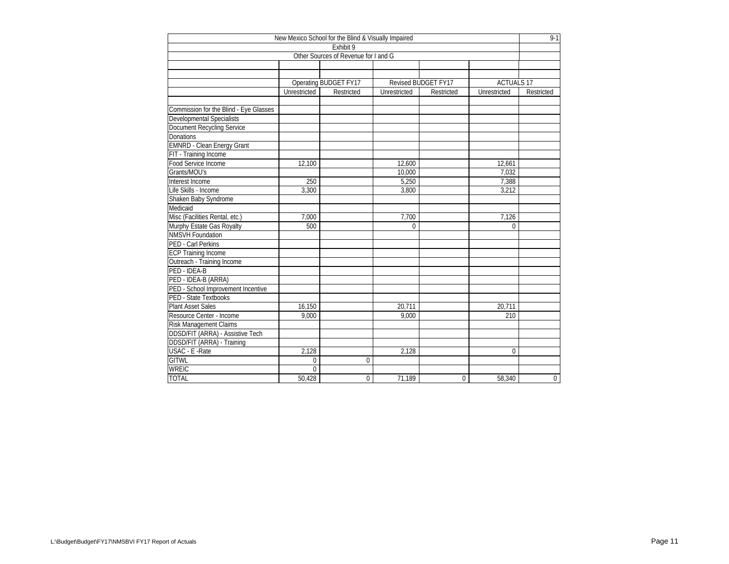New Mexico School for the Blind & Visually Impaired

9-1

Exhibit 9

Other Sources of Revenue for I and G

| | Operating BUDGET FY17 | | Revised BUDGET FY17 | | ACTUALS 17 | |
|---|---|---|---|---|---|---|
| | Unrestricted | Restricted | Unrestricted | Restricted | Unrestricted | Restricted |
| Commission for the Blind - Eye Glasses | | | | | | |
| Developmental Specialists | | | | | | |
| Document Recycling Service | | | | | | |
| Donations | | | | | | |
| EMNRD - Clean Energy Grant | | | | | | |
| FIT - Training Income | | | | | | |
| Food Service Income | 12,100 | | 12,600 | | 12,661 | |
| Grants/MOU's | | | 10,000 | | 7,032 | |
| Interest Income | 250 | | 5,250 | | 7,388 | |
| Life Skills - Income | 3,300 | | 3,800 | | 3,212 | |
| Shaken Baby Syndrome | | | | | | |
| Medicaid | | | | | | |
| Misc (Facilities Rental, etc.) | 7,000 | | 7,700 | | 7,126 | |
| Murphy Estate Gas Royalty | 500 | | 0 | | 0 | |
| NMSVH Foundation | | | | | | |
| PED - Carl Perkins | | | | | | |
| ECP Training Income | | | | | | |
| Outreach - Training Income | | | | | | |
| PED - IDEA-B | | | | | | |
| PED - IDEA-B (ARRA) | | | | | | |
| PED - School Improvement Incentive | | | | | | |
| PED - State Textbooks | | | | | | |
| Plant Asset Sales | 16,150 | | 20,711 | | 20,711 | |
| Resource Center - Income | 9,000 | | 9,000 | | 210 | |
| Risk Management Claims | | | | | | |
| DDSD/FIT (ARRA) - Assistive Tech | | | | | | |
| DDSD/FIT (ARRA) - Training | | | | | | |
| USAC - E -Rate | 2,128 | | 2,128 | | 0 | |
| GITWL | 0 | 0 | | | | |
| WREIC | 0 | | | | | |
| TOTAL | 50,428 | 0 | 71,189 | 0 | 58,340 | 0 |

L:\Budget\Budget\FY17\NMSBVI FY17 Report of Actuals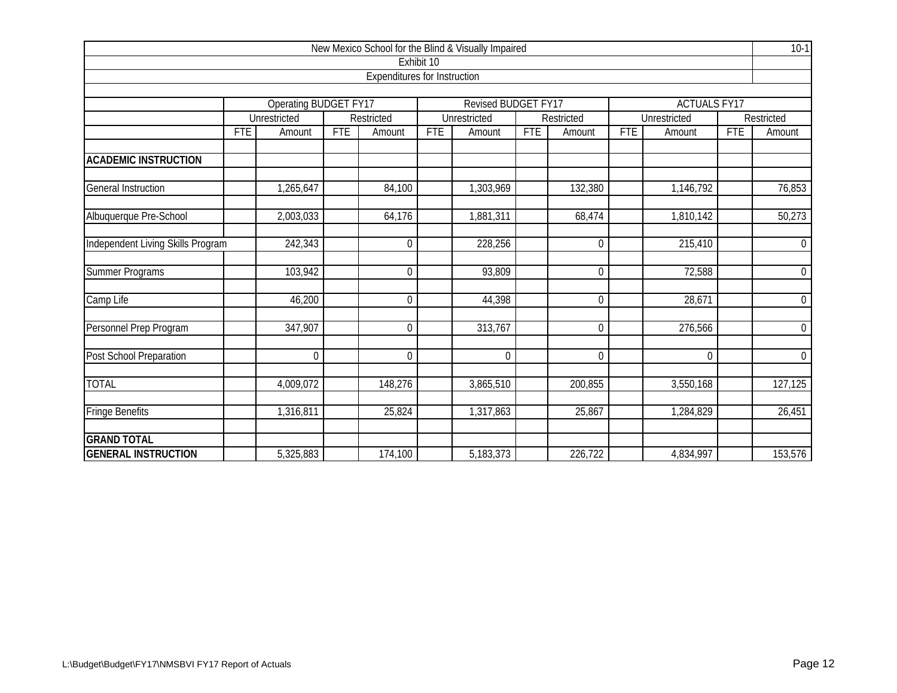New Mexico School for the Blind & Visually Impaired

Exhibit 10

Expenditures for Instruction

| | Operating BUDGET FY17 | | | | Revised BUDGET FY17 | | | | ACTUALS FY17 | | | |
|---|---|---|---|---|---|---|---|---|---|---|---|---|
| | Unrestricted | | Restricted | | Unrestricted | | Restricted | | Unrestricted | | Restricted | |
| | FTE | Amount | FTE | Amount | FTE | Amount | FTE | Amount | FTE | Amount | FTE | Amount |
| **ACADEMIC INSTRUCTION** | | | | | | | | | | | | |
| General Instruction | | 1,265,647 | | 84,100 | | 1,303,969 | | 132,380 | | 1,146,792 | | 76,853 |
| Albuquerque Pre-School | | 2,003,033 | | 64,176 | | 1,881,311 | | 68,474 | | 1,810,142 | | 50,273 |
| Independent Living Skills Program | | 242,343 | | 0 | | 228,256 | | 0 | | 215,410 | | 0 |
| Summer Programs | | 103,942 | | 0 | | 93,809 | | 0 | | 72,588 | | 0 |
| Camp Life | | 46,200 | | 0 | | 44,398 | | 0 | | 28,671 | | 0 |
| Personnel Prep Program | | 347,907 | | 0 | | 313,767 | | 0 | | 276,566 | | 0 |
| Post School Preparation | | 0 | | 0 | | 0 | | 0 | | 0 | | 0 |
| TOTAL | | 4,009,072 | | 148,276 | | 3,865,510 | | 200,855 | | 3,550,168 | | 127,125 |
| Fringe Benefits | | 1,316,811 | | 25,824 | | 1,317,863 | | 25,867 | | 1,284,829 | | 26,451 |
| **GRAND TOTAL GENERAL INSTRUCTION** | | 5,325,883 | | 174,100 | | 5,183,373 | | 226,722 | | 4,834,997 | | 153,576 |

L:\Budget\Budget\FY17\NMSBVI FY17 Report of Actuals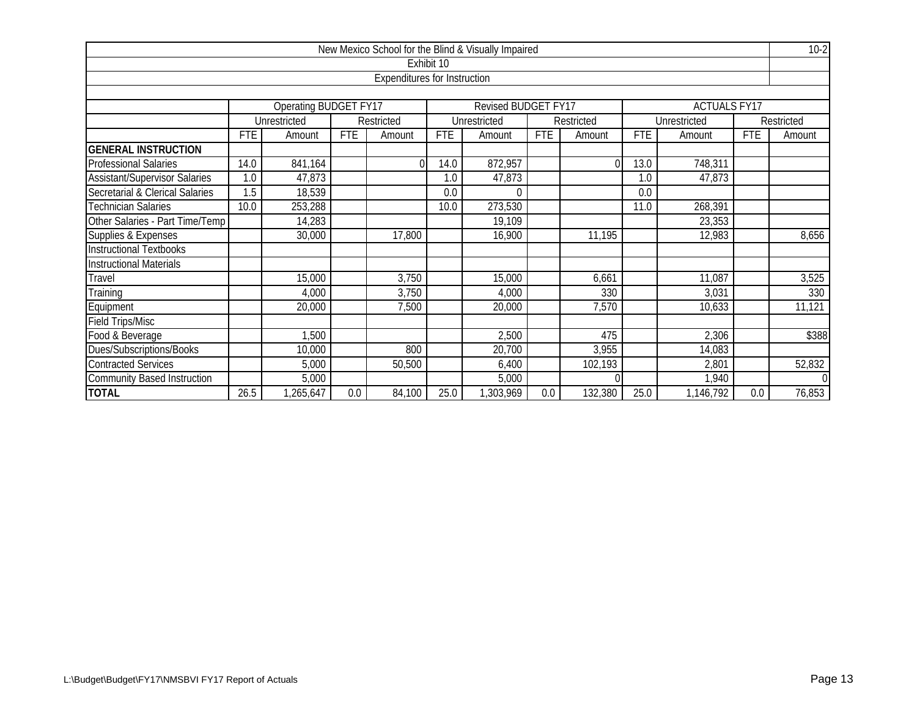New Mexico School for the Blind & Visually Impaired

Exhibit 10

Expenditures for Instruction

| | Operating BUDGET FY17 | | | | Revised BUDGET FY17 | | | | ACTUALS FY17 | | | |
|---|---|---|---|---|---|---|---|---|---|---|---|---|
| | Unrestricted | | Restricted | | Unrestricted | | Restricted | | Unrestricted | | Restricted | |
| | FTE | Amount | FTE | Amount | FTE | Amount | FTE | Amount | FTE | Amount | FTE | Amount |
| **GENERAL INSTRUCTION** | | | | | | | | | | | | |
| Professional Salaries | 14.0 | 841,164 | | 0 | 14.0 | 872,957 | | 0 | 13.0 | 748,311 | | |
| Assistant/Supervisor Salaries | 1.0 | 47,873 | | | 1.0 | 47,873 | | | 1.0 | 47,873 | | |
| Secretarial & Clerical Salaries | 1.5 | 18,539 | | | 0.0 | 0 | | | 0.0 | | | |
| Technician Salaries | 10.0 | 253,288 | | | 10.0 | 273,530 | | | 11.0 | 268,391 | | |
| Other Salaries - Part Time/Temp | | 14,283 | | | | 19,109 | | | | 23,353 | | |
| Supplies & Expenses | | 30,000 | | 17,800 | | 16,900 | | 11,195 | | 12,983 | | 8,656 |
| Instructional Textbooks | | | | | | | | | | | | |
| Instructional Materials | | | | | | | | | | | | |
| Travel | | 15,000 | | 3,750 | | 15,000 | | 6,661 | | 11,087 | | 3,525 |
| Training | | 4,000 | | 3,750 | | 4,000 | | 330 | | 3,031 | | 330 |
| Equipment | | 20,000 | | 7,500 | | 20,000 | | 7,570 | | 10,633 | | 11,121 |
| Field Trips/Misc | | | | | | | | | | | | |
| Food & Beverage | | 1,500 | | | | 2,500 | | 475 | | 2,306 | | $388 |
| Dues/Subscriptions/Books | | 10,000 | | 800 | | 20,700 | | 3,955 | | 14,083 | | |
| Contracted Services | | 5,000 | | 50,500 | | 6,400 | | 102,193 | | 2,801 | | 52,832 |
| Community Based Instruction | | 5,000 | | | | 5,000 | | 0 | | 1,940 | | 0 |
| **TOTAL** | 26.5 | 1,265,647 | 0.0 | 84,100 | 25.0 | 1,303,969 | 0.0 | 132,380 | 25.0 | 1,146,792 | 0.0 | 76,853 |

L:\Budget\Budget\FY17\NMSBVI FY17 Report of Actuals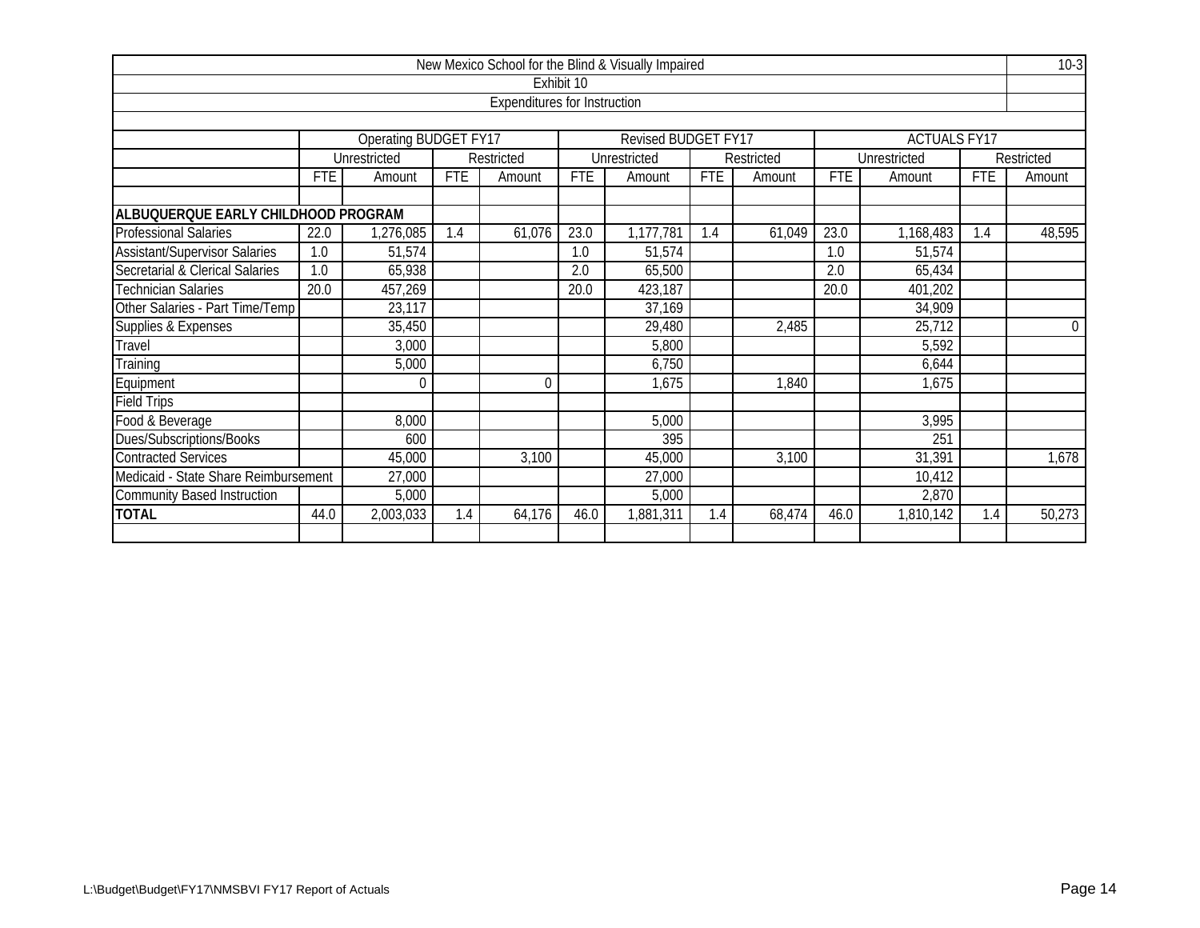New Mexico School for the Blind & Visually Impaired

Exhibit 10

Expenditures for Instruction

| | Operating BUDGET FY17 | | | | Revised BUDGET FY17 | | | | ACTUALS FY17 | | | |
|---|---|---|---|---|---|---|---|---|---|---|---|---|
| | Unrestricted | | Restricted | | Unrestricted | | Restricted | | Unrestricted | | Restricted | |
| | FTE | Amount | FTE | Amount | FTE | Amount | FTE | Amount | FTE | Amount | FTE | Amount |
| **ALBUQUERQUE EARLY CHILDHOOD PROGRAM** | | | | | | | | | | | | |
| Professional Salaries | 22.0 | 1,276,085 | 1.4 | 61,076 | 23.0 | 1,177,781 | 1.4 | 61,049 | 23.0 | 1,168,483 | 1.4 | 48,595 |
| Assistant/Supervisor Salaries | 1.0 | 51,574 | | | 1.0 | 51,574 | | | 1.0 | 51,574 | | |
| Secretarial & Clerical Salaries | 1.0 | 65,938 | | | 2.0 | 65,500 | | | 2.0 | 65,434 | | |
| Technician Salaries | 20.0 | 457,269 | | | 20.0 | 423,187 | | | 20.0 | 401,202 | | |
| Other Salaries - Part Time/Temp | | 23,117 | | | | 37,169 | | | | 34,909 | | |
| Supplies & Expenses | | 35,450 | | | | 29,480 | | 2,485 | | 25,712 | | 0 |
| Travel | | 3,000 | | | | 5,800 | | | | 5,592 | | |
| Training | | 5,000 | | | | 6,750 | | | | 6,644 | | |
| Equipment | | 0 | | 0 | | 1,675 | | 1,840 | | 1,675 | | |
| Field Trips | | | | | | | | | | | | |
| Food & Beverage | | 8,000 | | | | 5,000 | | | | 3,995 | | |
| Dues/Subscriptions/Books | | 600 | | | | 395 | | | | 251 | | |
| Contracted Services | | 45,000 | | 3,100 | | 45,000 | | 3,100 | | 31,391 | | 1,678 |
| Medicaid - State Share Reimbursement | | 27,000 | | | | 27,000 | | | | 10,412 | | |
| Community Based Instruction | | 5,000 | | | | 5,000 | | | | 2,870 | | |
| **TOTAL** | 44.0 | 2,003,033 | 1.4 | 64,176 | 46.0 | 1,881,311 | 1.4 | 68,474 | 46.0 | 1,810,142 | 1.4 | 50,273 |

L:\Budget\Budget\FY17\NMSBVI FY17 Report of Actuals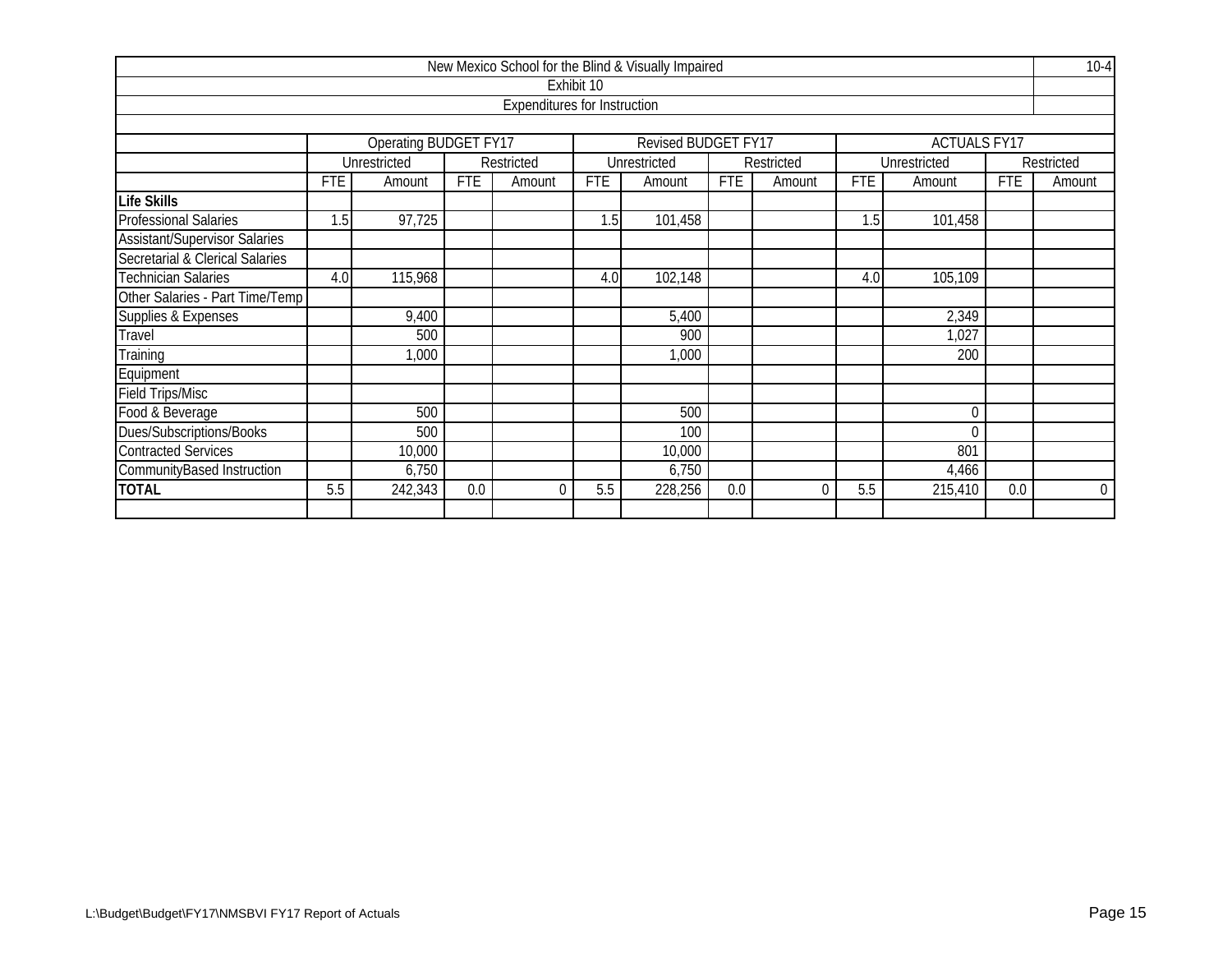| New Mexico School for the Blind & Visually Impaired | | | | | | | | | | | | | 10-4 |
|---|---|---|---|---|---|---|---|---|---|---|---|---|---|
| Exhibit 10 | | | | | | | | | | | | | |
| Expenditures for Instruction | | | | | | | | | | | | | |
| | Operating BUDGET FY17 | | | | Revised BUDGET FY17 | | | | ACTUALS FY17 | | | | |
| | Unrestricted | | Restricted | | Unrestricted | | Restricted | | Unrestricted | | Restricted | | |
| | FTE | Amount | FTE | Amount | FTE | Amount | FTE | Amount | FTE | Amount | FTE | Amount | |
| **Life Skills** | | | | | | | | | | | | | |
| Professional Salaries | 1.5 | 97,725 | | | 1.5 | 101,458 | | | 1.5 | 101,458 | | | |
| Assistant/Supervisor Salaries | | | | | | | | | | | | | |
| Secretarial & Clerical Salaries | | | | | | | | | | | | | |
| Technician Salaries | 4.0 | 115,968 | | | 4.0 | 102,148 | | | 4.0 | 105,109 | | | |
| Other Salaries - Part Time/Temp | | | | | | | | | | | | | |
| Supplies & Expenses | | 9,400 | | | | 5,400 | | | | 2,349 | | | |
| Travel | | 500 | | | | 900 | | | | 1,027 | | | |
| Training | | 1,000 | | | | 1,000 | | | | 200 | | | |
| Equipment | | | | | | | | | | | | | |
| Field Trips/Misc | | | | | | | | | | | | | |
| Food & Beverage | | 500 | | | | 500 | | | | 0 | | | |
| Dues/Subscriptions/Books | | 500 | | | | 100 | | | | 0 | | | |
| Contracted Services | | 10,000 | | | | 10,000 | | | | 801 | | | |
| CommunityBased Instruction | | 6,750 | | | | 6,750 | | | | 4,466 | | | |
| **TOTAL** | 5.5 | 242,343 | 0.0 | 0 | 5.5 | 228,256 | 0.0 | 0 | 5.5 | 215,410 | 0.0 | 0 | |

L:\Budget\Budget\FY17\NMSBVI FY17 Report of Actuals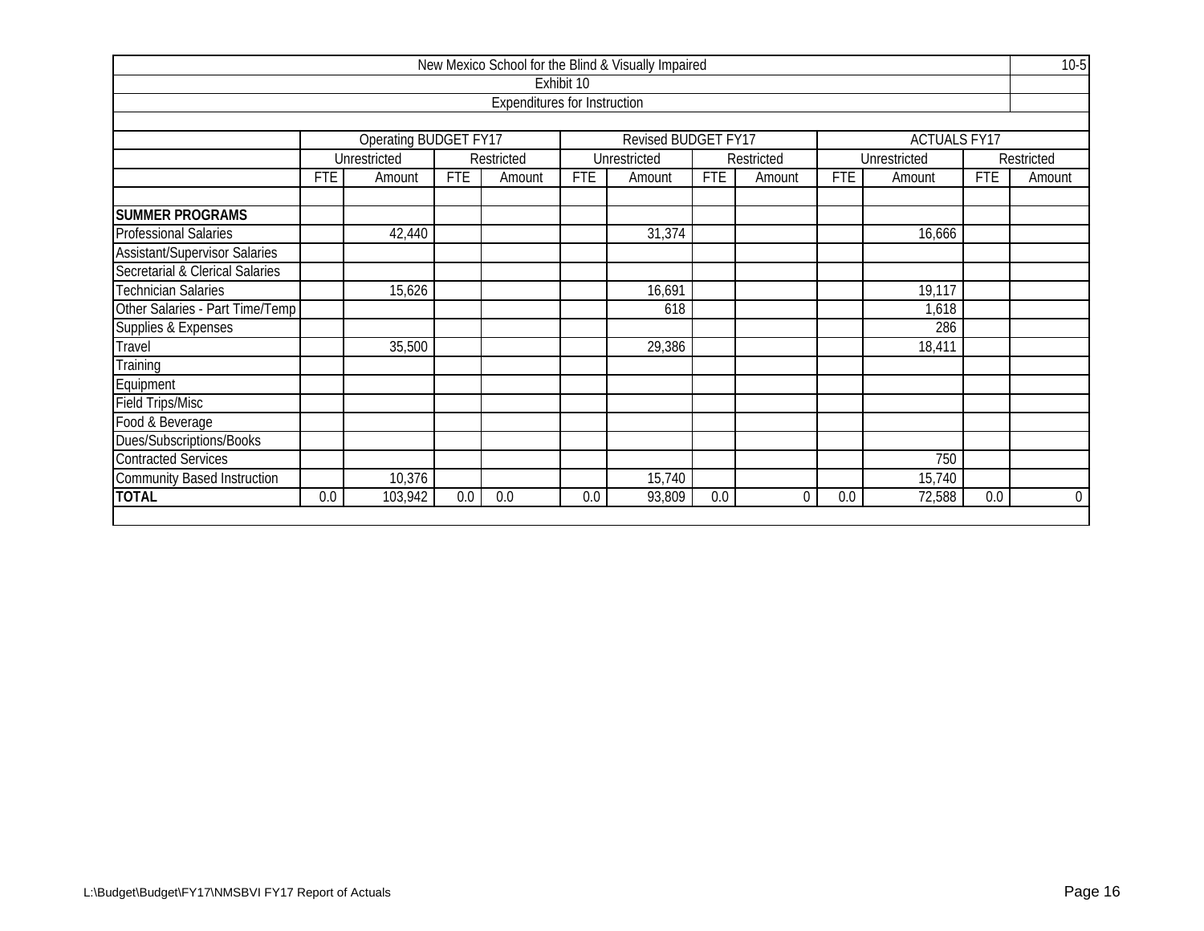New Mexico School for the Blind & Visually Impaired

Exhibit 10

Expenditures for Instruction

| | Operating BUDGET FY17 | | | | Revised BUDGET FY17 | | | | ACTUALS FY17 | | | |
|---|---|---|---|---|---|---|---|---|---|---|---|---|
| | Unrestricted | | Restricted | | Unrestricted | | Restricted | | Unrestricted | | Restricted | |
| | FTE | Amount | FTE | Amount | FTE | Amount | FTE | Amount | FTE | Amount | FTE | Amount |
| **SUMMER PROGRAMS** | | | | | | | | | | | | |
| Professional Salaries | | 42,440 | | | | 31,374 | | | | 16,666 | | |
| Assistant/Supervisor Salaries | | | | | | | | | | | | |
| Secretarial & Clerical Salaries | | | | | | | | | | | | |
| Technician Salaries | | 15,626 | | | | 16,691 | | | | 19,117 | | |
| Other Salaries - Part Time/Temp | | | | | | 618 | | | | 1,618 | | |
| Supplies & Expenses | | | | | | | | | | 286 | | |
| Travel | | 35,500 | | | | 29,386 | | | | 18,411 | | |
| Training | | | | | | | | | | | | |
| Equipment | | | | | | | | | | | | |
| Field Trips/Misc | | | | | | | | | | | | |
| Food & Beverage | | | | | | | | | | | | |
| Dues/Subscriptions/Books | | | | | | | | | | | | |
| Contracted Services | | | | | | | | | | 750 | | |
| Community Based Instruction | | 10,376 | | | | 15,740 | | | | 15,740 | | |
| **TOTAL** | 0.0 | 103,942 | 0.0 | 0.0 | 0.0 | 93,809 | 0.0 | 0 | 0.0 | 72,588 | 0.0 | 0 |

L:\Budget\Budget\FY17\NMSBVI FY17 Report of Actuals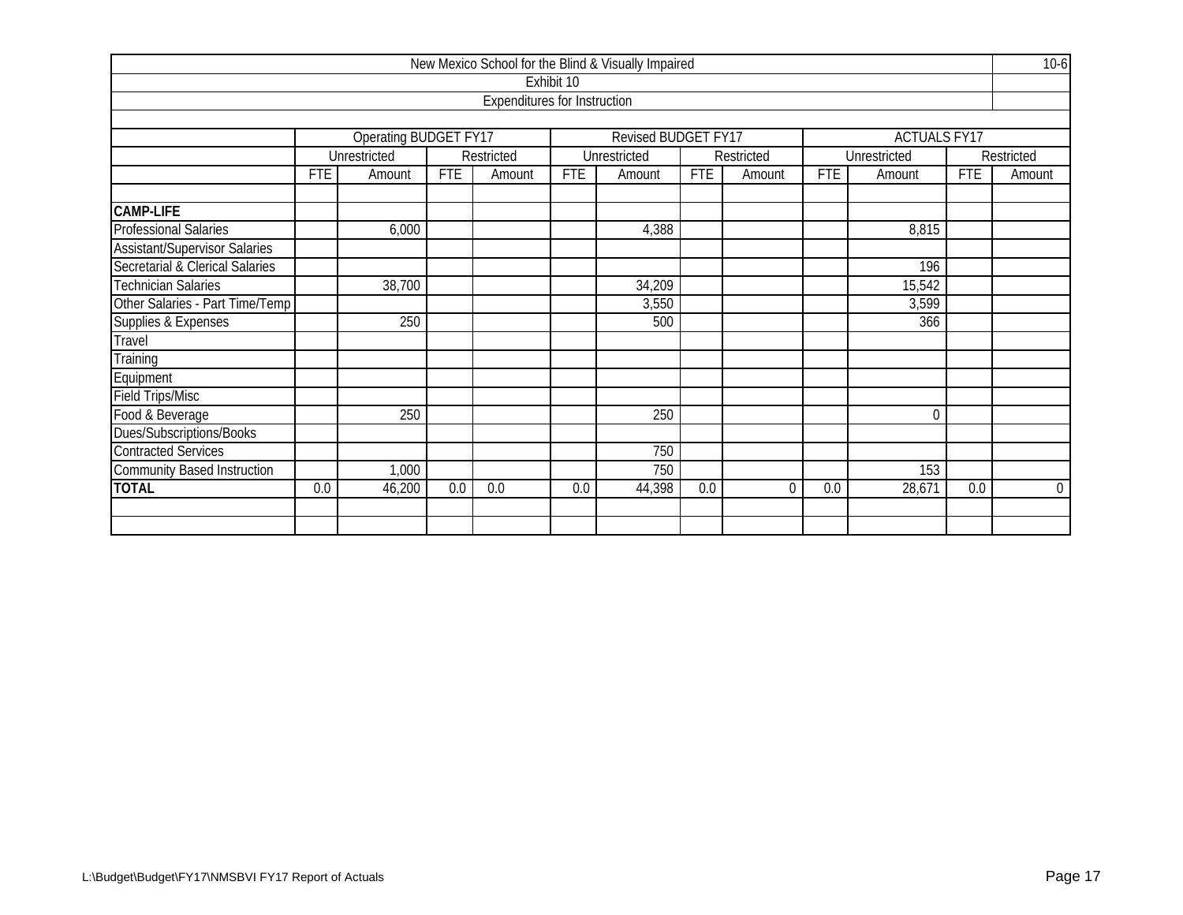| New Mexico School for the Blind & Visually Impaired | | | | | | | | | | | | | 10-6 |
|---|---|---|---|---|---|---|---|---|---|---|---|---|---|
| Exhibit 10 | | | | | | | | | | | | | |
| Expenditures for Instruction | | | | | | | | | | | | | |
| | Operating BUDGET FY17 | | | | Revised BUDGET FY17 | | | | ACTUALS FY17 | | | | |
| | Unrestricted | | Restricted | | Unrestricted | | Restricted | | Unrestricted | | Restricted | | |
| | FTE | Amount | FTE | Amount | FTE | Amount | FTE | Amount | FTE | Amount | FTE | Amount | |
| **CAMP-LIFE** | | | | | | | | | | | | | |
| Professional Salaries | | 6,000 | | | | 4,388 | | | | 8,815 | | | |
| Assistant/Supervisor Salaries | | | | | | | | | | | | | |
| Secretarial & Clerical Salaries | | | | | | | | | | 196 | | | |
| Technician Salaries | | 38,700 | | | | 34,209 | | | | 15,542 | | | |
| Other Salaries - Part Time/Temp | | | | | | 3,550 | | | | 3,599 | | | |
| Supplies & Expenses | | 250 | | | | 500 | | | | 366 | | | |
| Travel | | | | | | | | | | | | | |
| Training | | | | | | | | | | | | | |
| Equipment | | | | | | | | | | | | | |
| Field Trips/Misc | | | | | | | | | | | | | |
| Food & Beverage | | 250 | | | | 250 | | | | 0 | | | |
| Dues/Subscriptions/Books | | | | | | | | | | | | | |
| Contracted Services | | | | | | 750 | | | | | | | |
| Community Based Instruction | | 1,000 | | | | 750 | | | | 153 | | | |
| **TOTAL** | 0.0 | 46,200 | 0.0 | 0.0 | 0.0 | 44,398 | 0.0 | 0 | 0.0 | 28,671 | 0.0 | 0 | |

L:\Budget\Budget\FY17\NMSBVI FY17 Report of Actuals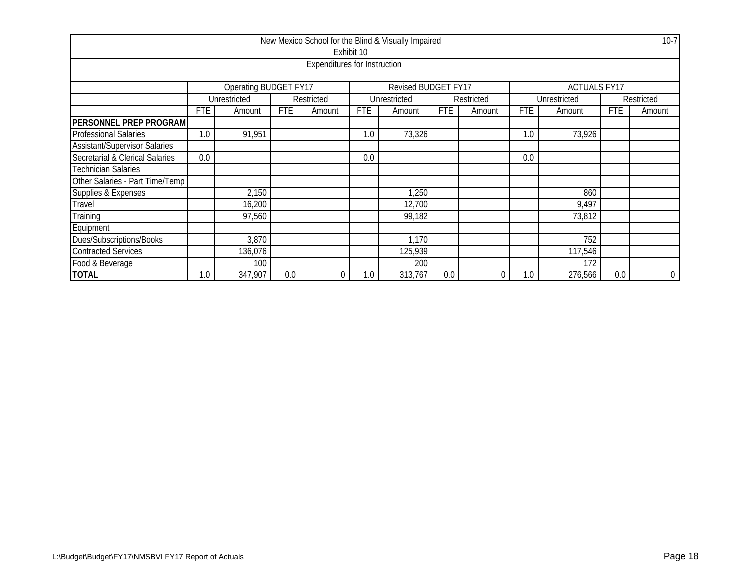| New Mexico School for the Blind & Visually Impaired | | | | | | | | | | | | | 10-7 |
|---|---|---|---|---|---|---|---|---|---|---|---|---|---|
| Exhibit 10 | | | | | | | | | | | | | |
| Expenditures for Instruction | | | | | | | | | | | | | |
| | Operating BUDGET FY17 | | | | Revised BUDGET FY17 | | | | ACTUALS FY17 | | | | |
| | Unrestricted | | Restricted | | Unrestricted | | Restricted | | Unrestricted | | Restricted | | |
| | FTE | Amount | FTE | Amount | FTE | Amount | FTE | Amount | FTE | Amount | FTE | Amount | |
| **PERSONNEL PREP PROGRAM** | | | | | | | | | | | | | |
| Professional Salaries | 1.0 | 91,951 | | | 1.0 | 73,326 | | | 1.0 | 73,926 | | | |
| Assistant/Supervisor Salaries | | | | | | | | | | | | | |
| Secretarial & Clerical Salaries | 0.0 | | | | 0.0 | | | | 0.0 | | | | |
| Technician Salaries | | | | | | | | | | | | | |
| Other Salaries - Part Time/Temp | | | | | | | | | | | | | |
| Supplies & Expenses | | 2,150 | | | | 1,250 | | | | 860 | | | |
| Travel | | 16,200 | | | | 12,700 | | | | 9,497 | | | |
| Training | | 97,560 | | | | 99,182 | | | | 73,812 | | | |
| Equipment | | | | | | | | | | | | | |
| Dues/Subscriptions/Books | | 3,870 | | | | 1,170 | | | | 752 | | | |
| Contracted Services | | 136,076 | | | | 125,939 | | | | 117,546 | | | |
| Food & Beverage | | 100 | | | | 200 | | | | 172 | | | |
| **TOTAL** | 1.0 | 347,907 | 0.0 | 0 | 1.0 | 313,767 | 0.0 | 0 | 1.0 | 276,566 | 0.0 | 0 | |

L:\Budget\Budget\FY17\NMSBVI FY17 Report of Actuals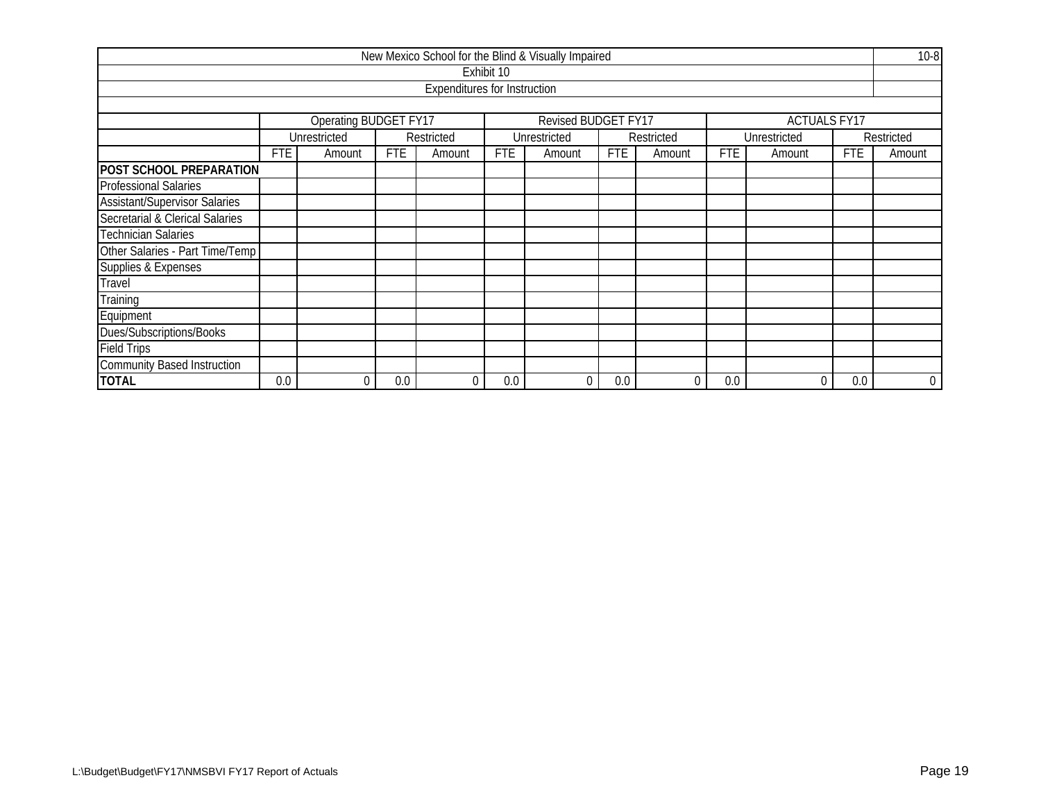| New Mexico School for the Blind & Visually Impaired | | | | | | | | | | | | | 10-8 |
|---|---|---|---|---|---|---|---|---|---|---|---|---|---|
| Exhibit 10 | | | | | | | | | | | | | |
| Expenditures for Instruction | | | | | | | | | | | | | |
| | Operating BUDGET FY17 | | | | Revised BUDGET FY17 | | | | ACTUALS FY17 | | | | |
| | Unrestricted | | Restricted | | Unrestricted | | Restricted | | Unrestricted | | Restricted | | |
| | FTE | Amount | FTE | Amount | FTE | Amount | FTE | Amount | FTE | Amount | FTE | Amount | |
| **POST SCHOOL PREPARATION** | | | | | | | | | | | | | |
| Professional Salaries | | | | | | | | | | | | | |
| Assistant/Supervisor Salaries | | | | | | | | | | | | | |
| Secretarial & Clerical Salaries | | | | | | | | | | | | | |
| Technician Salaries | | | | | | | | | | | | | |
| Other Salaries - Part Time/Temp | | | | | | | | | | | | | |
| Supplies & Expenses | | | | | | | | | | | | | |
| Travel | | | | | | | | | | | | | |
| Training | | | | | | | | | | | | | |
| Equipment | | | | | | | | | | | | | |
| Dues/Subscriptions/Books | | | | | | | | | | | | | |
| Field Trips | | | | | | | | | | | | | |
| Community Based Instruction | | | | | | | | | | | | | |
| **TOTAL** | 0.0 | 0 | 0.0 | 0 | 0.0 | 0 | 0.0 | 0 | 0.0 | 0 | 0.0 | 0 | |

L:\Budget\Budget\FY17\NMSBVI FY17 Report of Actuals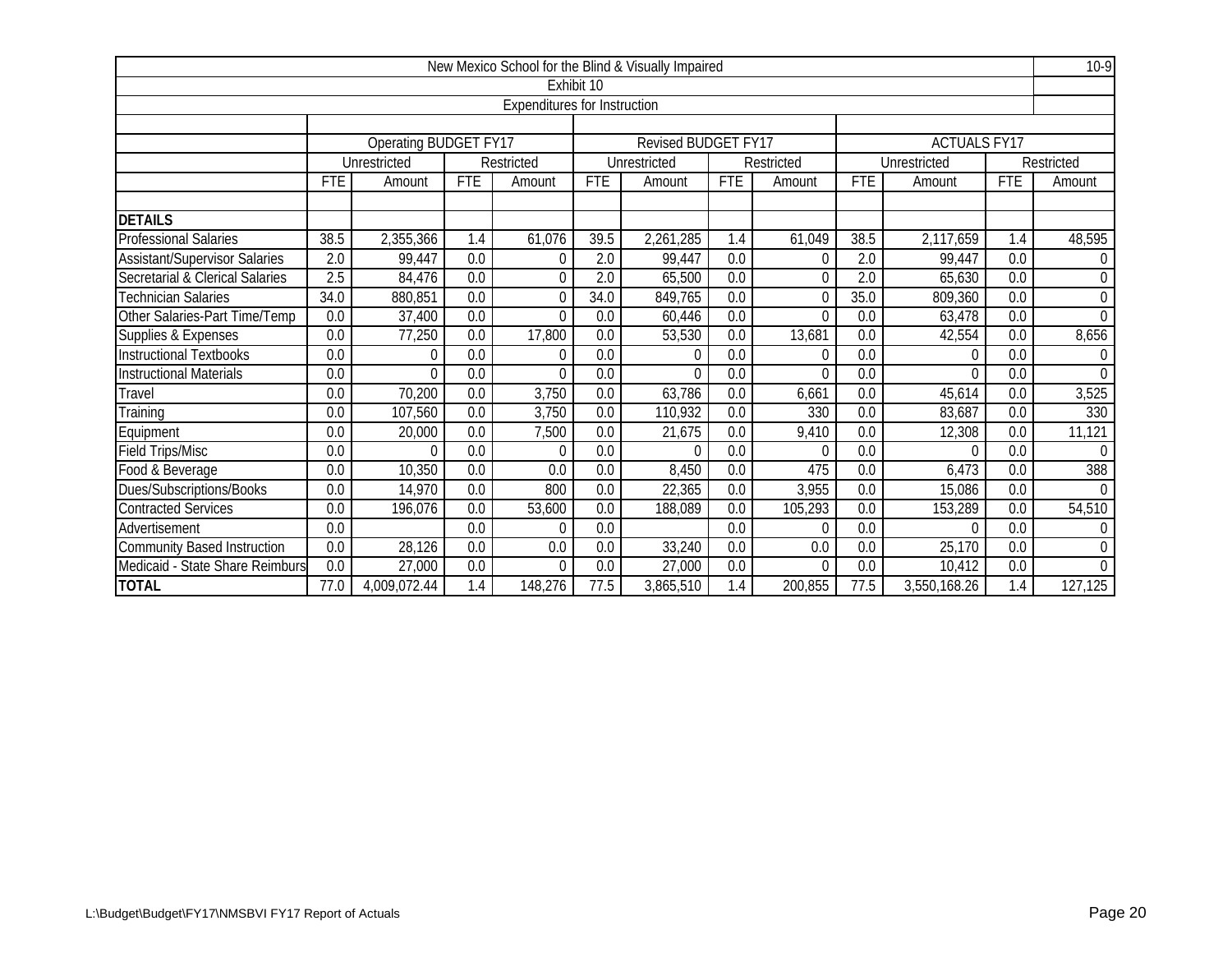New Mexico School for the Blind & Visually Impaired

Exhibit 10

Expenditures for Instruction

| | Operating BUDGET FY17 | | | | Revised BUDGET FY17 | | | | ACTUALS FY17 | | | |
|---|---|---|---|---|---|---|---|---|---|---|---|---|
| | Unrestricted | | Restricted | | Unrestricted | | Restricted | | Unrestricted | | Restricted | |
| | FTE | Amount | FTE | Amount | FTE | Amount | FTE | Amount | FTE | Amount | FTE | Amount |
| **DETAILS** | | | | | | | | | | | | |
| Professional Salaries | 38.5 | 2,355,366 | 1.4 | 61,076 | 39.5 | 2,261,285 | 1.4 | 61,049 | 38.5 | 2,117,659 | 1.4 | 48,595 |
| Assistant/Supervisor Salaries | 2.0 | 99,447 | 0.0 | 0 | 2.0 | 99,447 | 0.0 | 0 | 2.0 | 99,447 | 0.0 | 0 |
| Secretarial & Clerical Salaries | 2.5 | 84,476 | 0.0 | 0 | 2.0 | 65,500 | 0.0 | 0 | 2.0 | 65,630 | 0.0 | 0 |
| Technician Salaries | 34.0 | 880,851 | 0.0 | 0 | 34.0 | 849,765 | 0.0 | 0 | 35.0 | 809,360 | 0.0 | 0 |
| Other Salaries-Part Time/Temp | 0.0 | 37,400 | 0.0 | 0 | 0.0 | 60,446 | 0.0 | 0 | 0.0 | 63,478 | 0.0 | 0 |
| Supplies & Expenses | 0.0 | 77,250 | 0.0 | 17,800 | 0.0 | 53,530 | 0.0 | 13,681 | 0.0 | 42,554 | 0.0 | 8,656 |
| Instructional Textbooks | 0.0 | 0 | 0.0 | 0 | 0.0 | 0 | 0.0 | 0 | 0.0 | 0 | 0.0 | 0 |
| Instructional Materials | 0.0 | 0 | 0.0 | 0 | 0.0 | 0 | 0.0 | 0 | 0.0 | 0 | 0.0 | 0 |
| Travel | 0.0 | 70,200 | 0.0 | 3,750 | 0.0 | 63,786 | 0.0 | 6,661 | 0.0 | 45,614 | 0.0 | 3,525 |
| Training | 0.0 | 107,560 | 0.0 | 3,750 | 0.0 | 110,932 | 0.0 | 330 | 0.0 | 83,687 | 0.0 | 330 |
| Equipment | 0.0 | 20,000 | 0.0 | 7,500 | 0.0 | 21,675 | 0.0 | 9,410 | 0.0 | 12,308 | 0.0 | 11,121 |
| Field Trips/Misc | 0.0 | 0 | 0.0 | 0 | 0.0 | 0 | 0.0 | 0 | 0.0 | 0 | 0.0 | 0 |
| Food & Beverage | 0.0 | 10,350 | 0.0 | 0.0 | 0.0 | 8,450 | 0.0 | 475 | 0.0 | 6,473 | 0.0 | 388 |
| Dues/Subscriptions/Books | 0.0 | 14,970 | 0.0 | 800 | 0.0 | 22,365 | 0.0 | 3,955 | 0.0 | 15,086 | 0.0 | 0 |
| Contracted Services | 0.0 | 196,076 | 0.0 | 53,600 | 0.0 | 188,089 | 0.0 | 105,293 | 0.0 | 153,289 | 0.0 | 54,510 |
| Advertisement | 0.0 | | 0.0 | 0 | 0.0 | | 0.0 | 0 | 0.0 | 0 | 0.0 | 0 |
| Community Based Instruction | 0.0 | 28,126 | 0.0 | 0.0 | 0.0 | 33,240 | 0.0 | 0.0 | 0.0 | 25,170 | 0.0 | 0 |
| Medicaid - State Share Reimburs | 0.0 | 27,000 | 0.0 | 0 | 0.0 | 27,000 | 0.0 | 0 | 0.0 | 10,412 | 0.0 | 0 |
| **TOTAL** | 77.0 | 4,009,072.44 | 1.4 | 148,276 | 77.5 | 3,865,510 | 1.4 | 200,855 | 77.5 | 3,550,168.26 | 1.4 | 127,125 |

L:\Budget\Budget\FY17\NMSBVI FY17 Report of Actuals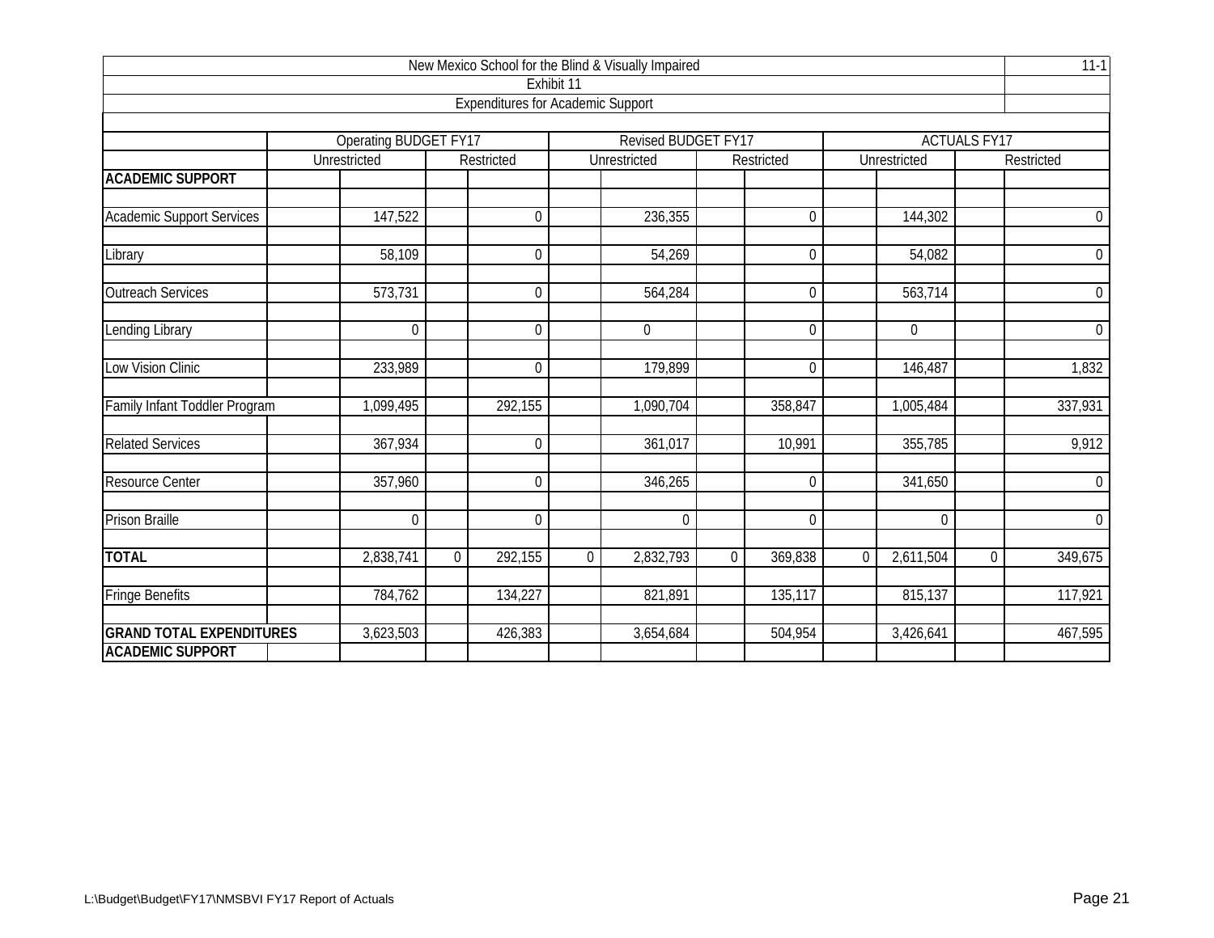New Mexico School for the Blind & Visually Impaired

Exhibit 11

Expenditures for Academic Support

11-1

| | Operating BUDGET FY17 | | | | Revised BUDGET FY17 | | | | ACTUALS FY17 | | | |
|---|---|---|---|---|---|---|---|---|---|---|---|---|
| | Unrestricted | | Restricted | | Unrestricted | | Restricted | | Unrestricted | | Restricted | |
| **ACADEMIC SUPPORT** | | | | | | | | | | | | |
| Academic Support Services | 147,522 | | 0 | | 236,355 | | 0 | | 144,302 | | 0 | |
| Library | 58,109 | | 0 | | 54,269 | | 0 | | 54,082 | | 0 | |
| Outreach Services | 573,731 | | 0 | | 564,284 | | 0 | | 563,714 | | 0 | |
| Lending Library | 0 | | 0 | | 0 | | 0 | | 0 | | 0 | |
| Low Vision Clinic | 233,989 | | 0 | | 179,899 | | 0 | | 146,487 | | 1,832 | |
| Family Infant Toddler Program | 1,099,495 | | 292,155 | | 1,090,704 | | 358,847 | | 1,005,484 | | 337,931 | |
| Related Services | 367,934 | | 0 | | 361,017 | | 10,991 | | 355,785 | | 9,912 | |
| Resource Center | 357,960 | | 0 | | 346,265 | | 0 | | 341,650 | | 0 | |
| Prison Braille | 0 | | 0 | | 0 | | 0 | | 0 | | 0 | |
| **TOTAL** | 2,838,741 | 0 | 292,155 | 0 | 2,832,793 | 0 | 369,838 | 0 | 2,611,504 | 0 | 349,675 | |
| Fringe Benefits | 784,762 | | 134,227 | | 821,891 | | 135,117 | | 815,137 | | 117,921 | |
| **GRAND TOTAL EXPENDITURES** | 3,623,503 | | 426,383 | | 3,654,684 | | 504,954 | | 3,426,641 | | 467,595 | |
| **ACADEMIC SUPPORT** | | | | | | | | | | | | |

L:\Budget\Budget\FY17\NMSBVI FY17 Report of Actuals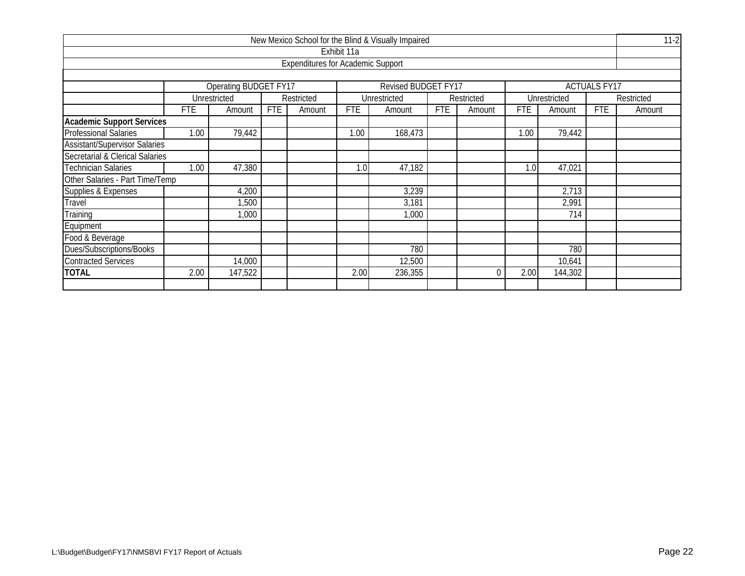New Mexico School for the Blind & Visually Impaired

Exhibit 11a

Expenditures for Academic Support

11-2

| | Operating BUDGET FY17 | | | | Revised BUDGET FY17 | | | | ACTUALS FY17 | | | |
|---|---|---|---|---|---|---|---|---|---|---|---|---|
| | Unrestricted | | Restricted | | Unrestricted | | Restricted | | Unrestricted | | Restricted | |
| | FTE | Amount | FTE | Amount | FTE | Amount | FTE | Amount | FTE | Amount | FTE | Amount |
| **Academic Support Services** | | | | | | | | | | | | |
| Professional Salaries | 1.00 | 79,442 | | | 1.00 | 168,473 | | | 1.00 | 79,442 | | |
| Assistant/Supervisor Salaries | | | | | | | | | | | | |
| Secretarial & Clerical Salaries | | | | | | | | | | | | |
| Technician Salaries | 1.00 | 47,380 | | | 1.0 | 47,182 | | | 1.0 | 47,021 | | |
| Other Salaries - Part Time/Temp | | | | | | | | | | | | |
| Supplies & Expenses | | 4,200 | | | | 3,239 | | | | 2,713 | | |
| Travel | | 1,500 | | | | 3,181 | | | | 2,991 | | |
| Training | | 1,000 | | | | 1,000 | | | | 714 | | |
| Equipment | | | | | | | | | | | | |
| Food & Beverage | | | | | | | | | | | | |
| Dues/Subscriptions/Books | | | | | | 780 | | | | 780 | | |
| Contracted Services | | 14,000 | | | | 12,500 | | | | 10,641 | | |
| **TOTAL** | 2.00 | 147,522 | | | 2.00 | 236,355 | | 0 | 2.00 | 144,302 | | |

L:\Budget\Budget\FY17\NMSBVI FY17 Report of Actuals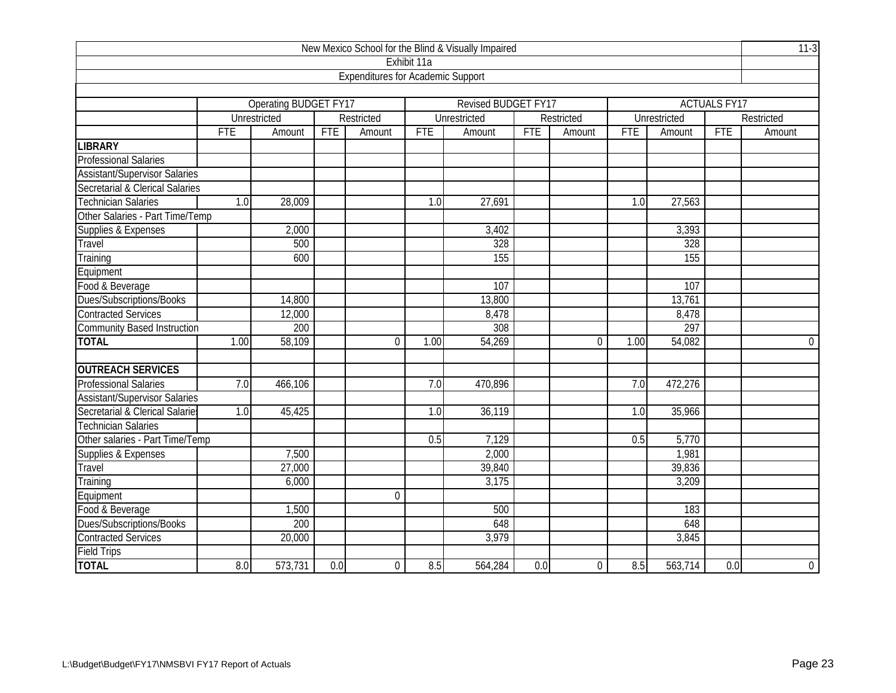New Mexico School for the Blind & Visually Impaired

11-3

Exhibit 11a

Expenditures for Academic Support

| | Operating BUDGET FY17 | | | | Revised BUDGET FY17 | | | | ACTUALS FY17 | | | |
|---|---|---|---|---|---|---|---|---|---|---|---|---|
| | Unrestricted | | Restricted | | Unrestricted | | Restricted | | Unrestricted | | Restricted | |
| | FTE | Amount | FTE | Amount | FTE | Amount | FTE | Amount | FTE | Amount | FTE | Amount |
| **LIBRARY** | | | | | | | | | | | | |
| Professional Salaries | | | | | | | | | | | | |
| Assistant/Supervisor Salaries | | | | | | | | | | | | |
| Secretarial & Clerical Salaries | | | | | | | | | | | | |
| Technician Salaries | 1.0 | 28,009 | | | 1.0 | 27,691 | | | 1.0 | 27,563 | | |
| Other Salaries - Part Time/Temp | | | | | | | | | | | | |
| Supplies & Expenses | | 2,000 | | | | 3,402 | | | | 3,393 | | |
| Travel | | 500 | | | | 328 | | | | 328 | | |
| Training | | 600 | | | | 155 | | | | 155 | | |
| Equipment | | | | | | | | | | | | |
| Food & Beverage | | | | | | 107 | | | | 107 | | |
| Dues/Subscriptions/Books | | 14,800 | | | | 13,800 | | | | 13,761 | | |
| Contracted Services | | 12,000 | | | | 8,478 | | | | 8,478 | | |
| Community Based Instruction | | 200 | | | | 308 | | | | 297 | | |
| **TOTAL** | 1.00 | 58,109 | | 0 | 1.00 | 54,269 | | 0 | 1.00 | 54,082 | | 0 |
| | | | | | | | | | | | | |
| **OUTREACH SERVICES** | | | | | | | | | | | | |
| Professional Salaries | 7.0 | 466,106 | | | 7.0 | 470,896 | | | 7.0 | 472,276 | | |
| Assistant/Supervisor Salaries | | | | | | | | | | | | |
| Secretarial & Clerical Salaries | 1.0 | 45,425 | | | 1.0 | 36,119 | | | 1.0 | 35,966 | | |
| Technician Salaries | | | | | | | | | | | | |
| Other salaries - Part Time/Temp | | | | | 0.5 | 7,129 | | | 0.5 | 5,770 | | |
| Supplies & Expenses | | 7,500 | | | | 2,000 | | | | 1,981 | | |
| Travel | | 27,000 | | | | 39,840 | | | | 39,836 | | |
| Training | | 6,000 | | | | 3,175 | | | | 3,209 | | |
| Equipment | | | | 0 | | | | | | | | |
| Food & Beverage | | 1,500 | | | | 500 | | | | 183 | | |
| Dues/Subscriptions/Books | | 200 | | | | 648 | | | | 648 | | |
| Contracted Services | | 20,000 | | | | 3,979 | | | | 3,845 | | |
| Field Trips | | | | | | | | | | | | |
| **TOTAL** | 8.0 | 573,731 | 0.0 | 0 | 8.5 | 564,284 | 0.0 | 0 | 8.5 | 563,714 | 0.0 | 0 |

L:\Budget\Budget\FY17\NMSBVI FY17 Report of Actuals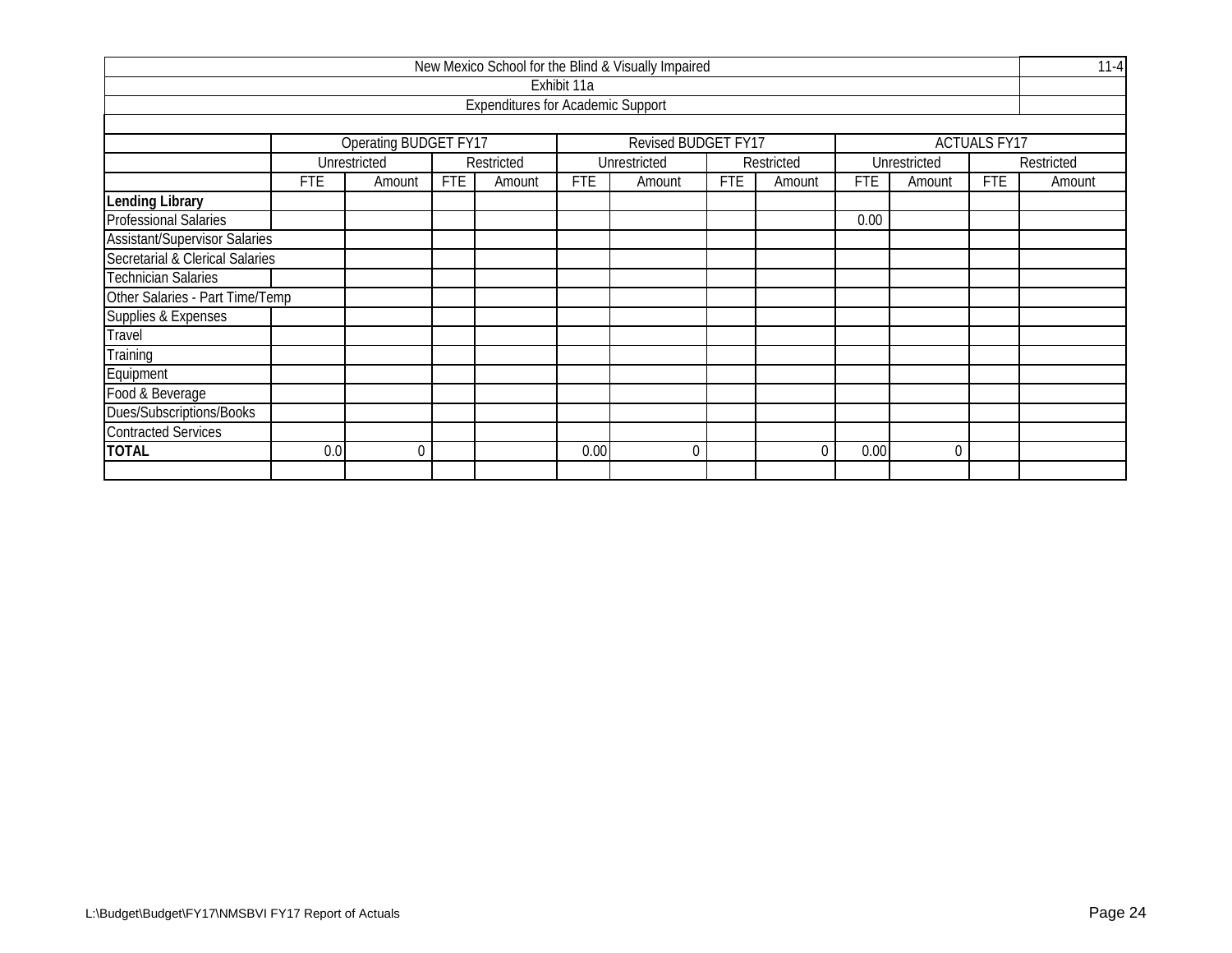| New Mexico School for the Blind & Visually Impaired | | | | | | | | | | | | | 11-4 |
|---|---|---|---|---|---|---|---|---|---|---|---|---|---|
| Exhibit 11a | | | | | | | | | | | | | |
| Expenditures for Academic Support | | | | | | | | | | | | | |
| | Operating BUDGET FY17 | | | | Revised BUDGET FY17 | | | | ACTUALS FY17 | | | | |
| | Unrestricted | | Restricted | | Unrestricted | | Restricted | | Unrestricted | | Restricted | | |
| | FTE | Amount | FTE | Amount | FTE | Amount | FTE | Amount | FTE | Amount | FTE | Amount | |
| **Lending Library** | | | | | | | | | | | | | |
| Professional Salaries | | | | | | | | | 0.00 | | | | |
| Assistant/Supervisor Salaries | | | | | | | | | | | | | |
| Secretarial & Clerical Salaries | | | | | | | | | | | | | |
| Technician Salaries | | | | | | | | | | | | | |
| Other Salaries - Part Time/Temp | | | | | | | | | | | | | |
| Supplies & Expenses | | | | | | | | | | | | | |
| Travel | | | | | | | | | | | | | |
| Training | | | | | | | | | | | | | |
| Equipment | | | | | | | | | | | | | |
| Food & Beverage | | | | | | | | | | | | | |
| Dues/Subscriptions/Books | | | | | | | | | | | | | |
| Contracted Services | | | | | | | | | | | | | |
| **TOTAL** | 0.0 | 0 | | | 0.00 | 0 | | 0 | 0.00 | 0 | | | |

L:\Budget\Budget\FY17\NMSBVI FY17 Report of Actuals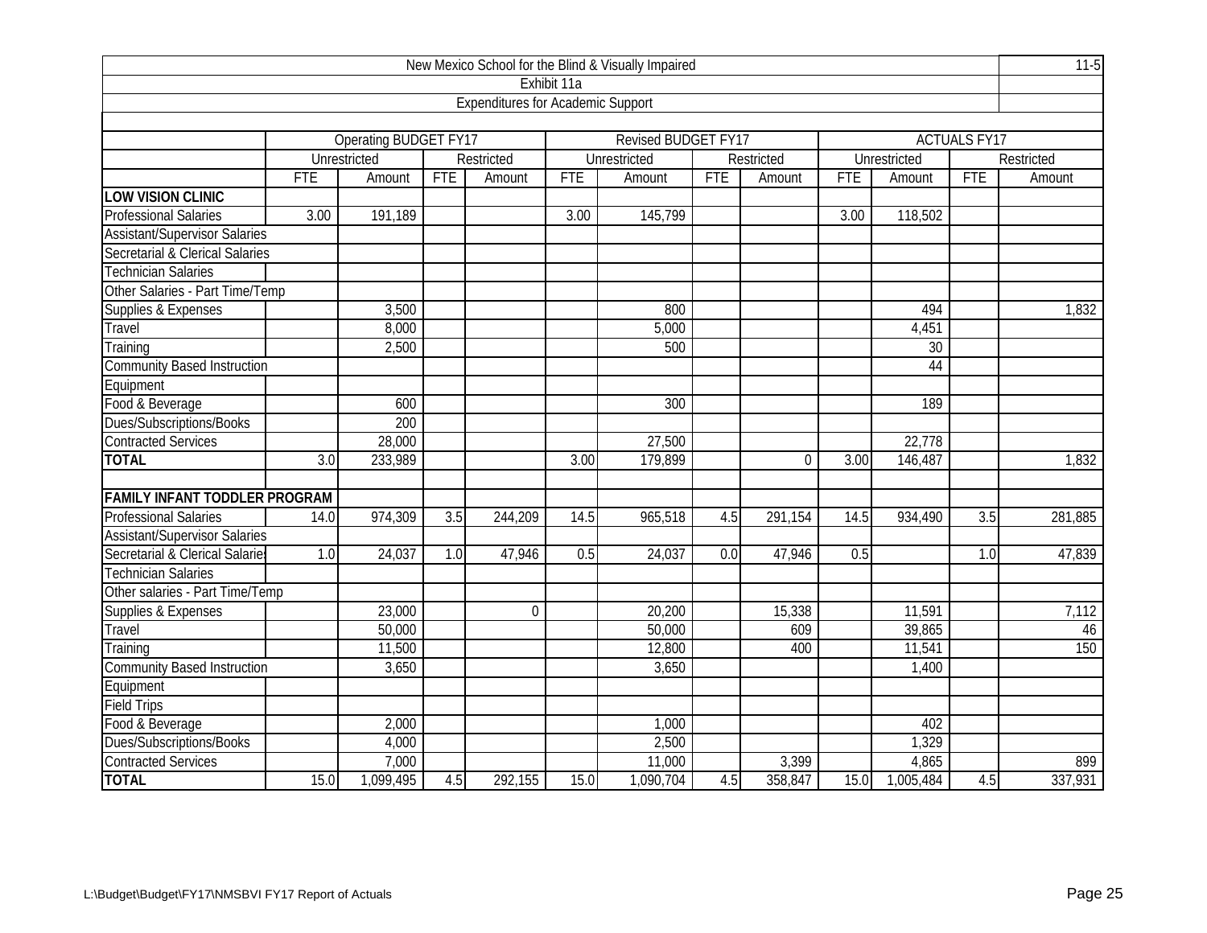# New Mexico School for the Blind & Visually Impaired

## Exhibit 11a

## Expenditures for Academic Support

| | Operating BUDGET FY17 | | | | Revised BUDGET FY17 | | | | ACTUALS FY17 | | | |
|---|---|---|---|---|---|---|---|---|---|---|---|---|
| | Unrestricted | | Restricted | | Unrestricted | | Restricted | | Unrestricted | | Restricted | |
| | FTE | Amount | FTE | Amount | FTE | Amount | FTE | Amount | FTE | Amount | FTE | Amount |
| **LOW VISION CLINIC** | | | | | | | | | | | | |
| Professional Salaries | 3.00 | 191,189 | | | 3.00 | 145,799 | | | 3.00 | 118,502 | | |
| Assistant/Supervisor Salaries | | | | | | | | | | | | |
| Secretarial & Clerical Salaries | | | | | | | | | | | | |
| Technician Salaries | | | | | | | | | | | | |
| Other Salaries - Part Time/Temp | | | | | | | | | | | | |
| Supplies & Expenses | | 3,500 | | | | 800 | | | | 494 | | 1,832 |
| Travel | | 8,000 | | | | 5,000 | | | | 4,451 | | |
| Training | | 2,500 | | | | 500 | | | | 30 | | |
| Community Based Instruction | | | | | | | | | | 44 | | |
| Equipment | | | | | | | | | | | | |
| Food & Beverage | | 600 | | | | 300 | | | | 189 | | |
| Dues/Subscriptions/Books | | 200 | | | | | | | | | | |
| Contracted Services | | 28,000 | | | | 27,500 | | | | 22,778 | | |
| **TOTAL** | 3.0 | 233,989 | | | 3.00 | 179,899 | | 0 | 3.00 | 146,487 | | 1,832 |
| | | | | | | | | | | | | |
| **FAMILY INFANT TODDLER PROGRAM** | | | | | | | | | | | | |
| Professional Salaries | 14.0 | 974,309 | 3.5 | 244,209 | 14.5 | 965,518 | 4.5 | 291,154 | 14.5 | 934,490 | 3.5 | 281,885 |
| Assistant/Supervisor Salaries | | | | | | | | | | | | |
| Secretarial & Clerical Salaries | 1.0 | 24,037 | 1.0 | 47,946 | 0.5 | 24,037 | 0.0 | 47,946 | 0.5 | | 1.0 | 47,839 |
| Technician Salaries | | | | | | | | | | | | |
| Other salaries - Part Time/Temp | | | | | | | | | | | | |
| Supplies & Expenses | | 23,000 | | 0 | | 20,200 | | 15,338 | | 11,591 | | 7,112 |
| Travel | | 50,000 | | | | 50,000 | | 609 | | 39,865 | | 46 |
| Training | | 11,500 | | | | 12,800 | | 400 | | 11,541 | | 150 |
| Community Based Instruction | | 3,650 | | | | 3,650 | | | | 1,400 | | |
| Equipment | | | | | | | | | | | | |
| Field Trips | | | | | | | | | | | | |
| Food & Beverage | | 2,000 | | | | 1,000 | | | | 402 | | |
| Dues/Subscriptions/Books | | 4,000 | | | | 2,500 | | | | 1,329 | | |
| Contracted Services | | 7,000 | | | | 11,000 | | 3,399 | | 4,865 | | 899 |
| **TOTAL** | 15.0 | 1,099,495 | 4.5 | 292,155 | 15.0 | 1,090,704 | 4.5 | 358,847 | 15.0 | 1,005,484 | 4.5 | 337,931 |

L:\Budget\Budget\FY17\NMSBVI FY17 Report of Actuals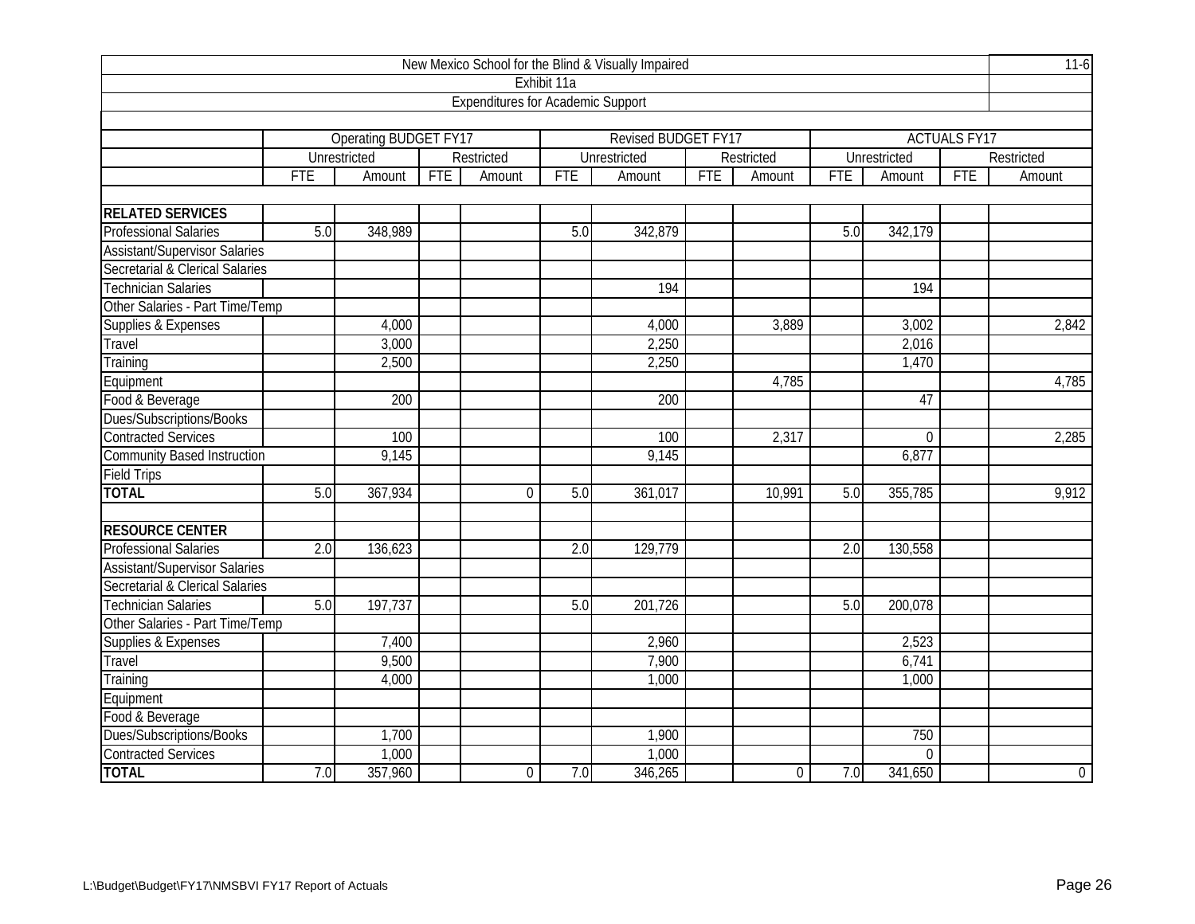New Mexico School for the Blind & Visually Impaired

Exhibit 11a

Expenditures for Academic Support

11-6

| | Operating BUDGET FY17 | | | | Revised BUDGET FY17 | | | | ACTUALS FY17 | | | |
|---|---|---|---|---|---|---|---|---|---|---|---|---|
| | Unrestricted | | Restricted | | Unrestricted | | Restricted | | Unrestricted | | Restricted | |
| | FTE | Amount | FTE | Amount | FTE | Amount | FTE | Amount | FTE | Amount | FTE | Amount |
| **RELATED SERVICES** | | | | | | | | | | | | |
| Professional Salaries | 5.0 | 348,989 | | | 5.0 | 342,879 | | | 5.0 | 342,179 | | |
| Assistant/Supervisor Salaries | | | | | | | | | | | | |
| Secretarial & Clerical Salaries | | | | | | | | | | | | |
| Technician Salaries | | | | | | 194 | | | | 194 | | |
| Other Salaries - Part Time/Temp | | | | | | | | | | | | |
| Supplies & Expenses | | 4,000 | | | | 4,000 | | 3,889 | | 3,002 | | 2,842 |
| Travel | | 3,000 | | | | 2,250 | | | | 2,016 | | |
| Training | | 2,500 | | | | 2,250 | | | | 1,470 | | |
| Equipment | | | | | | | | 4,785 | | | | 4,785 |
| Food & Beverage | | 200 | | | | 200 | | | | 47 | | |
| Dues/Subscriptions/Books | | | | | | | | | | | | |
| Contracted Services | | 100 | | | | 100 | | 2,317 | | 0 | | 2,285 |
| Community Based Instruction | | 9,145 | | | | 9,145 | | | | 6,877 | | |
| Field Trips | | | | | | | | | | | | |
| **TOTAL** | 5.0 | 367,934 | | 0 | 5.0 | 361,017 | | 10,991 | 5.0 | 355,785 | | 9,912 |
| **RESOURCE CENTER** | | | | | | | | | | | | |
| Professional Salaries | 2.0 | 136,623 | | | 2.0 | 129,779 | | | 2.0 | 130,558 | | |
| Assistant/Supervisor Salaries | | | | | | | | | | | | |
| Secretarial & Clerical Salaries | | | | | | | | | | | | |
| Technician Salaries | 5.0 | 197,737 | | | 5.0 | 201,726 | | | 5.0 | 200,078 | | |
| Other Salaries - Part Time/Temp | | | | | | | | | | | | |
| Supplies & Expenses | | 7,400 | | | | 2,960 | | | | 2,523 | | |
| Travel | | 9,500 | | | | 7,900 | | | | 6,741 | | |
| Training | | 4,000 | | | | 1,000 | | | | 1,000 | | |
| Equipment | | | | | | | | | | | | |
| Food & Beverage | | | | | | | | | | | | |
| Dues/Subscriptions/Books | | 1,700 | | | | 1,900 | | | | 750 | | |
| Contracted Services | | 1,000 | | | | 1,000 | | | | 0 | | |
| **TOTAL** | 7.0 | 357,960 | | 0 | 7.0 | 346,265 | | 0 | 7.0 | 341,650 | | 0 |

L:\Budget\Budget\FY17\NMSBVI FY17 Report of Actuals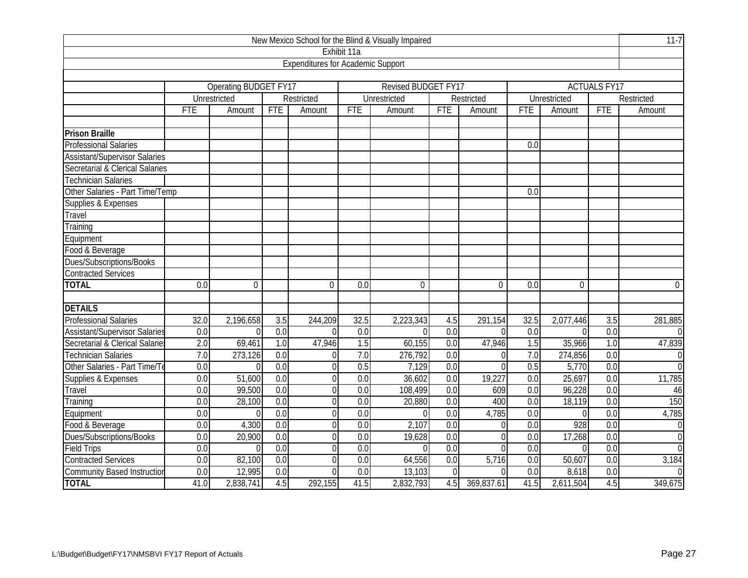New Mexico School for the Blind & Visually Impaired

11-7

Exhibit 11a

Expenditures for Academic Support

| | Operating BUDGET FY17 | | | | Revised BUDGET FY17 | | | | ACTUALS FY17 | | | |
|---|---|---|---|---|---|---|---|---|---|---|---|---|
| | Unrestricted | | Restricted | | Unrestricted | | Restricted | | Unrestricted | | Restricted | |
| | FTE | Amount | FTE | Amount | FTE | Amount | FTE | Amount | FTE | Amount | FTE | Amount |
| | | | | | | | | | | | | |
| **Prison Braille** | | | | | | | | | | | | |
| Professional Salaries | | | | | | | | | 0.0 | | | |
| Assistant/Supervisor Salaries | | | | | | | | | | | | |
| Secretarial & Clerical Salaries | | | | | | | | | | | | |
| Technician Salaries | | | | | | | | | | | | |
| Other Salaries - Part Time/Temp | | | | | | | | | 0.0 | | | |
| Supplies & Expenses | | | | | | | | | | | | |
| Travel | | | | | | | | | | | | |
| Training | | | | | | | | | | | | |
| Equipment | | | | | | | | | | | | |
| Food & Beverage | | | | | | | | | | | | |
| Dues/Subscriptions/Books | | | | | | | | | | | | |
| Contracted Services | | | | | | | | | | | | |
| **TOTAL** | 0.0 | 0 | | 0 | 0.0 | 0 | | 0 | 0.0 | 0 | | 0 |
| | | | | | | | | | | | | |
| **DETAILS** | | | | | | | | | | | | |
| Professional Salaries | 32.0 | 2,196,658 | 3.5 | 244,209 | 32.5 | 2,223,343 | 4.5 | 291,154 | 32.5 | 2,077,446 | 3.5 | 281,885 |
| Assistant/Supervisor Salaries | 0.0 | 0 | 0.0 | 0 | 0.0 | 0 | 0.0 | 0 | 0.0 | 0 | 0.0 | 0 |
| Secretarial & Clerical Salaries | 2.0 | 69,461 | 1.0 | 47,946 | 1.5 | 60,155 | 0.0 | 47,946 | 1.5 | 35,966 | 1.0 | 47,839 |
| Technician Salaries | 7.0 | 273,126 | 0.0 | 0 | 7.0 | 276,792 | 0.0 | 0 | 7.0 | 274,856 | 0.0 | 0 |
| Other Salaries - Part Time/Temp | 0.0 | 0 | 0.0 | 0 | 0.5 | 7,129 | 0.0 | 0 | 0.5 | 5,770 | 0.0 | 0 |
| Supplies & Expenses | 0.0 | 51,600 | 0.0 | 0 | 0.0 | 36,602 | 0.0 | 19,227 | 0.0 | 25,697 | 0.0 | 11,785 |
| Travel | 0.0 | 99,500 | 0.0 | 0 | 0.0 | 108,499 | 0.0 | 609 | 0.0 | 96,228 | 0.0 | 46 |
| Training | 0.0 | 28,100 | 0.0 | 0 | 0.0 | 20,880 | 0.0 | 400 | 0.0 | 18,119 | 0.0 | 150 |
| Equipment | 0.0 | 0 | 0.0 | 0 | 0.0 | 0 | 0.0 | 4,785 | 0.0 | 0 | 0.0 | 4,785 |
| Food & Beverage | 0.0 | 4,300 | 0.0 | 0 | 0.0 | 2,107 | 0.0 | 0 | 0.0 | 928 | 0.0 | 0 |
| Dues/Subscriptions/Books | 0.0 | 20,900 | 0.0 | 0 | 0.0 | 19,628 | 0.0 | 0 | 0.0 | 17,268 | 0.0 | 0 |
| Field Trips | 0.0 | 0 | 0.0 | 0 | 0.0 | 0 | 0.0 | 0 | 0.0 | 0 | 0.0 | 0 |
| Contracted Services | 0.0 | 82,100 | 0.0 | 0 | 0.0 | 64,556 | 0.0 | 5,716 | 0.0 | 50,607 | 0.0 | 3,184 |
| Community Based Instruction | 0.0 | 12,995 | 0.0 | 0 | 0.0 | 13,103 | 0 | 0 | 0.0 | 8,618 | 0.0 | 0 |
| **TOTAL** | 41.0 | 2,838,741 | 4.5 | 292,155 | 41.5 | 2,832,793 | 4.5 | 369,837.61 | 41.5 | 2,611,504 | 4.5 | 349,675 |

L:\Budget\Budget\FY17\NMSBVI FY17 Report of Actuals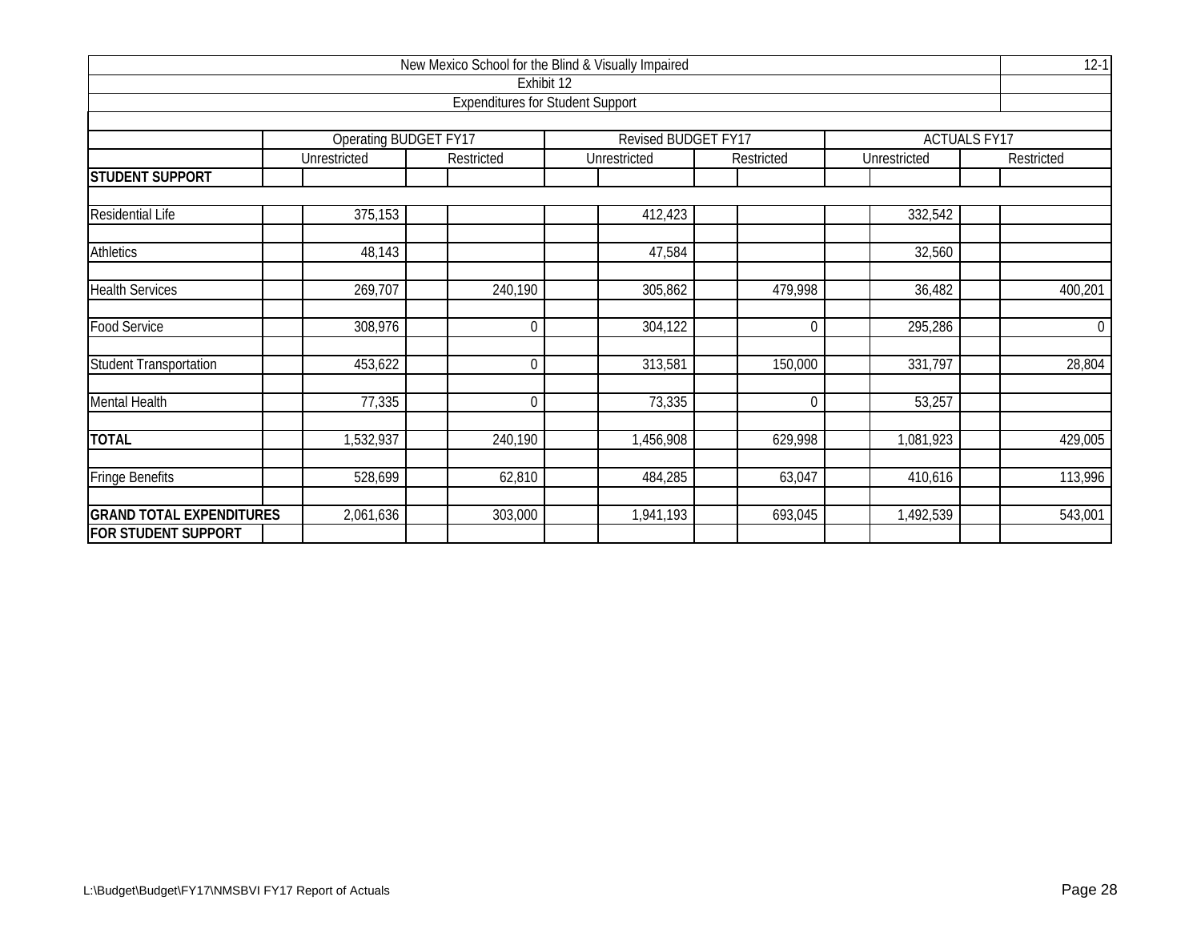New Mexico School for the Blind & Visually Impaired

12-1

Exhibit 12

Expenditures for Student Support

| | Operating BUDGET FY17 | | Revised BUDGET FY17 | | ACTUALS FY17 | |
|---|---|---|---|---|---|---|
| | Unrestricted | Restricted | Unrestricted | Restricted | Unrestricted | Restricted |
| **STUDENT SUPPORT** | | | | | | |
| Residential Life | 375,153 | | 412,423 | | 332,542 | |
| Athletics | 48,143 | | 47,584 | | 32,560 | |
| Health Services | 269,707 | 240,190 | 305,862 | 479,998 | 36,482 | 400,201 |
| Food Service | 308,976 | 0 | 304,122 | 0 | 295,286 | 0 |
| Student Transportation | 453,622 | 0 | 313,581 | 150,000 | 331,797 | 28,804 |
| Mental Health | 77,335 | 0 | 73,335 | 0 | 53,257 | |
| **TOTAL** | 1,532,937 | 240,190 | 1,456,908 | 629,998 | 1,081,923 | 429,005 |
| Fringe Benefits | 528,699 | 62,810 | 484,285 | 63,047 | 410,616 | 113,996 |
| **GRAND TOTAL EXPENDITURES FOR STUDENT SUPPORT** | 2,061,636 | 303,000 | 1,941,193 | 693,045 | 1,492,539 | 543,001 |

L:\Budget\Budget\FY17\NMSBVI FY17 Report of Actuals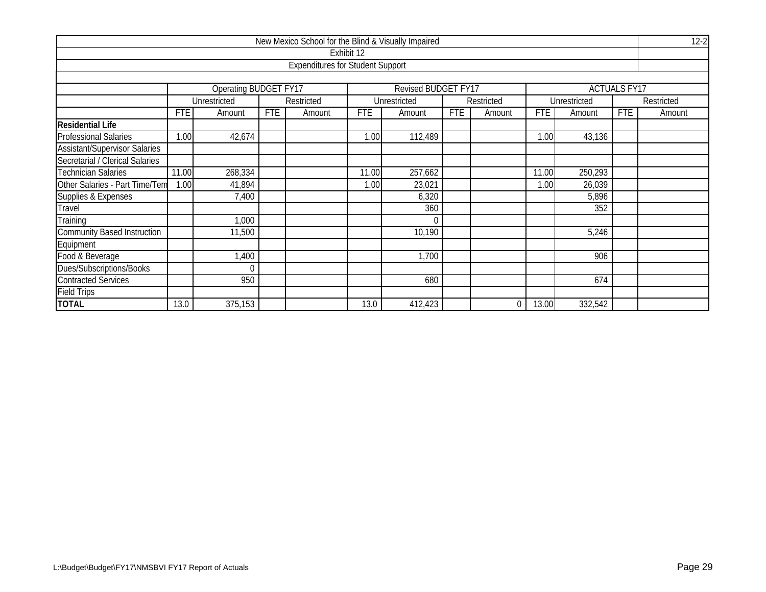| New Mexico School for the Blind & Visually Impaired | | | | | | | | | | | | | 12-2 |
|---|---|---|---|---|---|---|---|---|---|---|---|---|---|
| Exhibit 12 | | | | | | | | | | | | | |
| Expenditures for Student Support | | | | | | | | | | | | | |
| | Operating BUDGET FY17 | | | | Revised BUDGET FY17 | | | | ACTUALS FY17 | | | | |
| | Unrestricted | | Restricted | | Unrestricted | | Restricted | | Unrestricted | | Restricted | | |
| | FTE | Amount | FTE | Amount | FTE | Amount | FTE | Amount | FTE | Amount | FTE | Amount | |
| **Residential Life** | | | | | | | | | | | | | |
| Professional Salaries | 1.00 | 42,674 | | | 1.00 | 112,489 | | | 1.00 | 43,136 | | | |
| Assistant/Supervisor Salaries | | | | | | | | | | | | | |
| Secretarial / Clerical Salaries | | | | | | | | | | | | | |
| Technician Salaries | 11.00 | 268,334 | | | 11.00 | 257,662 | | | 11.00 | 250,293 | | | |
| Other Salaries - Part Time/Tem | 1.00 | 41,894 | | | 1.00 | 23,021 | | | 1.00 | 26,039 | | | |
| Supplies & Expenses | | 7,400 | | | | 6,320 | | | | 5,896 | | | |
| Travel | | | | | | 360 | | | | 352 | | | |
| Training | | 1,000 | | | | 0 | | | | | | | |
| Community Based Instruction | | 11,500 | | | | 10,190 | | | | 5,246 | | | |
| Equipment | | | | | | | | | | | | | |
| Food & Beverage | | 1,400 | | | | 1,700 | | | | 906 | | | |
| Dues/Subscriptions/Books | | 0 | | | | | | | | | | | |
| Contracted Services | | 950 | | | | 680 | | | | 674 | | | |
| Field Trips | | | | | | | | | | | | | |
| **TOTAL** | 13.0 | 375,153 | | | 13.0 | 412,423 | | 0 | 13.00 | 332,542 | | | |

L:\Budget\Budget\FY17\NMSBVI FY17 Report of Actuals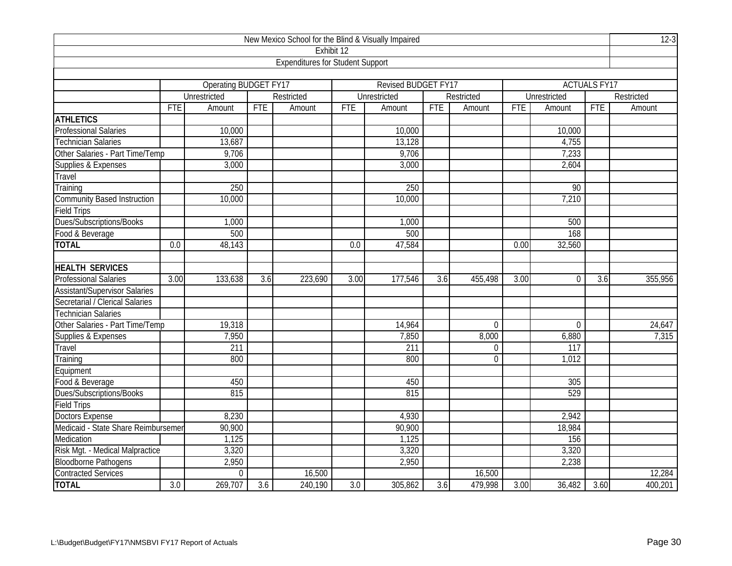| New Mexico School for the Blind & Visually Impaired | | | | | | | | | | | | | 12-3 |
|---|---|---|---|---|---|---|---|---|---|---|---|---|---|
| Exhibit 12 | | | | | | | | | | | | | |
| Expenditures for Student Support | | | | | | | | | | | | | |
| | Operating BUDGET FY17 | | | | Revised BUDGET FY17 | | | | ACTUALS FY17 | | | | |
| | Unrestricted | | Restricted | | Unrestricted | | Restricted | | Unrestricted | | Restricted | | |
| | FTE | Amount | FTE | Amount | FTE | Amount | FTE | Amount | FTE | Amount | FTE | Amount | |
| **ATHLETICS** | | | | | | | | | | | | | |
| Professional Salaries | | 10,000 | | | | 10,000 | | | | 10,000 | | | |
| Technician Salaries | | 13,687 | | | | 13,128 | | | | 4,755 | | | |
| Other Salaries - Part Time/Temp | | 9,706 | | | | 9,706 | | | | 7,233 | | | |
| Supplies & Expenses | | 3,000 | | | | 3,000 | | | | 2,604 | | | |
| Travel | | | | | | | | | | | | | |
| Training | | 250 | | | | 250 | | | | 90 | | | |
| Community Based Instruction | | 10,000 | | | | 10,000 | | | | 7,210 | | | |
| Field Trips | | | | | | | | | | | | | |
| Dues/Subscriptions/Books | | 1,000 | | | | 1,000 | | | | 500 | | | |
| Food & Beverage | | 500 | | | | 500 | | | | 168 | | | |
| **TOTAL** | 0.0 | 48,143 | | | 0.0 | 47,584 | | | 0.00 | 32,560 | | | |
| | | | | | | | | | | | | | |
| **HEALTH SERVICES** | | | | | | | | | | | | | |
| Professional Salaries | 3.00 | 133,638 | 3.6 | 223,690 | 3.00 | 177,546 | 3.6 | 455,498 | 3.00 | 0 | 3.6 | 355,956 | |
| Assistant/Supervisor Salaries | | | | | | | | | | | | | |
| Secretarial / Clerical Salaries | | | | | | | | | | | | | |
| Technician Salaries | | | | | | | | | | | | | |
| Other Salaries - Part Time/Temp | | 19,318 | | | | 14,964 | | 0 | | 0 | | 24,647 | |
| Supplies & Expenses | | 7,950 | | | | 7,850 | | 8,000 | | 6,880 | | 7,315 | |
| Travel | | 211 | | | | 211 | | 0 | | 117 | | | |
| Training | | 800 | | | | 800 | | 0 | | 1,012 | | | |
| Equipment | | | | | | | | | | | | | |
| Food & Beverage | | 450 | | | | 450 | | | | 305 | | | |
| Dues/Subscriptions/Books | | 815 | | | | 815 | | | | 529 | | | |
| Field Trips | | | | | | | | | | | | | |
| Doctors Expense | | 8,230 | | | | 4,930 | | | | 2,942 | | | |
| Medicaid - State Share Reimbursemer | | 90,900 | | | | 90,900 | | | | 18,984 | | | |
| Medication | | 1,125 | | | | 1,125 | | | | 156 | | | |
| Risk Mgt. - Medical Malpractice | | 3,320 | | | | 3,320 | | | | 3,320 | | | |
| Bloodborne Pathogens | | 2,950 | | | | 2,950 | | | | 2,238 | | | |
| Contracted Services | | 0 | | 16,500 | | | | 16,500 | | | | 12,284 | |
| **TOTAL** | 3.0 | 269,707 | 3.6 | 240,190 | 3.0 | 305,862 | 3.6 | 479,998 | 3.00 | 36,482 | 3.60 | 400,201 | |

L:\Budget\Budget\FY17\NMSBVI FY17 Report of Actuals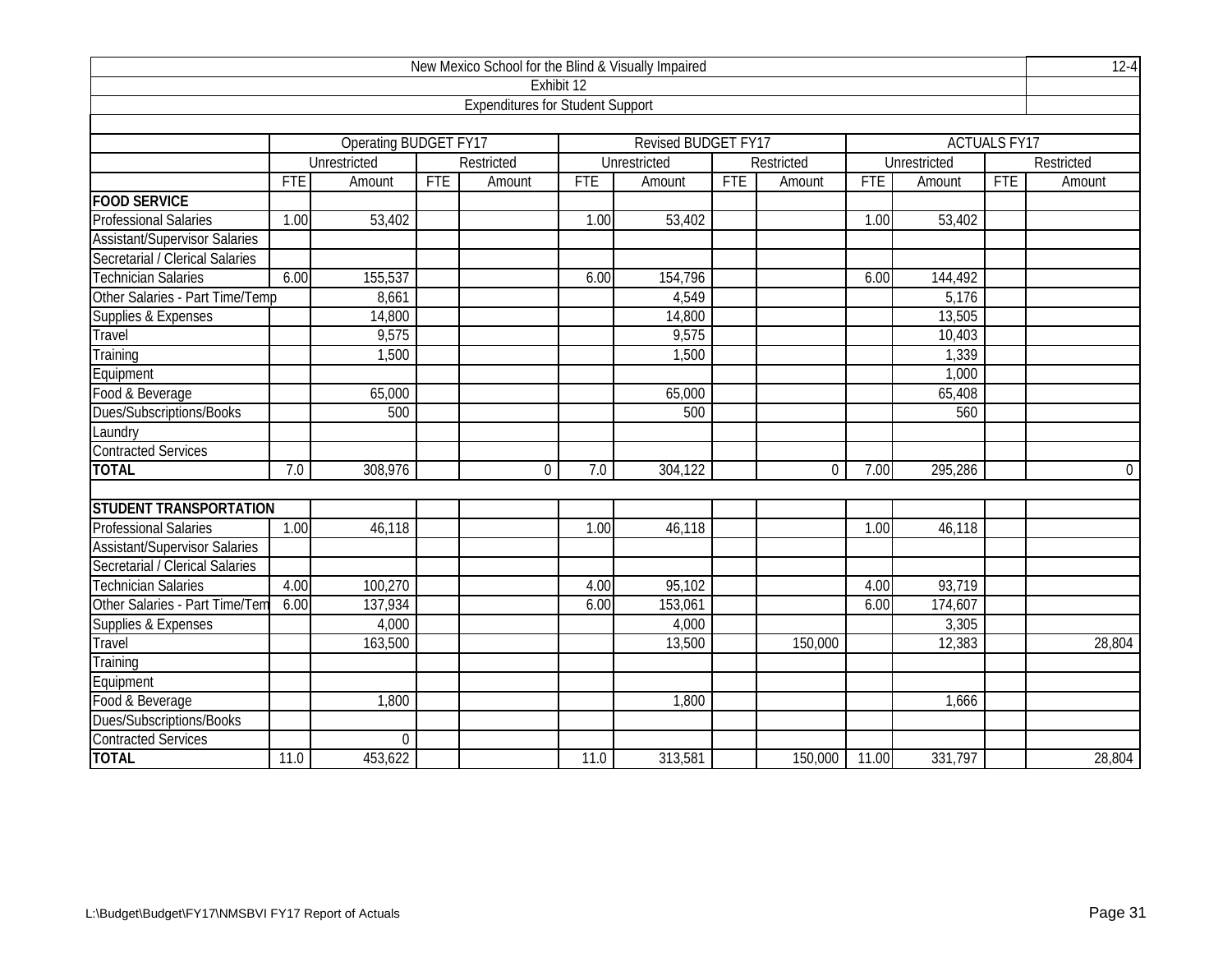| New Mexico School for the Blind & Visually Impaired | | | | | | | | | | | | | 12-4 |
|---|---|---|---|---|---|---|---|---|---|---|---|---|---|
| Exhibit 12 | | | | | | | | | | | | | |
| Expenditures for Student Support | | | | | | | | | | | | | |
| | Operating BUDGET FY17 | | | | Revised BUDGET FY17 | | | | ACTUALS FY17 | | | | |
| | Unrestricted | | Restricted | | Unrestricted | | Restricted | | Unrestricted | | Restricted | | |
| | FTE | Amount | FTE | Amount | FTE | Amount | FTE | Amount | FTE | Amount | FTE | Amount | |
| **FOOD SERVICE** | | | | | | | | | | | | | |
| Professional Salaries | 1.00 | 53,402 | | | 1.00 | 53,402 | | | 1.00 | 53,402 | | | |
| Assistant/Supervisor Salaries | | | | | | | | | | | | | |
| Secretarial / Clerical Salaries | | | | | | | | | | | | | |
| Technician Salaries | 6.00 | 155,537 | | | 6.00 | 154,796 | | | 6.00 | 144,492 | | | |
| Other Salaries - Part Time/Temp | | 8,661 | | | | 4,549 | | | | 5,176 | | | |
| Supplies & Expenses | | 14,800 | | | | 14,800 | | | | 13,505 | | | |
| Travel | | 9,575 | | | | 9,575 | | | | 10,403 | | | |
| Training | | 1,500 | | | | 1,500 | | | | 1,339 | | | |
| Equipment | | | | | | | | | | 1,000 | | | |
| Food & Beverage | | 65,000 | | | | 65,000 | | | | 65,408 | | | |
| Dues/Subscriptions/Books | | 500 | | | | 500 | | | | 560 | | | |
| Laundry | | | | | | | | | | | | | |
| Contracted Services | | | | | | | | | | | | | |
| **TOTAL** | 7.0 | 308,976 | | 0 | 7.0 | 304,122 | | 0 | 7.00 | 295,286 | | 0 | |
| | | | | | | | | | | | | | |
| **STUDENT TRANSPORTATION** | | | | | | | | | | | | | |
| Professional Salaries | 1.00 | 46,118 | | | 1.00 | 46,118 | | | 1.00 | 46,118 | | | |
| Assistant/Supervisor Salaries | | | | | | | | | | | | | |
| Secretarial / Clerical Salaries | | | | | | | | | | | | | |
| Technician Salaries | 4.00 | 100,270 | | | 4.00 | 95,102 | | | 4.00 | 93,719 | | | |
| Other Salaries - Part Time/Tem | 6.00 | 137,934 | | | 6.00 | 153,061 | | | 6.00 | 174,607 | | | |
| Supplies & Expenses | | 4,000 | | | | 4,000 | | | | 3,305 | | | |
| Travel | | 163,500 | | | | 13,500 | | 150,000 | | 12,383 | | 28,804 | |
| Training | | | | | | | | | | | | | |
| Equipment | | | | | | | | | | | | | |
| Food & Beverage | | 1,800 | | | | 1,800 | | | | 1,666 | | | |
| Dues/Subscriptions/Books | | | | | | | | | | | | | |
| Contracted Services | | 0 | | | | | | | | | | | |
| **TOTAL** | 11.0 | 453,622 | | | 11.0 | 313,581 | | 150,000 | 11.00 | 331,797 | | 28,804 | |

L:\Budget\Budget\FY17\NMSBVI FY17 Report of Actuals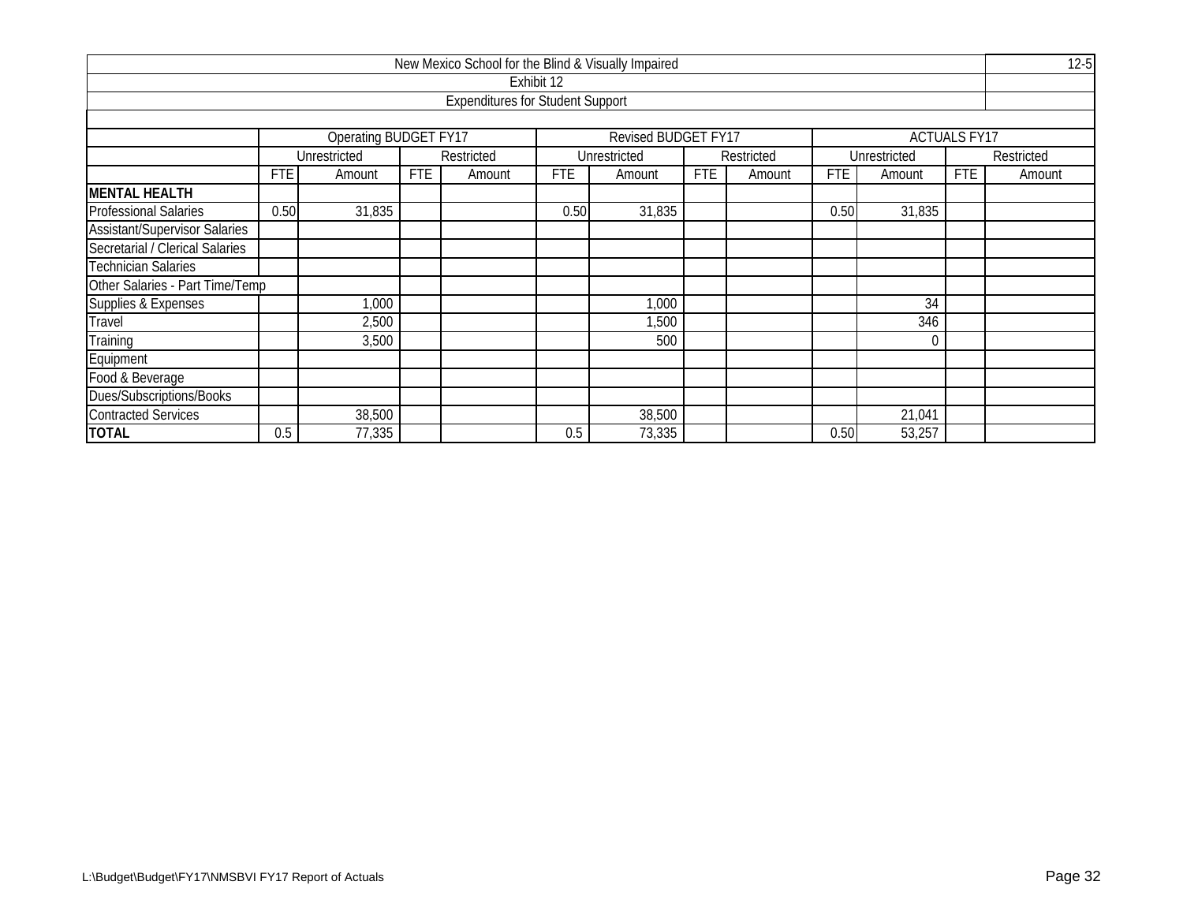New Mexico School for the Blind & Visually Impaired

12-5

Exhibit 12

Expenditures for Student Support

| | Operating BUDGET FY17 | | | | Revised BUDGET FY17 | | | | ACTUALS FY17 | | | |
|---|---|---|---|---|---|---|---|---|---|---|---|---|
| | Unrestricted | | Restricted | | Unrestricted | | Restricted | | Unrestricted | | Restricted | |
| | FTE | Amount | FTE | Amount | FTE | Amount | FTE | Amount | FTE | Amount | FTE | Amount |
| **MENTAL HEALTH** | | | | | | | | | | | | |
| Professional Salaries | 0.50 | 31,835 | | | 0.50 | 31,835 | | | 0.50 | 31,835 | | |
| Assistant/Supervisor Salaries | | | | | | | | | | | | |
| Secretarial / Clerical Salaries | | | | | | | | | | | | |
| Technician Salaries | | | | | | | | | | | | |
| Other Salaries - Part Time/Temp | | | | | | | | | | | | |
| Supplies & Expenses | | 1,000 | | | | 1,000 | | | | 34 | | |
| Travel | | 2,500 | | | | 1,500 | | | | 346 | | |
| Training | | 3,500 | | | | 500 | | | | 0 | | |
| Equipment | | | | | | | | | | | | |
| Food & Beverage | | | | | | | | | | | | |
| Dues/Subscriptions/Books | | | | | | | | | | | | |
| Contracted Services | | 38,500 | | | | 38,500 | | | | 21,041 | | |
| **TOTAL** | 0.5 | 77,335 | | | 0.5 | 73,335 | | | 0.50 | 53,257 | | |

L:\Budget\Budget\FY17\NMSBVI FY17 Report of Actuals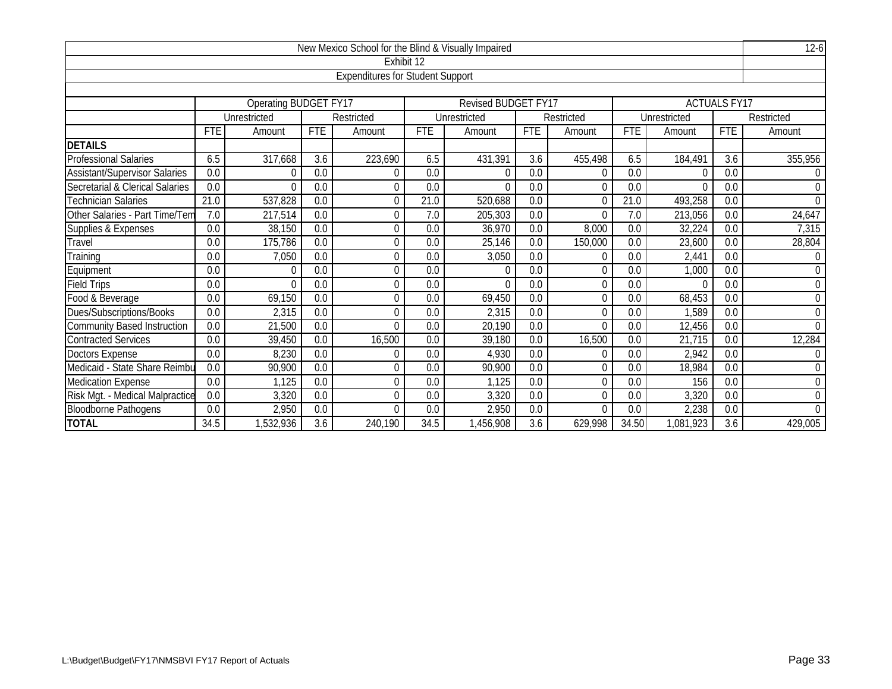New Mexico School for the Blind & Visually Impaired

Exhibit 12

Expenditures for Student Support

12-6

| | Operating BUDGET FY17 | | | | Revised BUDGET FY17 | | | | ACTUALS FY17 | | | |
|---|---|---|---|---|---|---|---|---|---|---|---|---|
| | Unrestricted | | Restricted | | Unrestricted | | Restricted | | Unrestricted | | Restricted | |
| | FTE | Amount | FTE | Amount | FTE | Amount | FTE | Amount | FTE | Amount | FTE | Amount |
| **DETAILS** | | | | | | | | | | | | |
| Professional Salaries | 6.5 | 317,668 | 3.6 | 223,690 | 6.5 | 431,391 | 3.6 | 455,498 | 6.5 | 184,491 | 3.6 | 355,956 |
| Assistant/Supervisor Salaries | 0.0 | 0 | 0.0 | 0 | 0.0 | 0 | 0.0 | 0 | 0.0 | 0 | 0.0 | 0 |
| Secretarial & Clerical Salaries | 0.0 | 0 | 0.0 | 0 | 0.0 | 0 | 0.0 | 0 | 0.0 | 0 | 0.0 | 0 |
| Technician Salaries | 21.0 | 537,828 | 0.0 | 0 | 21.0 | 520,688 | 0.0 | 0 | 21.0 | 493,258 | 0.0 | 0 |
| Other Salaries - Part Time/Tem | 7.0 | 217,514 | 0.0 | 0 | 7.0 | 205,303 | 0.0 | 0 | 7.0 | 213,056 | 0.0 | 24,647 |
| Supplies & Expenses | 0.0 | 38,150 | 0.0 | 0 | 0.0 | 36,970 | 0.0 | 8,000 | 0.0 | 32,224 | 0.0 | 7,315 |
| Travel | 0.0 | 175,786 | 0.0 | 0 | 0.0 | 25,146 | 0.0 | 150,000 | 0.0 | 23,600 | 0.0 | 28,804 |
| Training | 0.0 | 7,050 | 0.0 | 0 | 0.0 | 3,050 | 0.0 | 0 | 0.0 | 2,441 | 0.0 | 0 |
| Equipment | 0.0 | 0 | 0.0 | 0 | 0.0 | 0 | 0.0 | 0 | 0.0 | 1,000 | 0.0 | 0 |
| Field Trips | 0.0 | 0 | 0.0 | 0 | 0.0 | 0 | 0.0 | 0 | 0.0 | 0 | 0.0 | 0 |
| Food & Beverage | 0.0 | 69,150 | 0.0 | 0 | 0.0 | 69,450 | 0.0 | 0 | 0.0 | 68,453 | 0.0 | 0 |
| Dues/Subscriptions/Books | 0.0 | 2,315 | 0.0 | 0 | 0.0 | 2,315 | 0.0 | 0 | 0.0 | 1,589 | 0.0 | 0 |
| Community Based Instruction | 0.0 | 21,500 | 0.0 | 0 | 0.0 | 20,190 | 0.0 | 0 | 0.0 | 12,456 | 0.0 | 0 |
| Contracted Services | 0.0 | 39,450 | 0.0 | 16,500 | 0.0 | 39,180 | 0.0 | 16,500 | 0.0 | 21,715 | 0.0 | 12,284 |
| Doctors Expense | 0.0 | 8,230 | 0.0 | 0 | 0.0 | 4,930 | 0.0 | 0 | 0.0 | 2,942 | 0.0 | 0 |
| Medicaid - State Share Reimbu | 0.0 | 90,900 | 0.0 | 0 | 0.0 | 90,900 | 0.0 | 0 | 0.0 | 18,984 | 0.0 | 0 |
| Medication Expense | 0.0 | 1,125 | 0.0 | 0 | 0.0 | 1,125 | 0.0 | 0 | 0.0 | 156 | 0.0 | 0 |
| Risk Mgt. - Medical Malpractice | 0.0 | 3,320 | 0.0 | 0 | 0.0 | 3,320 | 0.0 | 0 | 0.0 | 3,320 | 0.0 | 0 |
| Bloodborne Pathogens | 0.0 | 2,950 | 0.0 | 0 | 0.0 | 2,950 | 0.0 | 0 | 0.0 | 2,238 | 0.0 | 0 |
| **TOTAL** | 34.5 | 1,532,936 | 3.6 | 240,190 | 34.5 | 1,456,908 | 3.6 | 629,998 | 34.50 | 1,081,923 | 3.6 | 429,005 |

L:\Budget\Budget\FY17\NMSBVI FY17 Report of Actuals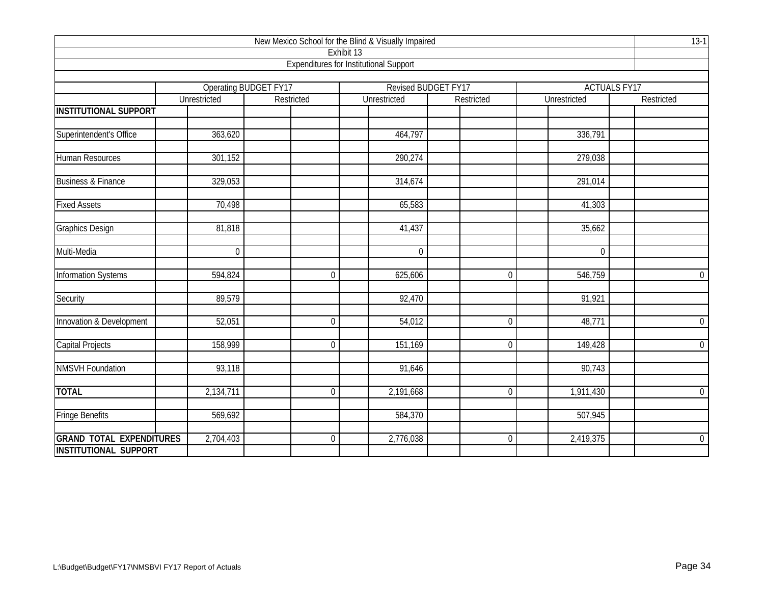New Mexico School for the Blind & Visually Impaired

Exhibit 13

Expenditures for Institutional Support

13-1

| | Operating BUDGET FY17 | | Revised BUDGET FY17 | | ACTUALS FY17 | |
|---|---|---|---|---|---|---|
| | Unrestricted | Restricted | Unrestricted | Restricted | Unrestricted | Restricted |
| **INSTITUTIONAL SUPPORT** | | | | | | |
| Superintendent's Office | 363,620 | | 464,797 | | 336,791 | |
| Human Resources | 301,152 | | 290,274 | | 279,038 | |
| Business & Finance | 329,053 | | 314,674 | | 291,014 | |
| Fixed Assets | 70,498 | | 65,583 | | 41,303 | |
| Graphics Design | 81,818 | | 41,437 | | 35,662 | |
| Multi-Media | 0 | | 0 | | 0 | |
| Information Systems | 594,824 | 0 | 625,606 | 0 | 546,759 | 0 |
| Security | 89,579 | | 92,470 | | 91,921 | |
| Innovation & Development | 52,051 | 0 | 54,012 | 0 | 48,771 | 0 |
| Capital Projects | 158,999 | 0 | 151,169 | 0 | 149,428 | 0 |
| NMSVH Foundation | 93,118 | | 91,646 | | 90,743 | |
| **TOTAL** | 2,134,711 | 0 | 2,191,668 | 0 | 1,911,430 | 0 |
| Fringe Benefits | 569,692 | | 584,370 | | 507,945 | |
| **GRAND TOTAL EXPENDITURES INSTITUTIONAL SUPPORT** | 2,704,403 | 0 | 2,776,038 | 0 | 2,419,375 | 0 |

L:\Budget\Budget\FY17\NMSBVI FY17 Report of Actuals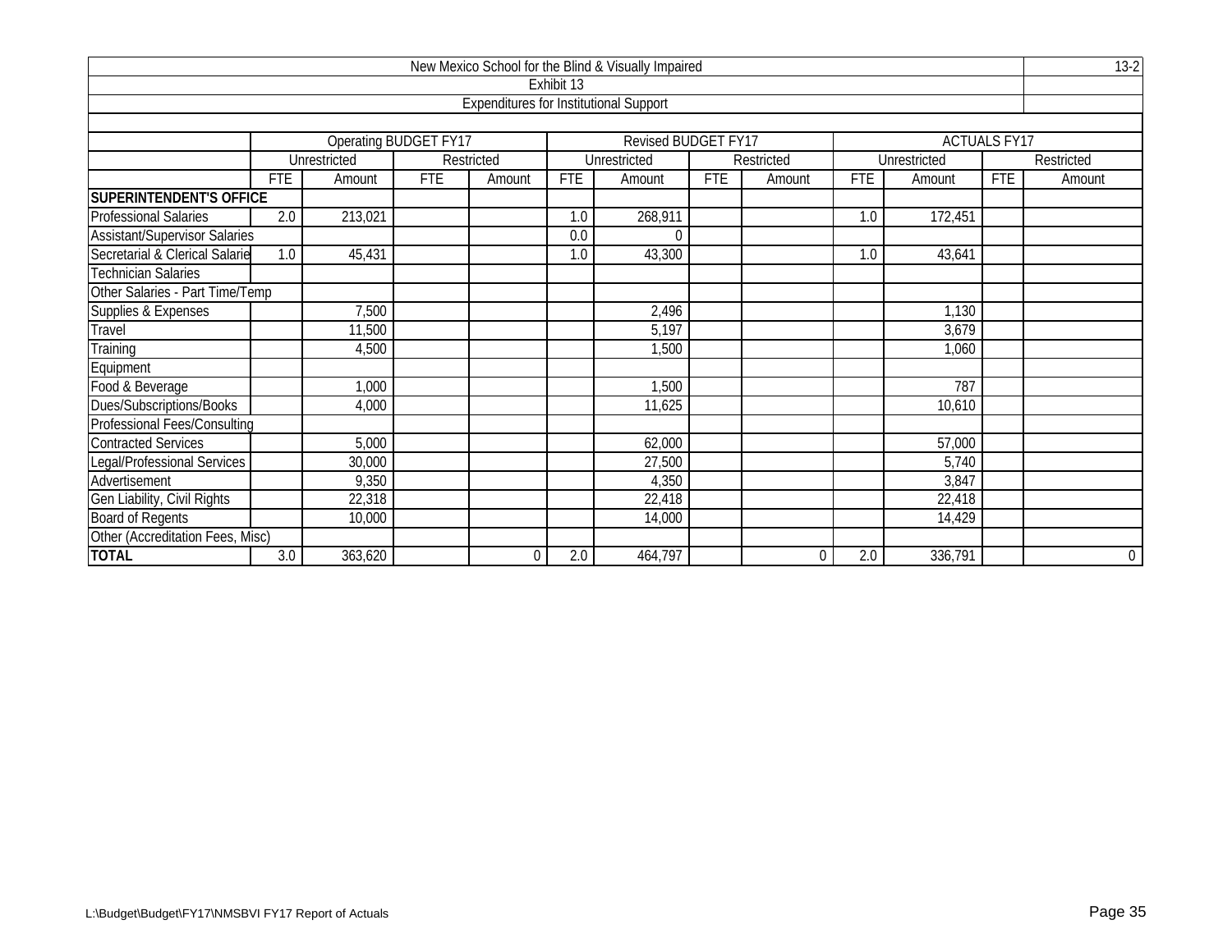# New Mexico School for the Blind & Visually Impaired

13-2

## Exhibit 13

### Expenditures for Institutional Support

| | Operating BUDGET FY17 | | | | Revised BUDGET FY17 | | | | ACTUALS FY17 | | | |
|---|---|---|---|---|---|---|---|---|---|---|---|---|
| | Unrestricted | | Restricted | | Unrestricted | | Restricted | | Unrestricted | | Restricted | |
| | FTE | Amount | FTE | Amount | FTE | Amount | FTE | Amount | FTE | Amount | FTE | Amount |
| **SUPERINTENDENT'S OFFICE** | | | | | | | | | | | | |
| Professional Salaries | 2.0 | 213,021 | | | 1.0 | 268,911 | | | 1.0 | 172,451 | | |
| Assistant/Supervisor Salaries | | | | | 0.0 | 0 | | | | | | |
| Secretarial & Clerical Salarie | 1.0 | 45,431 | | | 1.0 | 43,300 | | | 1.0 | 43,641 | | |
| Technician Salaries | | | | | | | | | | | | |
| Other Salaries - Part Time/Temp | | | | | | | | | | | | |
| Supplies & Expenses | | 7,500 | | | | 2,496 | | | | 1,130 | | |
| Travel | | 11,500 | | | | 5,197 | | | | 3,679 | | |
| Training | | 4,500 | | | | 1,500 | | | | 1,060 | | |
| Equipment | | | | | | | | | | | | |
| Food & Beverage | | 1,000 | | | | 1,500 | | | | 787 | | |
| Dues/Subscriptions/Books | | 4,000 | | | | 11,625 | | | | 10,610 | | |
| Professional Fees/Consulting | | | | | | | | | | | | |
| Contracted Services | | 5,000 | | | | 62,000 | | | | 57,000 | | |
| Legal/Professional Services | | 30,000 | | | | 27,500 | | | | 5,740 | | |
| Advertisement | | 9,350 | | | | 4,350 | | | | 3,847 | | |
| Gen Liability, Civil Rights | | 22,318 | | | | 22,418 | | | | 22,418 | | |
| Board of Regents | | 10,000 | | | | 14,000 | | | | 14,429 | | |
| Other (Accreditation Fees, Misc) | | | | | | | | | | | | |
| **TOTAL** | 3.0 | 363,620 | | 0 | 2.0 | 464,797 | | 0 | 2.0 | 336,791 | | 0 |

L:\Budget\Budget\FY17\NMSBVI FY17 Report of Actuals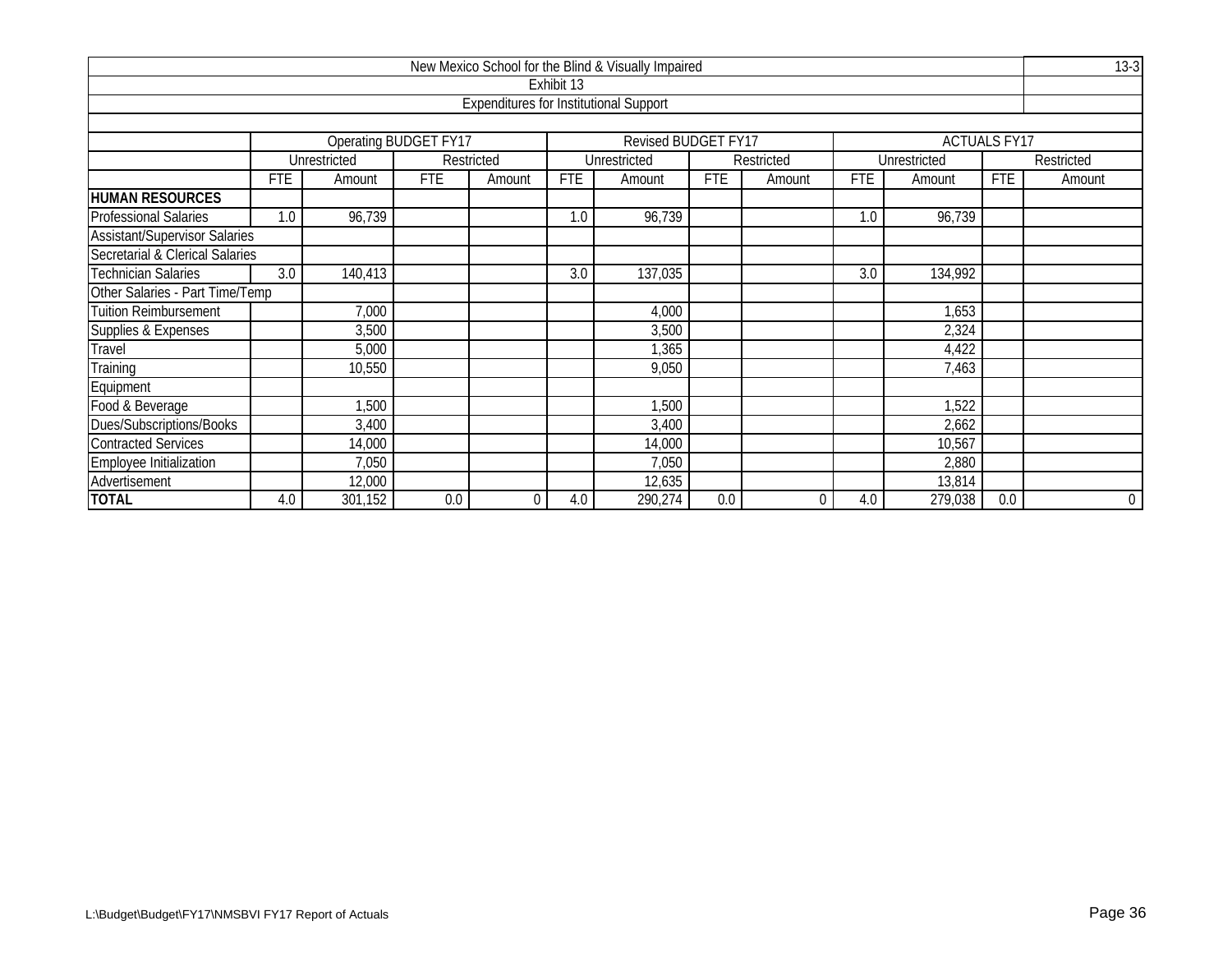New Mexico School for the Blind & Visually Impaired

13-3

Exhibit 13

Expenditures for Institutional Support

| | Operating BUDGET FY17 | | | | Revised BUDGET FY17 | | | | ACTUALS FY17 | | | |
|---|---|---|---|---|---|---|---|---|---|---|---|---|
| | Unrestricted | | Restricted | | Unrestricted | | Restricted | | Unrestricted | | Restricted | |
| | FTE | Amount | FTE | Amount | FTE | Amount | FTE | Amount | FTE | Amount | FTE | Amount |
| **HUMAN RESOURCES** | | | | | | | | | | | | |
| Professional Salaries | 1.0 | 96,739 | | | 1.0 | 96,739 | | | 1.0 | 96,739 | | |
| Assistant/Supervisor Salaries | | | | | | | | | | | | |
| Secretarial & Clerical Salaries | | | | | | | | | | | | |
| Technician Salaries | 3.0 | 140,413 | | | 3.0 | 137,035 | | | 3.0 | 134,992 | | |
| Other Salaries - Part Time/Temp | | | | | | | | | | | | |
| Tuition Reimbursement | | 7,000 | | | | 4,000 | | | | 1,653 | | |
| Supplies & Expenses | | 3,500 | | | | 3,500 | | | | 2,324 | | |
| Travel | | 5,000 | | | | 1,365 | | | | 4,422 | | |
| Training | | 10,550 | | | | 9,050 | | | | 7,463 | | |
| Equipment | | | | | | | | | | | | |
| Food & Beverage | | 1,500 | | | | 1,500 | | | | 1,522 | | |
| Dues/Subscriptions/Books | | 3,400 | | | | 3,400 | | | | 2,662 | | |
| Contracted Services | | 14,000 | | | | 14,000 | | | | 10,567 | | |
| Employee Initialization | | 7,050 | | | | 7,050 | | | | 2,880 | | |
| Advertisement | | 12,000 | | | | 12,635 | | | | 13,814 | | |
| **TOTAL** | 4.0 | 301,152 | 0.0 | 0 | 4.0 | 290,274 | 0.0 | 0 | 4.0 | 279,038 | 0.0 | 0 |

L:\Budget\Budget\FY17\NMSBVI FY17 Report of Actuals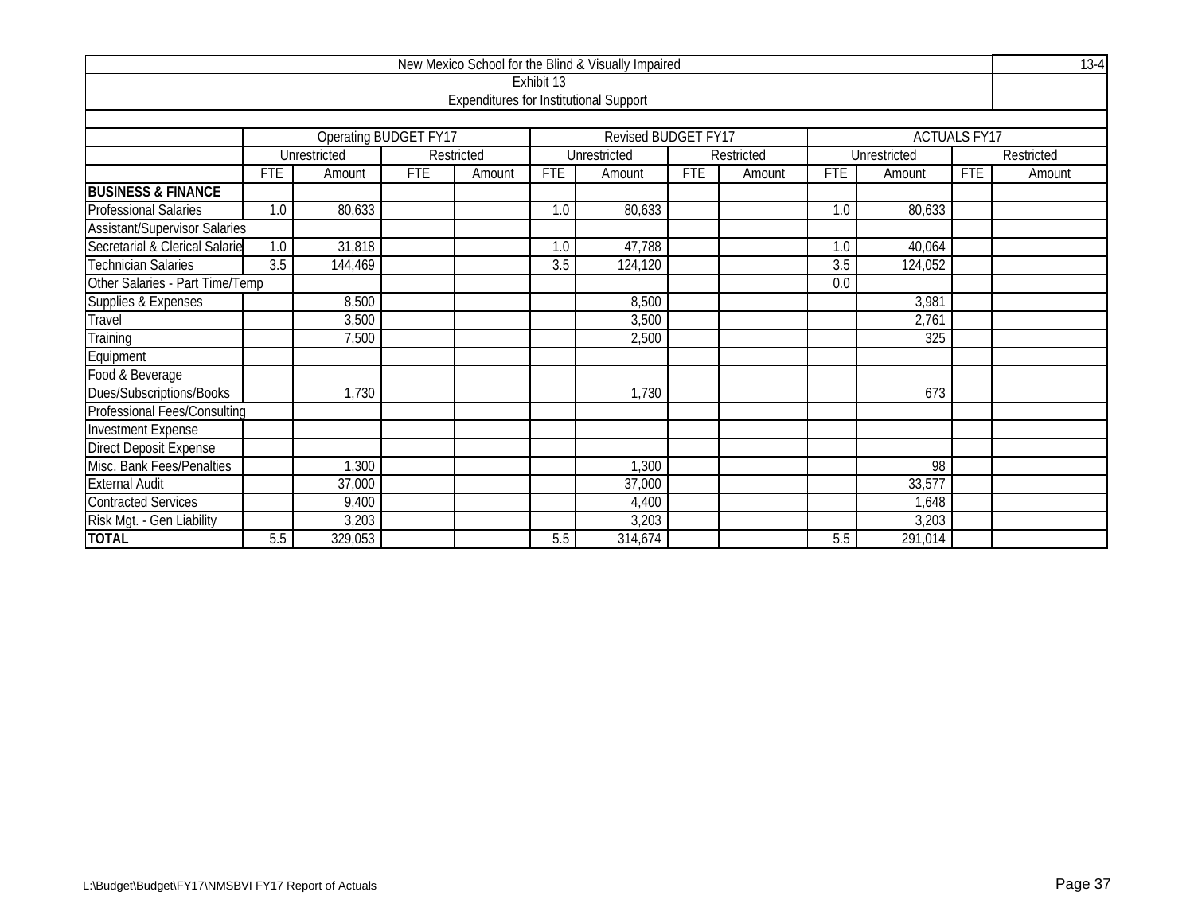New Mexico School for the Blind & Visually Impaired

Exhibit 13

Expenditures for Institutional Support

| | Operating BUDGET FY17 | | | | Revised BUDGET FY17 | | | | ACTUALS FY17 | | | |
|---|---|---|---|---|---|---|---|---|---|---|---|---|
| | Unrestricted | | Restricted | | Unrestricted | | Restricted | | Unrestricted | | Restricted | |
| | FTE | Amount | FTE | Amount | FTE | Amount | FTE | Amount | FTE | Amount | FTE | Amount |
| **BUSINESS & FINANCE** | | | | | | | | | | | | |
| Professional Salaries | 1.0 | 80,633 | | | 1.0 | 80,633 | | | 1.0 | 80,633 | | |
| Assistant/Supervisor Salaries | | | | | | | | | | | | |
| Secretarial & Clerical Salarie | 1.0 | 31,818 | | | 1.0 | 47,788 | | | 1.0 | 40,064 | | |
| Technician Salaries | 3.5 | 144,469 | | | 3.5 | 124,120 | | | 3.5 | 124,052 | | |
| Other Salaries - Part Time/Temp | | | | | | | | | 0.0 | | | |
| Supplies & Expenses | | 8,500 | | | | 8,500 | | | | 3,981 | | |
| Travel | | 3,500 | | | | 3,500 | | | | 2,761 | | |
| Training | | 7,500 | | | | 2,500 | | | | 325 | | |
| Equipment | | | | | | | | | | | | |
| Food & Beverage | | | | | | | | | | | | |
| Dues/Subscriptions/Books | | 1,730 | | | | 1,730 | | | | 673 | | |
| Professional Fees/Consulting | | | | | | | | | | | | |
| Investment Expense | | | | | | | | | | | | |
| Direct Deposit Expense | | | | | | | | | | | | |
| Misc. Bank Fees/Penalties | | 1,300 | | | | 1,300 | | | | 98 | | |
| External Audit | | 37,000 | | | | 37,000 | | | | 33,577 | | |
| Contracted Services | | 9,400 | | | | 4,400 | | | | 1,648 | | |
| Risk Mgt. - Gen Liability | | 3,203 | | | | 3,203 | | | | 3,203 | | |
| **TOTAL** | 5.5 | 329,053 | | | 5.5 | 314,674 | | | 5.5 | 291,014 | | |

L:\Budget\Budget\FY17\NMSBVI FY17 Report of Actuals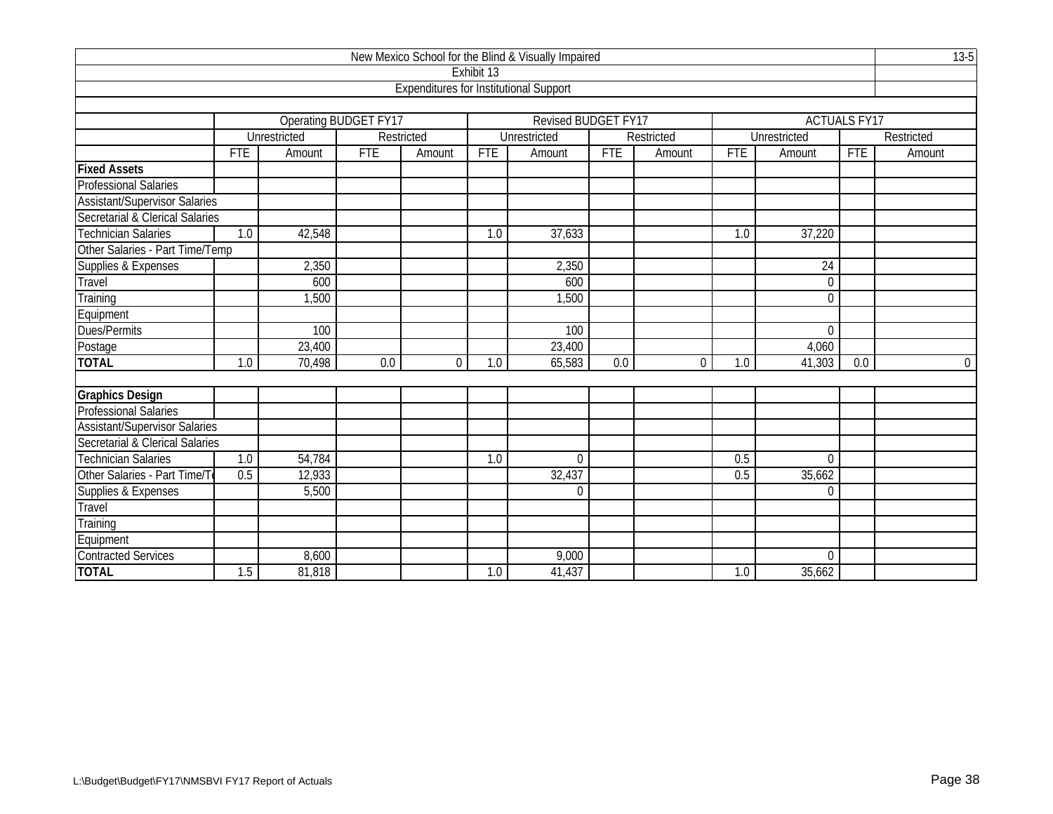New Mexico School for the Blind & Visually Impaired

Exhibit 13

Expenditures for Institutional Support

13-5

| | Operating BUDGET FY17 | | | | Revised BUDGET FY17 | | | | ACTUALS FY17 | | | |
|---|---|---|---|---|---|---|---|---|---|---|---|---|
| | Unrestricted | | Restricted | | Unrestricted | | Restricted | | Unrestricted | | Restricted | |
| | FTE | Amount | FTE | Amount | FTE | Amount | FTE | Amount | FTE | Amount | FTE | Amount |
| **Fixed Assets** | | | | | | | | | | | | |
| Professional Salaries | | | | | | | | | | | | |
| Assistant/Supervisor Salaries | | | | | | | | | | | | |
| Secretarial & Clerical Salaries | | | | | | | | | | | | |
| Technician Salaries | 1.0 | 42,548 | | | 1.0 | 37,633 | | | 1.0 | 37,220 | | |
| Other Salaries - Part Time/Temp | | | | | | | | | | | | |
| Supplies & Expenses | | 2,350 | | | | 2,350 | | | | 24 | | |
| Travel | | 600 | | | | 600 | | | | 0 | | |
| Training | | 1,500 | | | | 1,500 | | | | 0 | | |
| Equipment | | | | | | | | | | | | |
| Dues/Permits | | 100 | | | | 100 | | | | 0 | | |
| Postage | | 23,400 | | | | 23,400 | | | | 4,060 | | |
| **TOTAL** | 1.0 | 70,498 | 0.0 | 0 | 1.0 | 65,583 | 0.0 | 0 | 1.0 | 41,303 | 0.0 | 0 |
| | | | | | | | | | | | | |
| **Graphics Design** | | | | | | | | | | | | |
| Professional Salaries | | | | | | | | | | | | |
| Assistant/Supervisor Salaries | | | | | | | | | | | | |
| Secretarial & Clerical Salaries | | | | | | | | | | | | |
| Technician Salaries | 1.0 | 54,784 | | | 1.0 | 0 | | | 0.5 | 0 | | |
| Other Salaries - Part Time/Te | 0.5 | 12,933 | | | | 32,437 | | | 0.5 | 35,662 | | |
| Supplies & Expenses | | 5,500 | | | | 0 | | | | 0 | | |
| Travel | | | | | | | | | | | | |
| Training | | | | | | | | | | | | |
| Equipment | | | | | | | | | | | | |
| Contracted Services | | 8,600 | | | | 9,000 | | | | 0 | | |
| **TOTAL** | 1.5 | 81,818 | | | 1.0 | 41,437 | | | 1.0 | 35,662 | | |

L:\Budget\Budget\FY17\NMSBVI FY17 Report of Actuals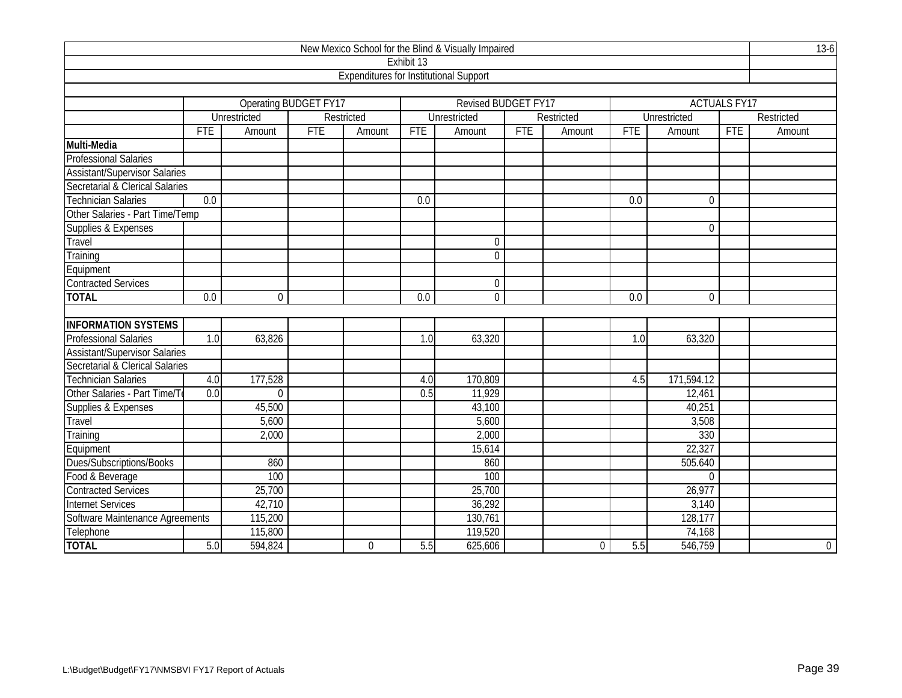New Mexico School for the Blind & Visually Impaired

Exhibit 13

Expenditures for Institutional Support

| | Operating BUDGET FY17 | | | | Revised BUDGET FY17 | | | | ACTUALS FY17 | | | |
|---|---|---|---|---|---|---|---|---|---|---|---|---|
| | Unrestricted | | Restricted | | Unrestricted | | Restricted | | Unrestricted | | Restricted | |
| | FTE | Amount | FTE | Amount | FTE | Amount | FTE | Amount | FTE | Amount | FTE | Amount |
| **Multi-Media** | | | | | | | | | | | | |
| Professional Salaries | | | | | | | | | | | | |
| Assistant/Supervisor Salaries | | | | | | | | | | | | |
| Secretarial & Clerical Salaries | | | | | | | | | | | | |
| Technician Salaries | 0.0 | | | | 0.0 | | | | 0.0 | 0 | | |
| Other Salaries - Part Time/Temp | | | | | | | | | | | | |
| Supplies & Expenses | | | | | | | | | | 0 | | |
| Travel | | | | | | 0 | | | | | | |
| Training | | | | | | 0 | | | | | | |
| Equipment | | | | | | | | | | | | |
| Contracted Services | | | | | | 0 | | | | | | |
| **TOTAL** | 0.0 | 0 | | | 0.0 | 0 | | | 0.0 | 0 | | |
| | | | | | | | | | | | | |
| **INFORMATION SYSTEMS** | | | | | | | | | | | | |
| Professional Salaries | 1.0 | 63,826 | | | 1.0 | 63,320 | | | 1.0 | 63,320 | | |
| Assistant/Supervisor Salaries | | | | | | | | | | | | |
| Secretarial & Clerical Salaries | | | | | | | | | | | | |
| Technician Salaries | 4.0 | 177,528 | | | 4.0 | 170,809 | | | 4.5 | 171,594.12 | | |
| Other Salaries - Part Time/Te | 0.0 | 0 | | | 0.5 | 11,929 | | | | 12,461 | | |
| Supplies & Expenses | | 45,500 | | | | 43,100 | | | | 40,251 | | |
| Travel | | 5,600 | | | | 5,600 | | | | 3,508 | | |
| Training | | 2,000 | | | | 2,000 | | | | 330 | | |
| Equipment | | | | | | 15,614 | | | | 22,327 | | |
| Dues/Subscriptions/Books | | 860 | | | | 860 | | | | 505.640 | | |
| Food & Beverage | | 100 | | | | 100 | | | | 0 | | |
| Contracted Services | | 25,700 | | | | 25,700 | | | | 26,977 | | |
| Internet Services | | 42,710 | | | | 36,292 | | | | 3,140 | | |
| Software Maintenance Agreements | | 115,200 | | | | 130,761 | | | | 128,177 | | |
| Telephone | | 115,800 | | | | 119,520 | | | | 74,168 | | |
| **TOTAL** | 5.0 | 594,824 | | 0 | 5.5 | 625,606 | | 0 | 5.5 | 546,759 | | 0 |

L:\Budget\Budget\FY17\NMSBVI FY17 Report of Actuals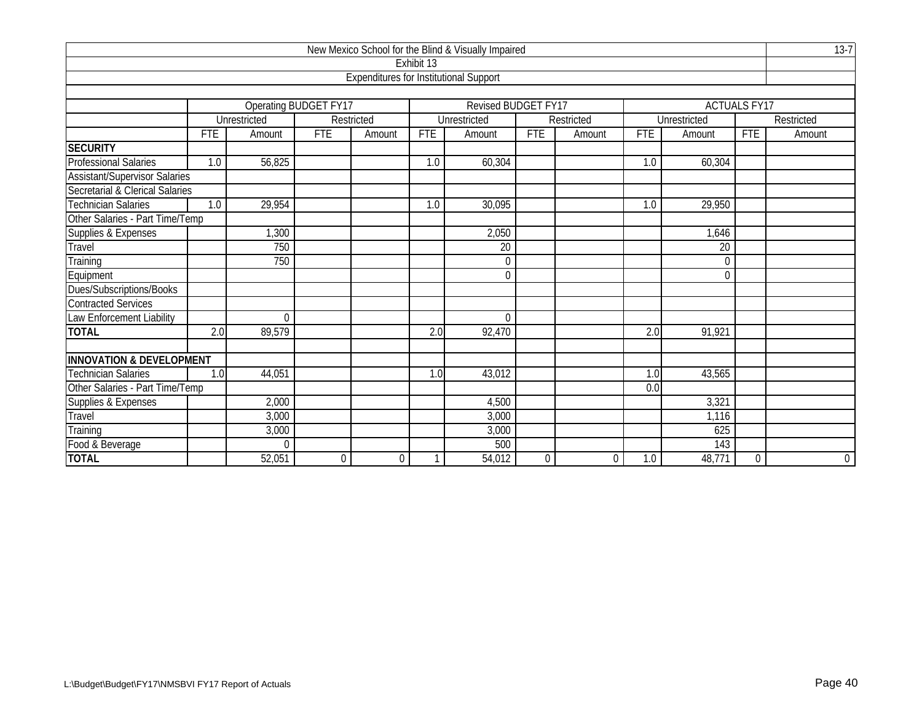| New Mexico School for the Blind & Visually Impaired | | | | | | | | | | | | | 13-7 |
|---|---|---|---|---|---|---|---|---|---|---|---|---|---|
| Exhibit 13 | | | | | | | | | | | | | |
| Expenditures for Institutional Support | | | | | | | | | | | | | |
| | Operating BUDGET FY17 | | | | Revised BUDGET FY17 | | | | ACTUALS FY17 | | | | |
| | Unrestricted | | Restricted | | Unrestricted | | Restricted | | Unrestricted | | Restricted | | |
| | FTE | Amount | FTE | Amount | FTE | Amount | FTE | Amount | FTE | Amount | FTE | Amount | |
| **SECURITY** | | | | | | | | | | | | | |
| Professional Salaries | 1.0 | 56,825 | | | 1.0 | 60,304 | | | 1.0 | 60,304 | | | |
| Assistant/Supervisor Salaries | | | | | | | | | | | | | |
| Secretarial & Clerical Salaries | | | | | | | | | | | | | |
| Technician Salaries | 1.0 | 29,954 | | | 1.0 | 30,095 | | | 1.0 | 29,950 | | | |
| Other Salaries - Part Time/Temp | | | | | | | | | | | | | |
| Supplies & Expenses | | 1,300 | | | | 2,050 | | | | 1,646 | | | |
| Travel | | 750 | | | | 20 | | | | 20 | | | |
| Training | | 750 | | | | 0 | | | | 0 | | | |
| Equipment | | | | | | 0 | | | | 0 | | | |
| Dues/Subscriptions/Books | | | | | | | | | | | | | |
| Contracted Services | | | | | | | | | | | | | |
| Law Enforcement Liability | | 0 | | | | 0 | | | | | | | |
| **TOTAL** | 2.0 | 89,579 | | | 2.0 | 92,470 | | | 2.0 | 91,921 | | | |
| | | | | | | | | | | | | | |
| **INNOVATION & DEVELOPMENT** | | | | | | | | | | | | | |
| Technician Salaries | 1.0 | 44,051 | | | 1.0 | 43,012 | | | 1.0 | 43,565 | | | |
| Other Salaries - Part Time/Temp | | | | | | | | | 0.0 | | | | |
| Supplies & Expenses | | 2,000 | | | | 4,500 | | | | 3,321 | | | |
| Travel | | 3,000 | | | | 3,000 | | | | 1,116 | | | |
| Training | | 3,000 | | | | 3,000 | | | | 625 | | | |
| Food & Beverage | | 0 | | | | 500 | | | | 143 | | | |
| **TOTAL** | | 52,051 | 0 | 0 | 1 | 54,012 | 0 | 0 | 1.0 | 48,771 | 0 | 0 | |

L:\Budget\Budget\FY17\NMSBVI FY17 Report of Actuals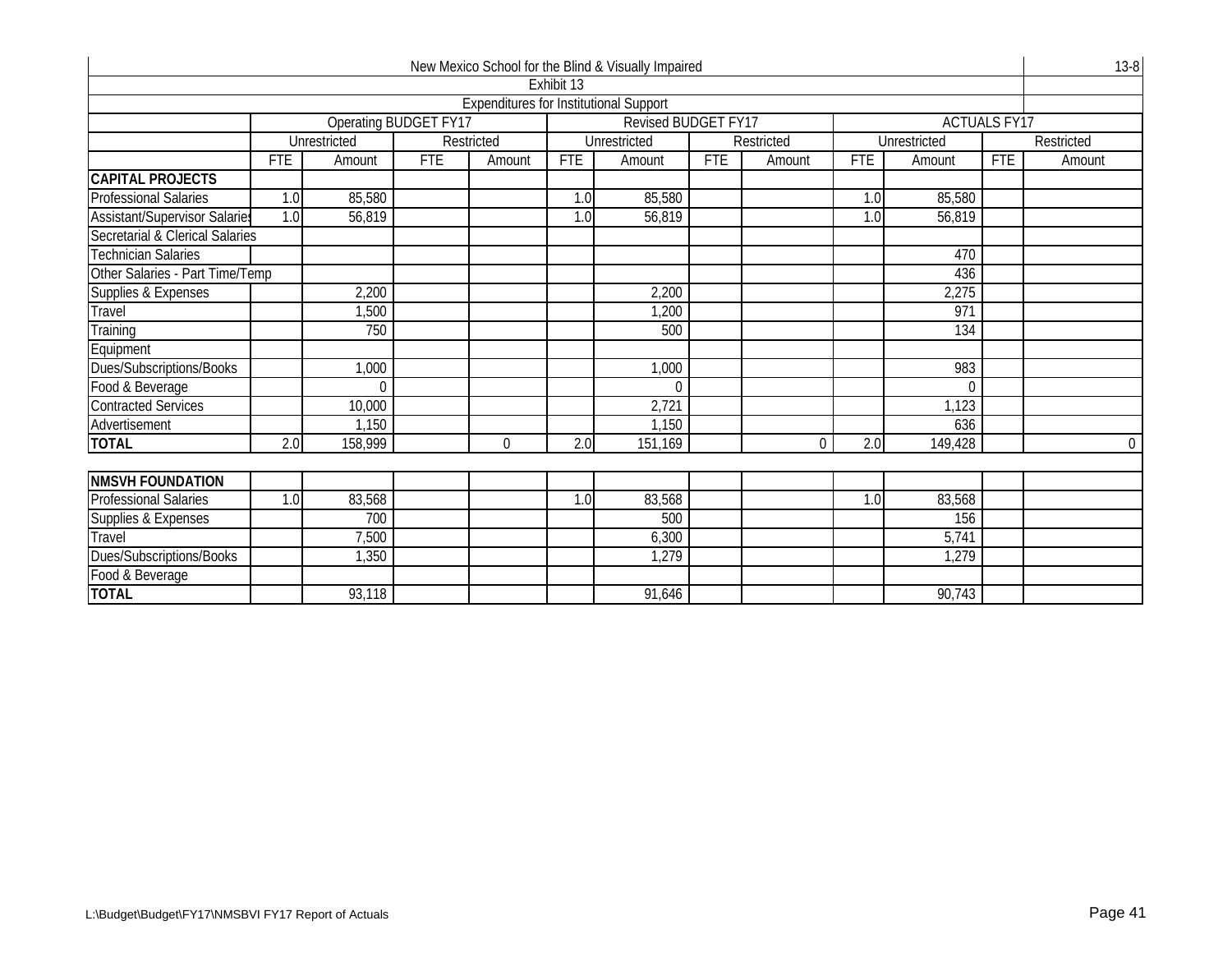New Mexico School for the Blind & Visually Impaired

Exhibit 13

Expenditures for Institutional Support

| | Operating BUDGET FY17 | | | | Revised BUDGET FY17 | | | | ACTUALS FY17 | | | |
|---|---|---|---|---|---|---|---|---|---|---|---|---|
| | Unrestricted | | Restricted | | Unrestricted | | Restricted | | Unrestricted | | Restricted | |
| | FTE | Amount | FTE | Amount | FTE | Amount | FTE | Amount | FTE | Amount | FTE | Amount |
| **CAPITAL PROJECTS** | | | | | | | | | | | | |
| Professional Salaries | 1.0 | 85,580 | | | 1.0 | 85,580 | | | 1.0 | 85,580 | | |
| Assistant/Supervisor Salaries | 1.0 | 56,819 | | | 1.0 | 56,819 | | | 1.0 | 56,819 | | |
| Secretarial & Clerical Salaries | | | | | | | | | | | | |
| Technician Salaries | | | | | | | | | | 470 | | |
| Other Salaries - Part Time/Temp | | | | | | | | | | 436 | | |
| Supplies & Expenses | | 2,200 | | | | 2,200 | | | | 2,275 | | |
| Travel | | 1,500 | | | | 1,200 | | | | 971 | | |
| Training | | 750 | | | | 500 | | | | 134 | | |
| Equipment | | | | | | | | | | | | |
| Dues/Subscriptions/Books | | 1,000 | | | | 1,000 | | | | 983 | | |
| Food & Beverage | | 0 | | | | 0 | | | | 0 | | |
| Contracted Services | | 10,000 | | | | 2,721 | | | | 1,123 | | |
| Advertisement | | 1,150 | | | | 1,150 | | | | 636 | | |
| **TOTAL** | 2.0 | 158,999 | | 0 | 2.0 | 151,169 | | 0 | 2.0 | 149,428 | | 0 |
| | | | | | | | | | | | | |
| **NMSVH FOUNDATION** | | | | | | | | | | | | |
| Professional Salaries | 1.0 | 83,568 | | | 1.0 | 83,568 | | | 1.0 | 83,568 | | |
| Supplies & Expenses | | 700 | | | | 500 | | | | 156 | | |
| Travel | | 7,500 | | | | 6,300 | | | | 5,741 | | |
| Dues/Subscriptions/Books | | 1,350 | | | | 1,279 | | | | 1,279 | | |
| Food & Beverage | | | | | | | | | | | | |
| **TOTAL** | | 93,118 | | | | 91,646 | | | | 90,743 | | |

L:\Budget\Budget\FY17\NMSBVI FY17 Report of Actuals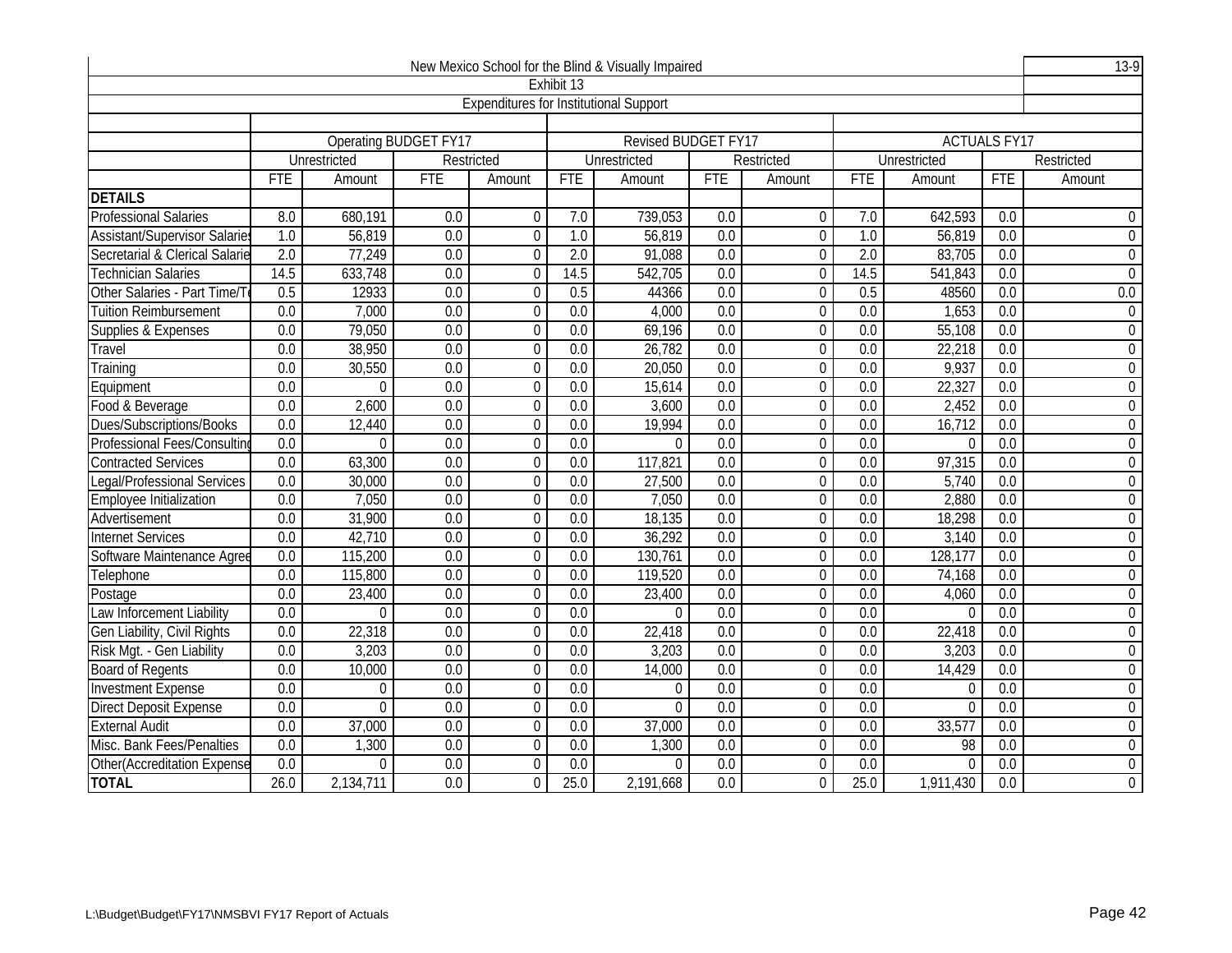| New Mexico School for the Blind & Visually Impaired | | | | | | | | | | | | | 13-9 |
|---|---|---|---|---|---|---|---|---|---|---|---|---|---|
| Exhibit 13 | | | | | | | | | | | | | |
| Expenditures for Institutional Support | | | | | | | | | | | | | |
| | Operating BUDGET FY17 | | | | Revised BUDGET FY17 | | | | ACTUALS FY17 | | | | |
| | Unrestricted | | Restricted | | Unrestricted | | Restricted | | Unrestricted | | Restricted | | |
| | FTE | Amount | FTE | Amount | FTE | Amount | FTE | Amount | FTE | Amount | FTE | Amount | |
| **DETAILS** | | | | | | | | | | | | | |
| Professional Salaries | 8.0 | 680,191 | 0.0 | 0 | 7.0 | 739,053 | 0.0 | 0 | 7.0 | 642,593 | 0.0 | 0 | |
| Assistant/Supervisor Salaries | 1.0 | 56,819 | 0.0 | 0 | 1.0 | 56,819 | 0.0 | 0 | 1.0 | 56,819 | 0.0 | 0 | |
| Secretarial & Clerical Salaries | 2.0 | 77,249 | 0.0 | 0 | 2.0 | 91,088 | 0.0 | 0 | 2.0 | 83,705 | 0.0 | 0 | |
| Technician Salaries | 14.5 | 633,748 | 0.0 | 0 | 14.5 | 542,705 | 0.0 | 0 | 14.5 | 541,843 | 0.0 | 0 | |
| Other Salaries - Part Time/T | 0.5 | 12933 | 0.0 | 0 | 0.5 | 44366 | 0.0 | 0 | 0.5 | 48560 | 0.0 | 0.0 | |
| Tuition Reimbursement | 0.0 | 7,000 | 0.0 | 0 | 0.0 | 4,000 | 0.0 | 0 | 0.0 | 1,653 | 0.0 | 0 | |
| Supplies & Expenses | 0.0 | 79,050 | 0.0 | 0 | 0.0 | 69,196 | 0.0 | 0 | 0.0 | 55,108 | 0.0 | 0 | |
| Travel | 0.0 | 38,950 | 0.0 | 0 | 0.0 | 26,782 | 0.0 | 0 | 0.0 | 22,218 | 0.0 | 0 | |
| Training | 0.0 | 30,550 | 0.0 | 0 | 0.0 | 20,050 | 0.0 | 0 | 0.0 | 9,937 | 0.0 | 0 | |
| Equipment | 0.0 | 0 | 0.0 | 0 | 0.0 | 15,614 | 0.0 | 0 | 0.0 | 22,327 | 0.0 | 0 | |
| Food & Beverage | 0.0 | 2,600 | 0.0 | 0 | 0.0 | 3,600 | 0.0 | 0 | 0.0 | 2,452 | 0.0 | 0 | |
| Dues/Subscriptions/Books | 0.0 | 12,440 | 0.0 | 0 | 0.0 | 19,994 | 0.0 | 0 | 0.0 | 16,712 | 0.0 | 0 | |
| Professional Fees/Consulting | 0.0 | 0 | 0.0 | 0 | 0.0 | 0 | 0.0 | 0 | 0.0 | 0 | 0.0 | 0 | |
| Contracted Services | 0.0 | 63,300 | 0.0 | 0 | 0.0 | 117,821 | 0.0 | 0 | 0.0 | 97,315 | 0.0 | 0 | |
| Legal/Professional Services | 0.0 | 30,000 | 0.0 | 0 | 0.0 | 27,500 | 0.0 | 0 | 0.0 | 5,740 | 0.0 | 0 | |
| Employee Initialization | 0.0 | 7,050 | 0.0 | 0 | 0.0 | 7,050 | 0.0 | 0 | 0.0 | 2,880 | 0.0 | 0 | |
| Advertisement | 0.0 | 31,900 | 0.0 | 0 | 0.0 | 18,135 | 0.0 | 0 | 0.0 | 18,298 | 0.0 | 0 | |
| Internet Services | 0.0 | 42,710 | 0.0 | 0 | 0.0 | 36,292 | 0.0 | 0 | 0.0 | 3,140 | 0.0 | 0 | |
| Software Maintenance Agree | 0.0 | 115,200 | 0.0 | 0 | 0.0 | 130,761 | 0.0 | 0 | 0.0 | 128,177 | 0.0 | 0 | |
| Telephone | 0.0 | 115,800 | 0.0 | 0 | 0.0 | 119,520 | 0.0 | 0 | 0.0 | 74,168 | 0.0 | 0 | |
| Postage | 0.0 | 23,400 | 0.0 | 0 | 0.0 | 23,400 | 0.0 | 0 | 0.0 | 4,060 | 0.0 | 0 | |
| Law Inforcement Liability | 0.0 | 0 | 0.0 | 0 | 0.0 | 0 | 0.0 | 0 | 0.0 | 0 | 0.0 | 0 | |
| Gen Liability, Civil Rights | 0.0 | 22,318 | 0.0 | 0 | 0.0 | 22,418 | 0.0 | 0 | 0.0 | 22,418 | 0.0 | 0 | |
| Risk Mgt. - Gen Liability | 0.0 | 3,203 | 0.0 | 0 | 0.0 | 3,203 | 0.0 | 0 | 0.0 | 3,203 | 0.0 | 0 | |
| Board of Regents | 0.0 | 10,000 | 0.0 | 0 | 0.0 | 14,000 | 0.0 | 0 | 0.0 | 14,429 | 0.0 | 0 | |
| Investment Expense | 0.0 | 0 | 0.0 | 0 | 0.0 | 0 | 0.0 | 0 | 0.0 | 0 | 0.0 | 0 | |
| Direct Deposit Expense | 0.0 | 0 | 0.0 | 0 | 0.0 | 0 | 0.0 | 0 | 0.0 | 0 | 0.0 | 0 | |
| External Audit | 0.0 | 37,000 | 0.0 | 0 | 0.0 | 37,000 | 0.0 | 0 | 0.0 | 33,577 | 0.0 | 0 | |
| Misc. Bank Fees/Penalties | 0.0 | 1,300 | 0.0 | 0 | 0.0 | 1,300 | 0.0 | 0 | 0.0 | 98 | 0.0 | 0 | |
| Other(Accreditation Expense | 0.0 | 0 | 0.0 | 0 | 0.0 | 0 | 0.0 | 0 | 0.0 | 0 | 0.0 | 0 | |
| **TOTAL** | 26.0 | 2,134,711 | 0.0 | 0 | 25.0 | 2,191,668 | 0.0 | 0 | 25.0 | 1,911,430 | 0.0 | 0 | |

L:\Budget\Budget\FY17\NMSBVI FY17 Report of Actuals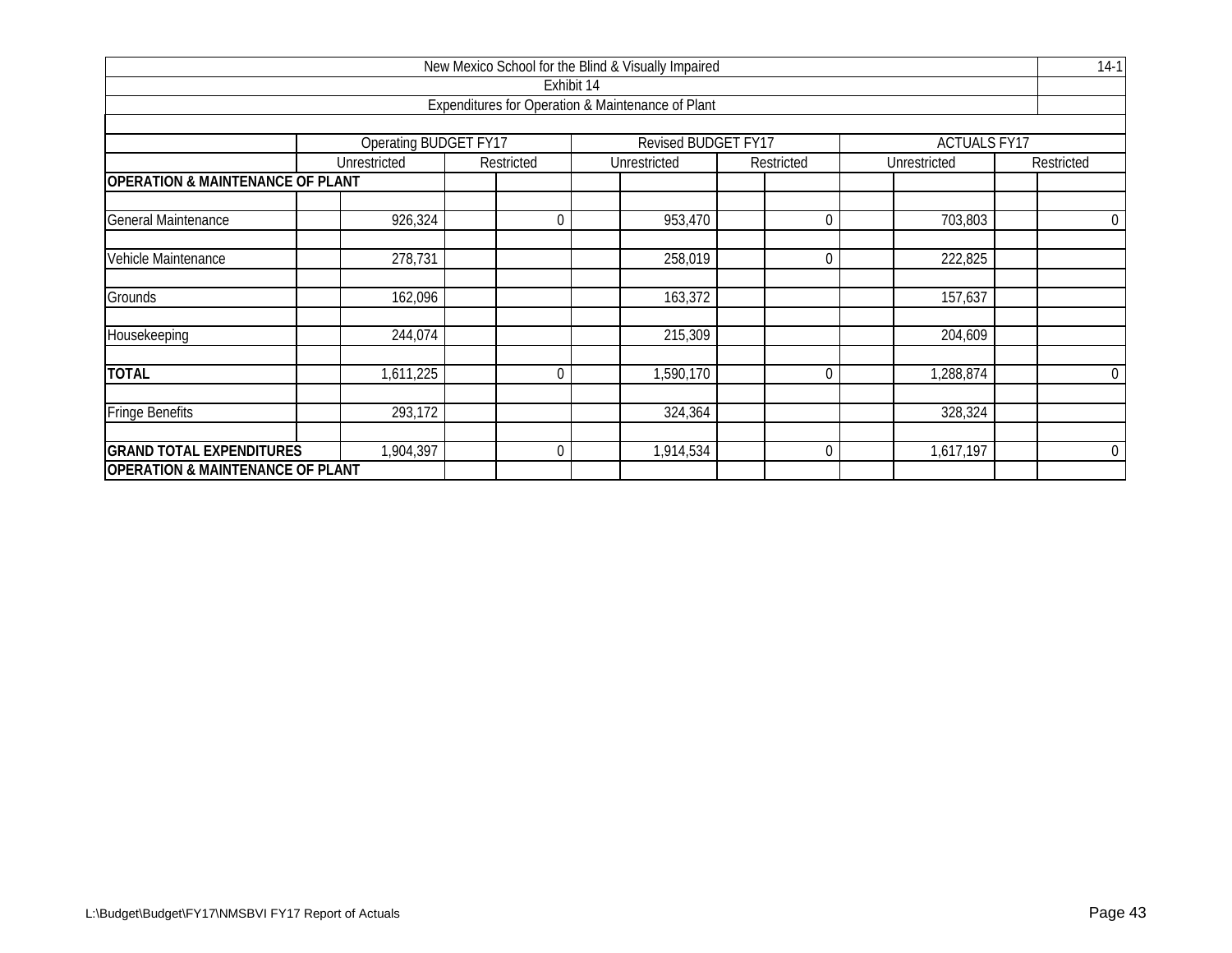New Mexico School for the Blind & Visually Impaired

14-1

Exhibit 14

Expenditures for Operation & Maintenance of Plant

| | Operating BUDGET FY17 | | Revised BUDGET FY17 | | ACTUALS FY17 | |
|---|---|---|---|---|---|---|
| | Unrestricted | Restricted | Unrestricted | Restricted | Unrestricted | Restricted |
| **OPERATION & MAINTENANCE OF PLANT** | | | | | | |
| General Maintenance | 926,324 | 0 | 953,470 | 0 | 703,803 | 0 |
| Vehicle Maintenance | 278,731 | | 258,019 | 0 | 222,825 | |
| Grounds | 162,096 | | 163,372 | | 157,637 | |
| Housekeeping | 244,074 | | 215,309 | | 204,609 | |
| **TOTAL** | 1,611,225 | 0 | 1,590,170 | 0 | 1,288,874 | 0 |
| Fringe Benefits | 293,172 | | 324,364 | | 328,324 | |
| **GRAND TOTAL EXPENDITURES** | 1,904,397 | 0 | 1,914,534 | 0 | 1,617,197 | 0 |
| **OPERATION & MAINTENANCE OF PLANT** | | | | | | |

L:\Budget\Budget\FY17\NMSBVI FY17 Report of Actuals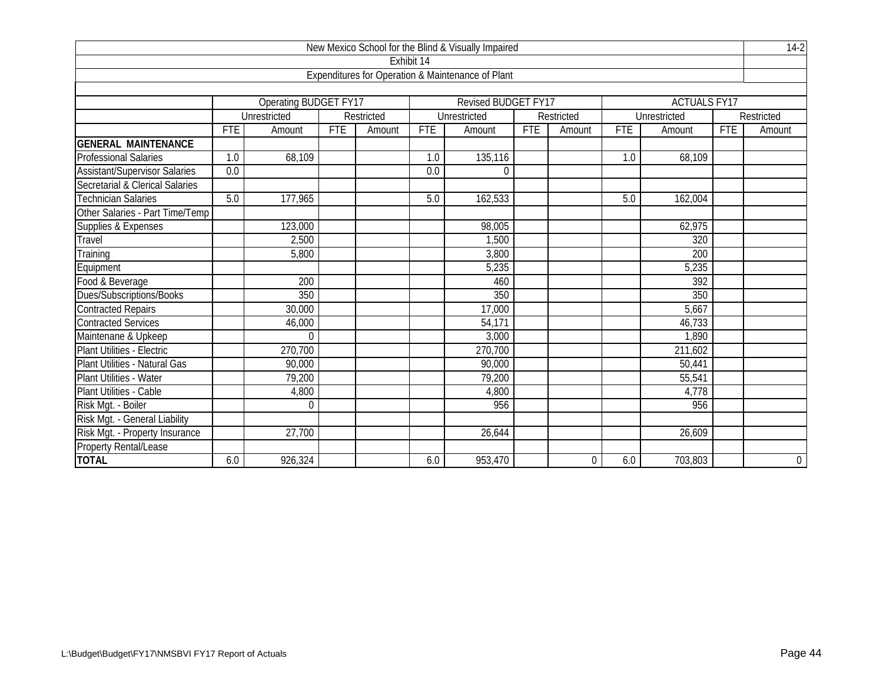New Mexico School for the Blind & Visually Impaired

14-2

Exhibit 14

Expenditures for Operation & Maintenance of Plant

| | Operating BUDGET FY17 | | | | Revised BUDGET FY17 | | | | ACTUALS FY17 | | | |
|---|---|---|---|---|---|---|---|---|---|---|---|---|
| | Unrestricted | | Restricted | | Unrestricted | | Restricted | | Unrestricted | | Restricted | |
| | FTE | Amount | FTE | Amount | FTE | Amount | FTE | Amount | FTE | Amount | FTE | Amount |
| **GENERAL MAINTENANCE** | | | | | | | | | | | | |
| Professional Salaries | 1.0 | 68,109 | | | 1.0 | 135,116 | | | 1.0 | 68,109 | | |
| Assistant/Supervisor Salaries | 0.0 | | | | 0.0 | 0 | | | | | | |
| Secretarial & Clerical Salaries | | | | | | | | | | | | |
| Technician Salaries | 5.0 | 177,965 | | | 5.0 | 162,533 | | | 5.0 | 162,004 | | |
| Other Salaries - Part Time/Temp | | | | | | | | | | | | |
| Supplies & Expenses | | 123,000 | | | | 98,005 | | | | 62,975 | | |
| Travel | | 2,500 | | | | 1,500 | | | | 320 | | |
| Training | | 5,800 | | | | 3,800 | | | | 200 | | |
| Equipment | | | | | | 5,235 | | | | 5,235 | | |
| Food & Beverage | | 200 | | | | 460 | | | | 392 | | |
| Dues/Subscriptions/Books | | 350 | | | | 350 | | | | 350 | | |
| Contracted Repairs | | 30,000 | | | | 17,000 | | | | 5,667 | | |
| Contracted Services | | 46,000 | | | | 54,171 | | | | 46,733 | | |
| Maintenane & Upkeep | | 0 | | | | 3,000 | | | | 1,890 | | |
| Plant Utilities - Electric | | 270,700 | | | | 270,700 | | | | 211,602 | | |
| Plant Utilities - Natural Gas | | 90,000 | | | | 90,000 | | | | 50,441 | | |
| Plant Utilities - Water | | 79,200 | | | | 79,200 | | | | 55,541 | | |
| Plant Utilities - Cable | | 4,800 | | | | 4,800 | | | | 4,778 | | |
| Risk Mgt. - Boiler | | 0 | | | | 956 | | | | 956 | | |
| Risk Mgt. - General Liability | | | | | | | | | | | | |
| Risk Mgt. - Property Insurance | | 27,700 | | | | 26,644 | | | | 26,609 | | |
| Property Rental/Lease | | | | | | | | | | | | |
| **TOTAL** | 6.0 | 926,324 | | | 6.0 | 953,470 | | 0 | 6.0 | 703,803 | | 0 |

L:\Budget\Budget\FY17\NMSBVI FY17 Report of Actuals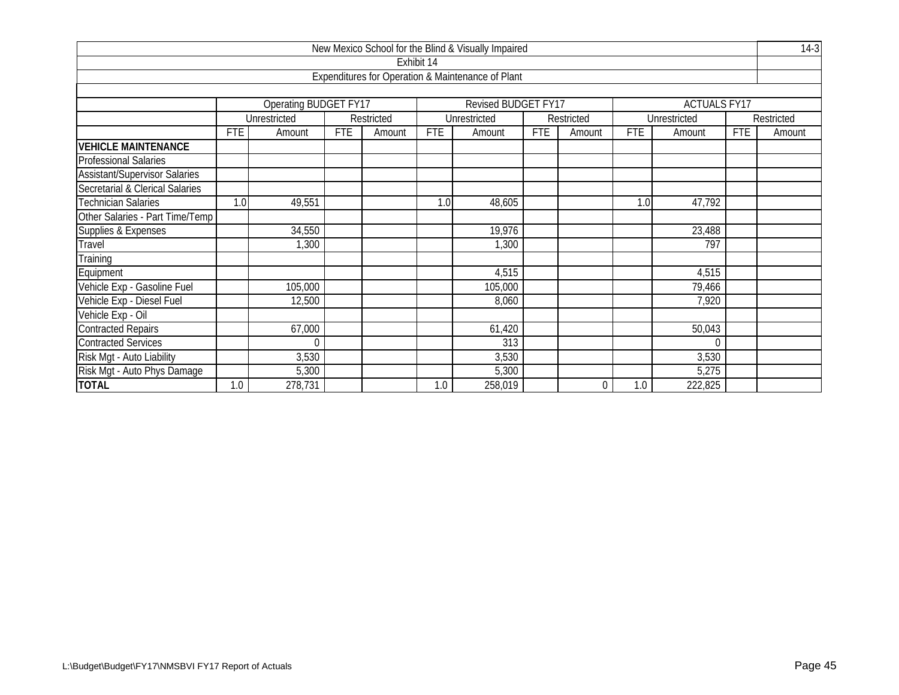New Mexico School for the Blind & Visually Impaired

Exhibit 14

Expenditures for Operation & Maintenance of Plant

| | Operating BUDGET FY17 | | | | Revised BUDGET FY17 | | | | ACTUALS FY17 | | | |
|---|---|---|---|---|---|---|---|---|---|---|---|---|
| | Unrestricted | | Restricted | | Unrestricted | | Restricted | | Unrestricted | | Restricted | |
| | FTE | Amount | FTE | Amount | FTE | Amount | FTE | Amount | FTE | Amount | FTE | Amount |
| **VEHICLE MAINTENANCE** | | | | | | | | | | | | |
| Professional Salaries | | | | | | | | | | | | |
| Assistant/Supervisor Salaries | | | | | | | | | | | | |
| Secretarial & Clerical Salaries | | | | | | | | | | | | |
| Technician Salaries | 1.0 | 49,551 | | | 1.0 | 48,605 | | | 1.0 | 47,792 | | |
| Other Salaries - Part Time/Temp | | | | | | | | | | | | |
| Supplies & Expenses | | 34,550 | | | | 19,976 | | | | 23,488 | | |
| Travel | | 1,300 | | | | 1,300 | | | | 797 | | |
| Training | | | | | | | | | | | | |
| Equipment | | | | | | 4,515 | | | | 4,515 | | |
| Vehicle Exp - Gasoline Fuel | | 105,000 | | | | 105,000 | | | | 79,466 | | |
| Vehicle Exp - Diesel Fuel | | 12,500 | | | | 8,060 | | | | 7,920 | | |
| Vehicle Exp - Oil | | | | | | | | | | | | |
| Contracted Repairs | | 67,000 | | | | 61,420 | | | | 50,043 | | |
| Contracted Services | | 0 | | | | 313 | | | | 0 | | |
| Risk Mgt - Auto Liability | | 3,530 | | | | 3,530 | | | | 3,530 | | |
| Risk Mgt - Auto Phys Damage | | 5,300 | | | | 5,300 | | | | 5,275 | | |
| **TOTAL** | 1.0 | 278,731 | | | 1.0 | 258,019 | | 0 | 1.0 | 222,825 | | |

L:\Budget\Budget\FY17\NMSBVI FY17 Report of Actuals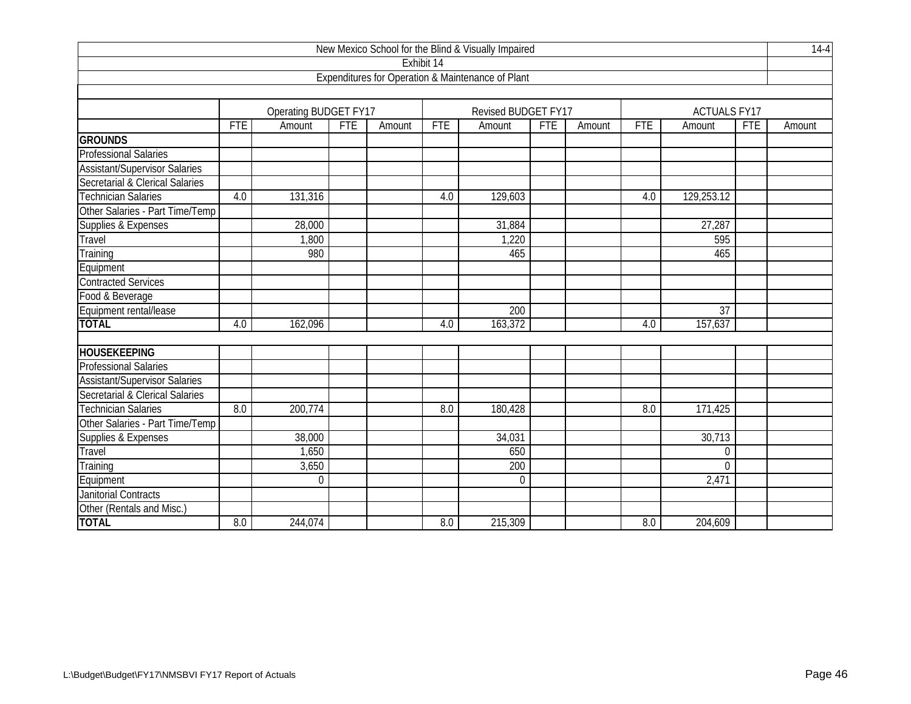New Mexico School for the Blind & Visually Impaired

Exhibit 14

Expenditures for Operation & Maintenance of Plant

| | Operating BUDGET FY17 | | | | Revised BUDGET FY17 | | | | ACTUALS FY17 | | | |
|---|---|---|---|---|---|---|---|---|---|---|---|---|
| | FTE | Amount | FTE | Amount | FTE | Amount | FTE | Amount | FTE | Amount | FTE | Amount |
| **GROUNDS** | | | | | | | | | | | | |
| Professional Salaries | | | | | | | | | | | | |
| Assistant/Supervisor Salaries | | | | | | | | | | | | |
| Secretarial & Clerical Salaries | | | | | | | | | | | | |
| Technician Salaries | 4.0 | 131,316 | | | 4.0 | 129,603 | | | 4.0 | 129,253.12 | | |
| Other Salaries - Part Time/Temp | | | | | | | | | | | | |
| Supplies & Expenses | | 28,000 | | | | 31,884 | | | | 27,287 | | |
| Travel | | 1,800 | | | | 1,220 | | | | 595 | | |
| Training | | 980 | | | | 465 | | | | 465 | | |
| Equipment | | | | | | | | | | | | |
| Contracted Services | | | | | | | | | | | | |
| Food & Beverage | | | | | | | | | | | | |
| Equipment rental/lease | | | | | | 200 | | | | 37 | | |
| **TOTAL** | 4.0 | 162,096 | | | 4.0 | 163,372 | | | 4.0 | 157,637 | | |
| | | | | | | | | | | | | |
| **HOUSEKEEPING** | | | | | | | | | | | | |
| Professional Salaries | | | | | | | | | | | | |
| Assistant/Supervisor Salaries | | | | | | | | | | | | |
| Secretarial & Clerical Salaries | | | | | | | | | | | | |
| Technician Salaries | 8.0 | 200,774 | | | 8.0 | 180,428 | | | 8.0 | 171,425 | | |
| Other Salaries - Part Time/Temp | | | | | | | | | | | | |
| Supplies & Expenses | | 38,000 | | | | 34,031 | | | | 30,713 | | |
| Travel | | 1,650 | | | | 650 | | | | 0 | | |
| Training | | 3,650 | | | | 200 | | | | 0 | | |
| Equipment | | 0 | | | | 0 | | | | 2,471 | | |
| Janitorial Contracts | | | | | | | | | | | | |
| Other (Rentals and Misc.) | | | | | | | | | | | | |
| **TOTAL** | 8.0 | 244,074 | | | 8.0 | 215,309 | | | 8.0 | 204,609 | | |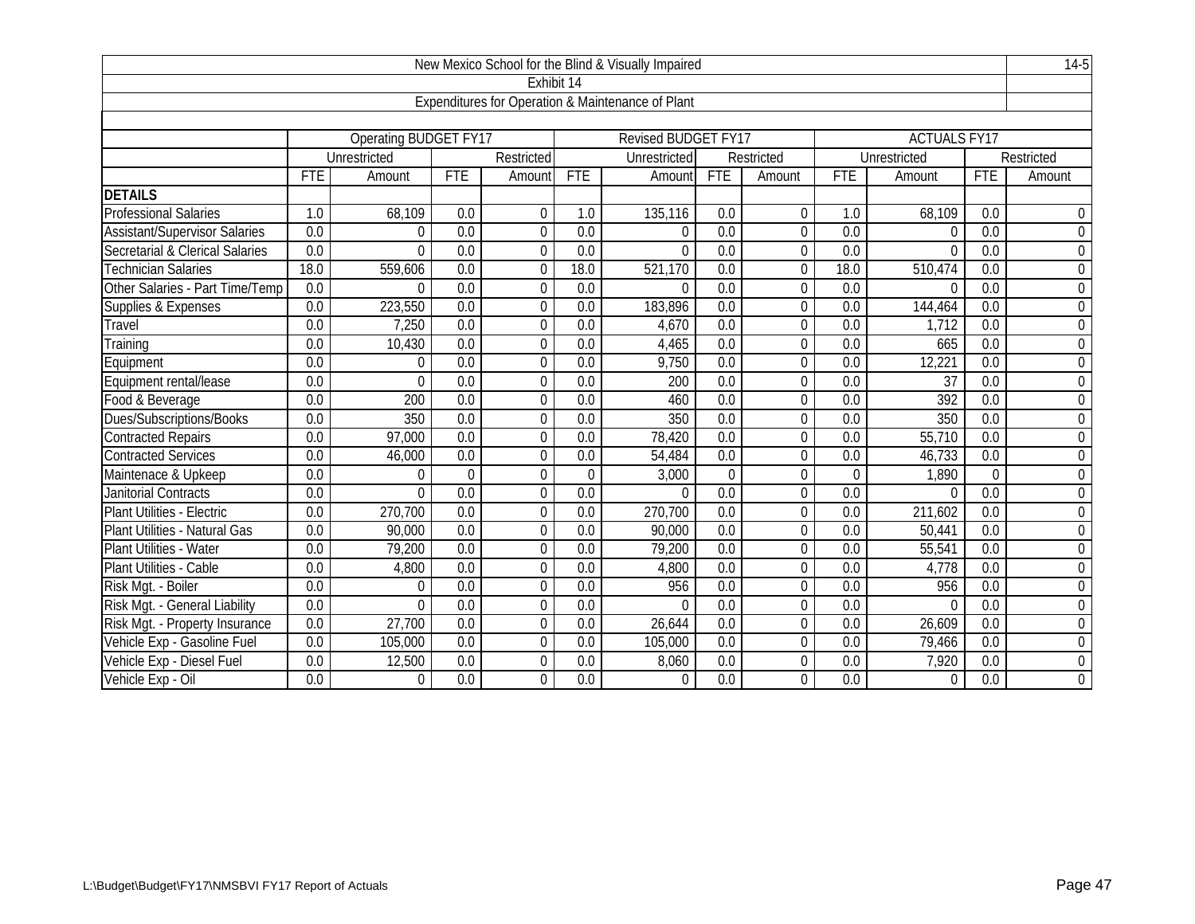New Mexico School for the Blind & Visually Impaired

Exhibit 14

Expenditures for Operation & Maintenance of Plant

| | Operating BUDGET FY17 | | | | Revised BUDGET FY17 | | | | ACTUALS FY17 | | | |
|---|---|---|---|---|---|---|---|---|---|---|---|---|
| | Unrestricted | | Restricted | | Unrestricted | | Restricted | | Unrestricted | | Restricted | |
| | FTE | Amount | FTE | Amount | FTE | Amount | FTE | Amount | FTE | Amount | FTE | Amount |
| **DETAILS** | | | | | | | | | | | | |
| Professional Salaries | 1.0 | 68,109 | 0.0 | 0 | 1.0 | 135,116 | 0.0 | 0 | 1.0 | 68,109 | 0.0 | 0 |
| Assistant/Supervisor Salaries | 0.0 | 0 | 0.0 | 0 | 0.0 | 0 | 0.0 | 0 | 0.0 | 0 | 0.0 | 0 |
| Secretarial & Clerical Salaries | 0.0 | 0 | 0.0 | 0 | 0.0 | 0 | 0.0 | 0 | 0.0 | 0 | 0.0 | 0 |
| Technician Salaries | 18.0 | 559,606 | 0.0 | 0 | 18.0 | 521,170 | 0.0 | 0 | 18.0 | 510,474 | 0.0 | 0 |
| Other Salaries - Part Time/Temp | 0.0 | 0 | 0.0 | 0 | 0.0 | 0 | 0.0 | 0 | 0.0 | 0 | 0.0 | 0 |
| Supplies & Expenses | 0.0 | 223,550 | 0.0 | 0 | 0.0 | 183,896 | 0.0 | 0 | 0.0 | 144,464 | 0.0 | 0 |
| Travel | 0.0 | 7,250 | 0.0 | 0 | 0.0 | 4,670 | 0.0 | 0 | 0.0 | 1,712 | 0.0 | 0 |
| Training | 0.0 | 10,430 | 0.0 | 0 | 0.0 | 4,465 | 0.0 | 0 | 0.0 | 665 | 0.0 | 0 |
| Equipment | 0.0 | 0 | 0.0 | 0 | 0.0 | 9,750 | 0.0 | 0 | 0.0 | 12,221 | 0.0 | 0 |
| Equipment rental/lease | 0.0 | 0 | 0.0 | 0 | 0.0 | 200 | 0.0 | 0 | 0.0 | 37 | 0.0 | 0 |
| Food & Beverage | 0.0 | 200 | 0.0 | 0 | 0.0 | 460 | 0.0 | 0 | 0.0 | 392 | 0.0 | 0 |
| Dues/Subscriptions/Books | 0.0 | 350 | 0.0 | 0 | 0.0 | 350 | 0.0 | 0 | 0.0 | 350 | 0.0 | 0 |
| Contracted Repairs | 0.0 | 97,000 | 0.0 | 0 | 0.0 | 78,420 | 0.0 | 0 | 0.0 | 55,710 | 0.0 | 0 |
| Contracted Services | 0.0 | 46,000 | 0.0 | 0 | 0.0 | 54,484 | 0.0 | 0 | 0.0 | 46,733 | 0.0 | 0 |
| Maintenace & Upkeep | 0.0 | 0 | 0 | 0 | 0 | 3,000 | 0 | 0 | 0 | 1,890 | 0 | 0 |
| Janitorial Contracts | 0.0 | 0 | 0.0 | 0 | 0.0 | 0 | 0.0 | 0 | 0.0 | 0 | 0.0 | 0 |
| Plant Utilities - Electric | 0.0 | 270,700 | 0.0 | 0 | 0.0 | 270,700 | 0.0 | 0 | 0.0 | 211,602 | 0.0 | 0 |
| Plant Utilities - Natural Gas | 0.0 | 90,000 | 0.0 | 0 | 0.0 | 90,000 | 0.0 | 0 | 0.0 | 50,441 | 0.0 | 0 |
| Plant Utilities - Water | 0.0 | 79,200 | 0.0 | 0 | 0.0 | 79,200 | 0.0 | 0 | 0.0 | 55,541 | 0.0 | 0 |
| Plant Utilities - Cable | 0.0 | 4,800 | 0.0 | 0 | 0.0 | 4,800 | 0.0 | 0 | 0.0 | 4,778 | 0.0 | 0 |
| Risk Mgt. - Boiler | 0.0 | 0 | 0.0 | 0 | 0.0 | 956 | 0.0 | 0 | 0.0 | 956 | 0.0 | 0 |
| Risk Mgt. - General Liability | 0.0 | 0 | 0.0 | 0 | 0.0 | 0 | 0.0 | 0 | 0.0 | 0 | 0.0 | 0 |
| Risk Mgt. - Property Insurance | 0.0 | 27,700 | 0.0 | 0 | 0.0 | 26,644 | 0.0 | 0 | 0.0 | 26,609 | 0.0 | 0 |
| Vehicle Exp - Gasoline Fuel | 0.0 | 105,000 | 0.0 | 0 | 0.0 | 105,000 | 0.0 | 0 | 0.0 | 79,466 | 0.0 | 0 |
| Vehicle Exp - Diesel Fuel | 0.0 | 12,500 | 0.0 | 0 | 0.0 | 8,060 | 0.0 | 0 | 0.0 | 7,920 | 0.0 | 0 |
| Vehicle Exp - Oil | 0.0 | 0 | 0.0 | 0 | 0.0 | 0 | 0.0 | 0 | 0.0 | 0 | 0.0 | 0 |

L:\Budget\Budget\FY17\NMSBVI FY17 Report of Actuals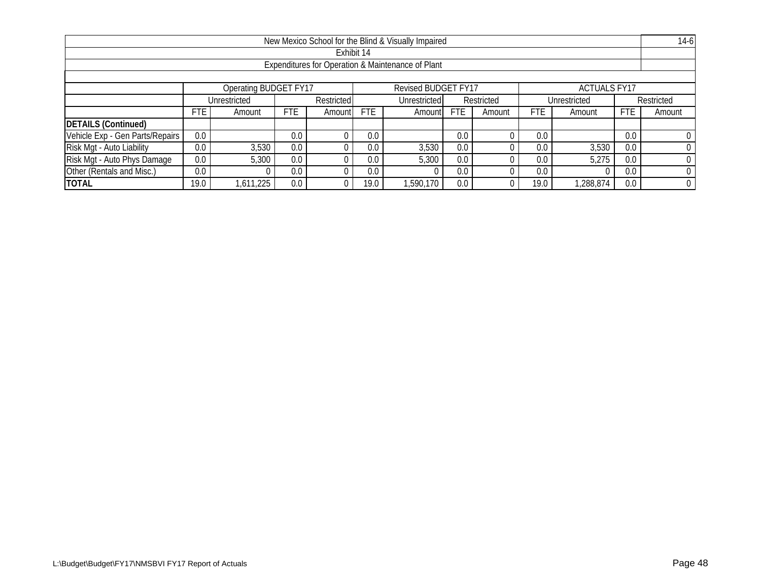New Mexico School for the Blind & Visually Impaired

14-6

Exhibit 14

Expenditures for Operation & Maintenance of Plant

| | Operating BUDGET FY17 | | | | Revised BUDGET FY17 | | | | ACTUALS FY17 | | | |
|---|---|---|---|---|---|---|---|---|---|---|---|---|
| | Unrestricted | | Restricted | | Unrestricted | | Restricted | | Unrestricted | | Restricted | |
| | FTE | Amount | FTE | Amount | FTE | Amount | FTE | Amount | FTE | Amount | FTE | Amount |
| **DETAILS (Continued)** | | | | | | | | | | | | |
| Vehicle Exp - Gen Parts/Repairs | 0.0 | | 0.0 | 0 | 0.0 | | 0.0 | 0 | 0.0 | | 0.0 | 0 |
| Risk Mgt - Auto Liability | 0.0 | 3,530 | 0.0 | 0 | 0.0 | 3,530 | 0.0 | 0 | 0.0 | 3,530 | 0.0 | 0 |
| Risk Mgt - Auto Phys Damage | 0.0 | 5,300 | 0.0 | 0 | 0.0 | 5,300 | 0.0 | 0 | 0.0 | 5,275 | 0.0 | 0 |
| Other (Rentals and Misc.) | 0.0 | 0 | 0.0 | 0 | 0.0 | 0 | 0.0 | 0 | 0.0 | 0 | 0.0 | 0 |
| **TOTAL** | 19.0 | 1,611,225 | 0.0 | 0 | 19.0 | 1,590,170 | 0.0 | 0 | 19.0 | 1,288,874 | 0.0 | 0 |

L:\Budget\Budget\FY17\NMSBVI FY17 Report of Actuals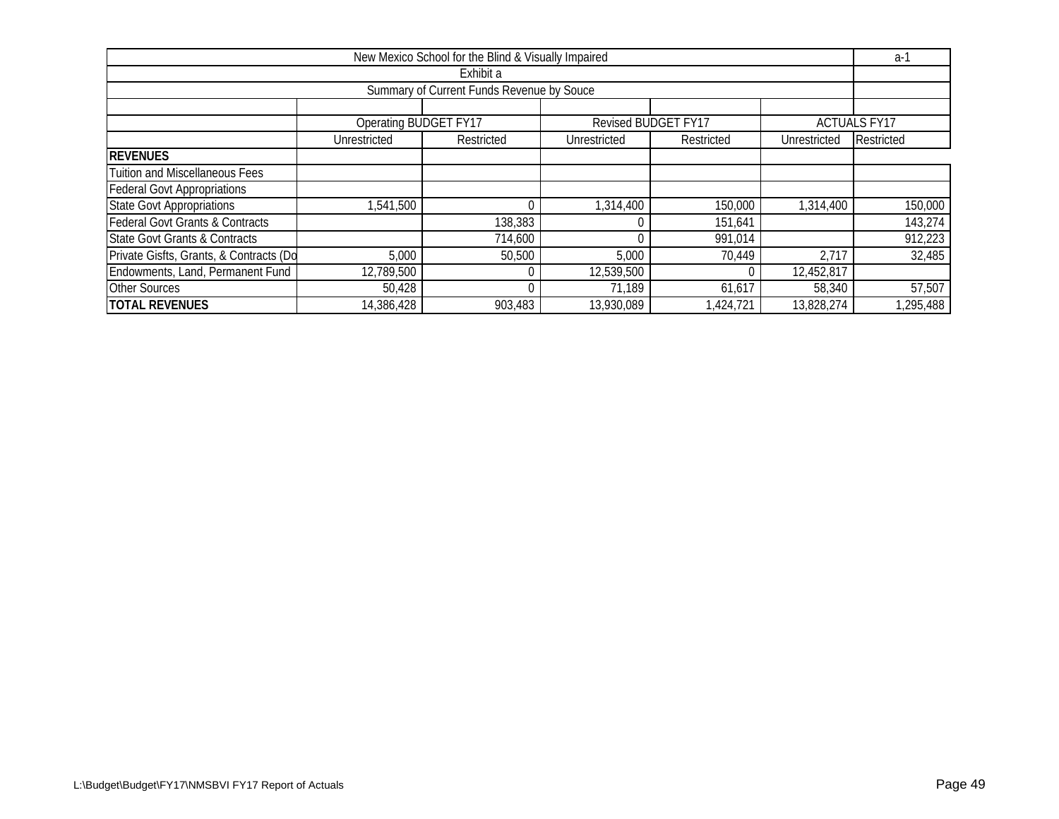| New Mexico School for the Blind & Visually Impaired | | | | | | a-1 |
|---|---|---|---|---|---|---|
| Exhibit a | | | | | | |
| Summary of Current Funds Revenue by Souce | | | | | | |
| | Operating BUDGET FY17 | | Revised BUDGET FY17 | | ACTUALS FY17 | |
| | Unrestricted | Restricted | Unrestricted | Restricted | Unrestricted | Restricted |
| **REVENUES** | | | | | | |
| Tuition and Miscellaneous Fees | | | | | | |
| Federal Govt Appropriations | | | | | | |
| State Govt Appropriations | 1,541,500 | 0 | 1,314,400 | 150,000 | 1,314,400 | 150,000 |
| Federal Govt Grants & Contracts | | 138,383 | 0 | 151,641 | | 143,274 |
| State Govt Grants & Contracts | | 714,600 | 0 | 991,014 | | 912,223 |
| Private Gisfts, Grants, & Contracts (Do | 5,000 | 50,500 | 5,000 | 70,449 | 2,717 | 32,485 |
| Endowments, Land, Permanent Fund | 12,789,500 | 0 | 12,539,500 | 0 | 12,452,817 | |
| Other Sources | 50,428 | 0 | 71,189 | 61,617 | 58,340 | 57,507 |
| **TOTAL REVENUES** | 14,386,428 | 903,483 | 13,930,089 | 1,424,721 | 13,828,274 | 1,295,488 |

L:\Budget\Budget\FY17\NMSBVI FY17 Report of Actuals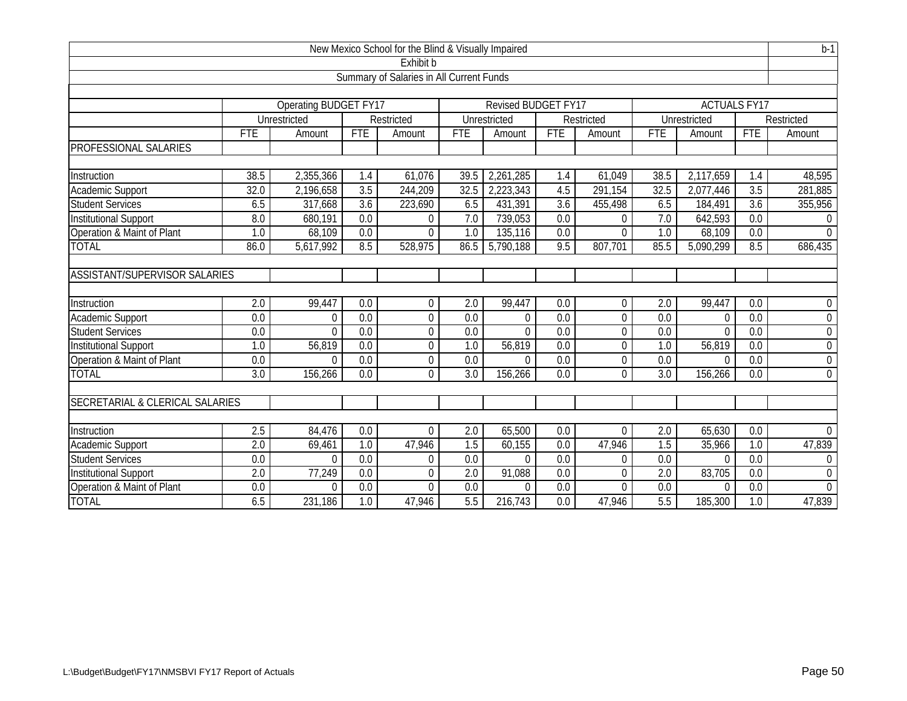New Mexico School for the Blind & Visually Impaired

b-1

Exhibit b

Summary of Salaries in All Current Funds

| | Operating BUDGET FY17 | | | | Revised BUDGET FY17 | | | | ACTUALS FY17 | | | |
|---|---|---|---|---|---|---|---|---|---|---|---|---|
| | Unrestricted | | Restricted | | Unrestricted | | Restricted | | Unrestricted | | Restricted | |
| | FTE | Amount | FTE | Amount | FTE | Amount | FTE | Amount | FTE | Amount | FTE | Amount |
| PROFESSIONAL SALARIES | | | | | | | | | | | | |
| Instruction | 38.5 | 2,355,366 | 1.4 | 61,076 | 39.5 | 2,261,285 | 1.4 | 61,049 | 38.5 | 2,117,659 | 1.4 | 48,595 |
| Academic Support | 32.0 | 2,196,658 | 3.5 | 244,209 | 32.5 | 2,223,343 | 4.5 | 291,154 | 32.5 | 2,077,446 | 3.5 | 281,885 |
| Student Services | 6.5 | 317,668 | 3.6 | 223,690 | 6.5 | 431,391 | 3.6 | 455,498 | 6.5 | 184,491 | 3.6 | 355,956 |
| Institutional Support | 8.0 | 680,191 | 0.0 | 0 | 7.0 | 739,053 | 0.0 | 0 | 7.0 | 642,593 | 0.0 | 0 |
| Operation & Maint of Plant | 1.0 | 68,109 | 0.0 | 0 | 1.0 | 135,116 | 0.0 | 0 | 1.0 | 68,109 | 0.0 | 0 |
| TOTAL | 86.0 | 5,617,992 | 8.5 | 528,975 | 86.5 | 5,790,188 | 9.5 | 807,701 | 85.5 | 5,090,299 | 8.5 | 686,435 |
| ASSISTANT/SUPERVISOR SALARIES | | | | | | | | | | | | |
| Instruction | 2.0 | 99,447 | 0.0 | 0 | 2.0 | 99,447 | 0.0 | 0 | 2.0 | 99,447 | 0.0 | 0 |
| Academic Support | 0.0 | 0 | 0.0 | 0 | 0.0 | 0 | 0.0 | 0 | 0.0 | 0 | 0.0 | 0 |
| Student Services | 0.0 | 0 | 0.0 | 0 | 0.0 | 0 | 0.0 | 0 | 0.0 | 0 | 0.0 | 0 |
| Institutional Support | 1.0 | 56,819 | 0.0 | 0 | 1.0 | 56,819 | 0.0 | 0 | 1.0 | 56,819 | 0.0 | 0 |
| Operation & Maint of Plant | 0.0 | 0 | 0.0 | 0 | 0.0 | 0 | 0.0 | 0 | 0.0 | 0 | 0.0 | 0 |
| TOTAL | 3.0 | 156,266 | 0.0 | 0 | 3.0 | 156,266 | 0.0 | 0 | 3.0 | 156,266 | 0.0 | 0 |
| SECRETARIAL & CLERICAL SALARIES | | | | | | | | | | | | |
| Instruction | 2.5 | 84,476 | 0.0 | 0 | 2.0 | 65,500 | 0.0 | 0 | 2.0 | 65,630 | 0.0 | 0 |
| Academic Support | 2.0 | 69,461 | 1.0 | 47,946 | 1.5 | 60,155 | 0.0 | 47,946 | 1.5 | 35,966 | 1.0 | 47,839 |
| Student Services | 0.0 | 0 | 0.0 | 0 | 0.0 | 0 | 0.0 | 0 | 0.0 | 0 | 0.0 | 0 |
| Institutional Support | 2.0 | 77,249 | 0.0 | 0 | 2.0 | 91,088 | 0.0 | 0 | 2.0 | 83,705 | 0.0 | 0 |
| Operation & Maint of Plant | 0.0 | 0 | 0.0 | 0 | 0.0 | 0 | 0.0 | 0 | 0.0 | 0 | 0.0 | 0 |
| TOTAL | 6.5 | 231,186 | 1.0 | 47,946 | 5.5 | 216,743 | 0.0 | 47,946 | 5.5 | 185,300 | 1.0 | 47,839 |

L:\Budget\Budget\FY17\NMSBVI FY17 Report of Actuals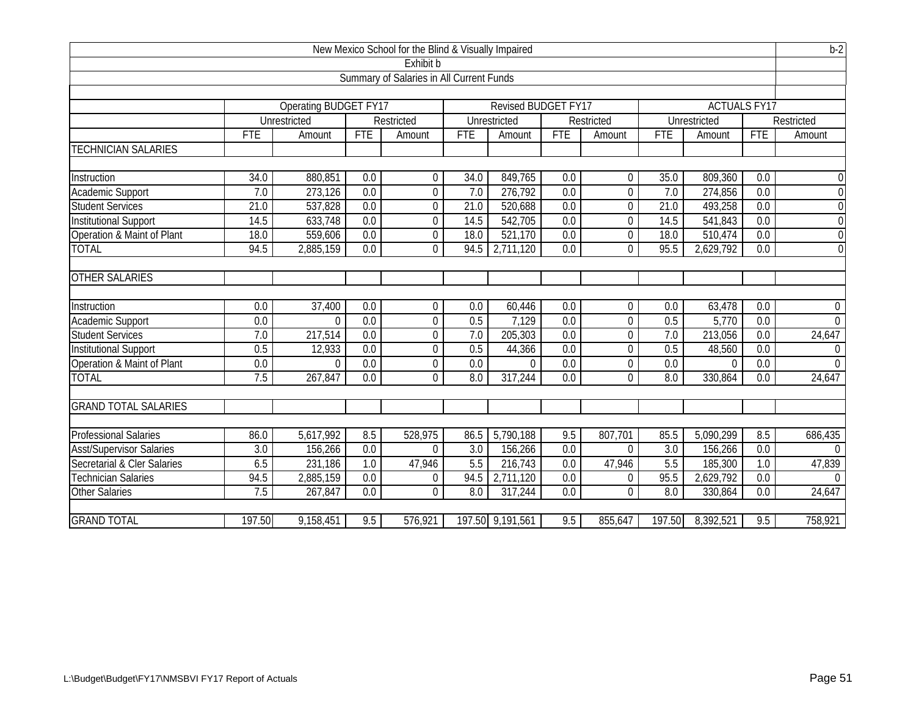New Mexico School for the Blind & Visually Impaired

b-2

Exhibit b

Summary of Salaries in All Current Funds

| | Operating BUDGET FY17 | | | | Revised BUDGET FY17 | | | | ACTUALS FY17 | | | |
|---|---|---|---|---|---|---|---|---|---|---|---|---|
| | Unrestricted | | Restricted | | Unrestricted | | Restricted | | Unrestricted | | Restricted | |
| | FTE | Amount | FTE | Amount | FTE | Amount | FTE | Amount | FTE | Amount | FTE | Amount |
| TECHNICIAN SALARIES | | | | | | | | | | | | |
| Instruction | 34.0 | 880,851 | 0.0 | 0 | 34.0 | 849,765 | 0.0 | 0 | 35.0 | 809,360 | 0.0 | 0 |
| Academic Support | 7.0 | 273,126 | 0.0 | 0 | 7.0 | 276,792 | 0.0 | 0 | 7.0 | 274,856 | 0.0 | 0 |
| Student Services | 21.0 | 537,828 | 0.0 | 0 | 21.0 | 520,688 | 0.0 | 0 | 21.0 | 493,258 | 0.0 | 0 |
| Institutional Support | 14.5 | 633,748 | 0.0 | 0 | 14.5 | 542,705 | 0.0 | 0 | 14.5 | 541,843 | 0.0 | 0 |
| Operation & Maint of Plant | 18.0 | 559,606 | 0.0 | 0 | 18.0 | 521,170 | 0.0 | 0 | 18.0 | 510,474 | 0.0 | 0 |
| TOTAL | 94.5 | 2,885,159 | 0.0 | 0 | 94.5 | 2,711,120 | 0.0 | 0 | 95.5 | 2,629,792 | 0.0 | 0 |
| OTHER SALARIES | | | | | | | | | | | | |
| Instruction | 0.0 | 37,400 | 0.0 | 0 | 0.0 | 60,446 | 0.0 | 0 | 0.0 | 63,478 | 0.0 | 0 |
| Academic Support | 0.0 | 0 | 0.0 | 0 | 0.5 | 7,129 | 0.0 | 0 | 0.5 | 5,770 | 0.0 | 0 |
| Student Services | 7.0 | 217,514 | 0.0 | 0 | 7.0 | 205,303 | 0.0 | 0 | 7.0 | 213,056 | 0.0 | 24,647 |
| Institutional Support | 0.5 | 12,933 | 0.0 | 0 | 0.5 | 44,366 | 0.0 | 0 | 0.5 | 48,560 | 0.0 | 0 |
| Operation & Maint of Plant | 0.0 | 0 | 0.0 | 0 | 0.0 | 0 | 0.0 | 0 | 0.0 | 0 | 0.0 | 0 |
| TOTAL | 7.5 | 267,847 | 0.0 | 0 | 8.0 | 317,244 | 0.0 | 0 | 8.0 | 330,864 | 0.0 | 24,647 |
| GRAND TOTAL SALARIES | | | | | | | | | | | | |
| Professional Salaries | 86.0 | 5,617,992 | 8.5 | 528,975 | 86.5 | 5,790,188 | 9.5 | 807,701 | 85.5 | 5,090,299 | 8.5 | 686,435 |
| Asst/Supervisor Salaries | 3.0 | 156,266 | 0.0 | 0 | 3.0 | 156,266 | 0.0 | 0 | 3.0 | 156,266 | 0.0 | 0 |
| Secretarial & Cler Salaries | 6.5 | 231,186 | 1.0 | 47,946 | 5.5 | 216,743 | 0.0 | 47,946 | 5.5 | 185,300 | 1.0 | 47,839 |
| Technician Salaries | 94.5 | 2,885,159 | 0.0 | 0 | 94.5 | 2,711,120 | 0.0 | 0 | 95.5 | 2,629,792 | 0.0 | 0 |
| Other Salaries | 7.5 | 267,847 | 0.0 | 0 | 8.0 | 317,244 | 0.0 | 0 | 8.0 | 330,864 | 0.0 | 24,647 |
| GRAND TOTAL | 197.50 | 9,158,451 | 9.5 | 576,921 | 197.50 | 9,191,561 | 9.5 | 855,647 | 197.50 | 8,392,521 | 9.5 | 758,921 |

L:\Budget\Budget\FY17\NMSBVI FY17 Report of Actuals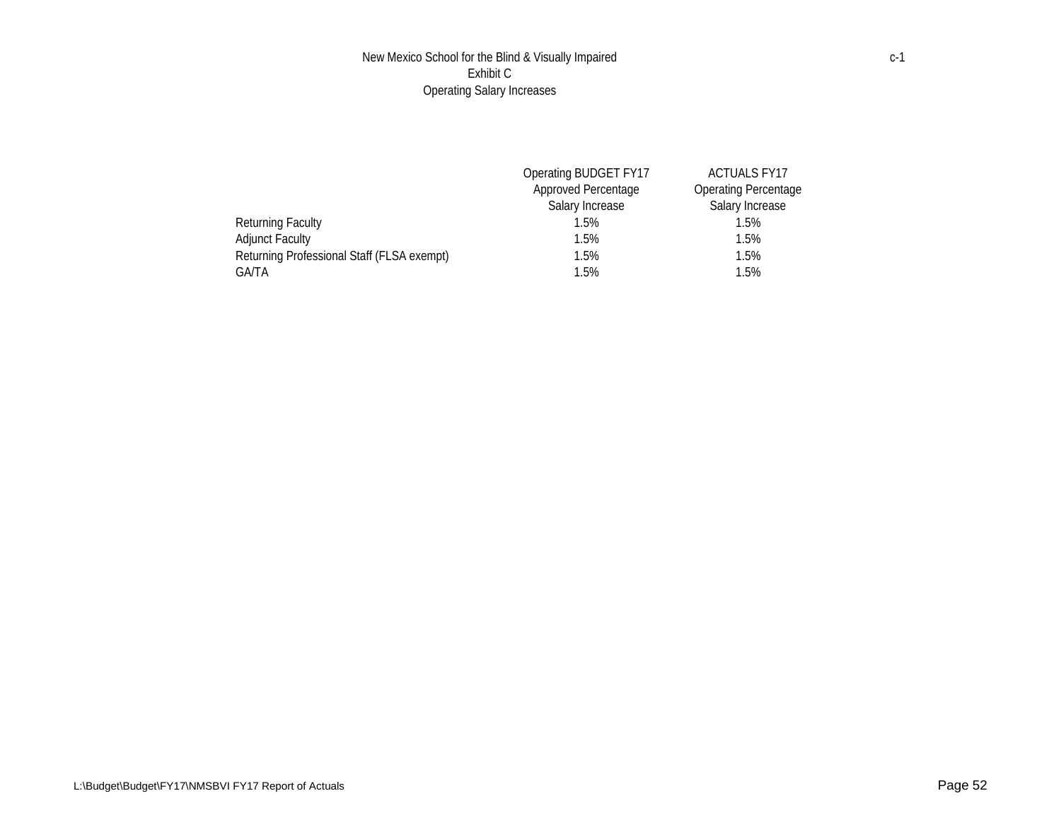# New Mexico School for the Blind & Visually Impaired

c-1

## Exhibit C

## Operating Salary Increases

| | Operating BUDGET FY17 Approved Percentage Salary Increase | ACTUALS FY17 Operating Percentage Salary Increase |
|---|---|---|
| Returning Faculty | 1.5% | 1.5% |
| Adjunct Faculty | 1.5% | 1.5% |
| Returning Professional Staff (FLSA exempt) | 1.5% | 1.5% |
| GA/TA | 1.5% | 1.5% |

L:\Budget\Budget\FY17\NMSBVI FY17 Report of Actuals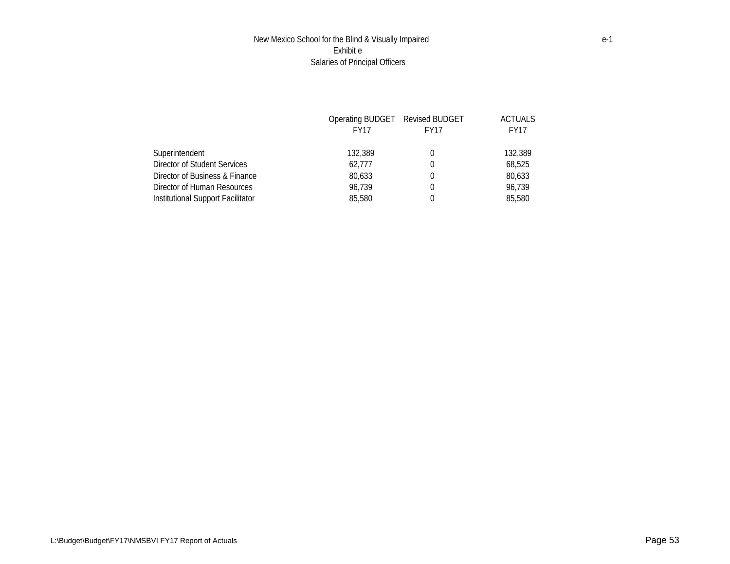New Mexico School for the Blind & Visually Impaired

e-1

Exhibit e

Salaries of Principal Officers

| | Operating BUDGET FY17 | Revised BUDGET FY17 | ACTUALS FY17 |
|---|---|---|---|
| Superintendent | 132,389 | 0 | 132,389 |
| Director of Student Services | 62,777 | 0 | 68,525 |
| Director of Business & Finance | 80,633 | 0 | 80,633 |
| Director of Human Resources | 96,739 | 0 | 96,739 |
| Institutional Support Facilitator | 85,580 | 0 | 85,580 |

L:\Budget\Budget\FY17\NMSBVI FY17 Report of Actuals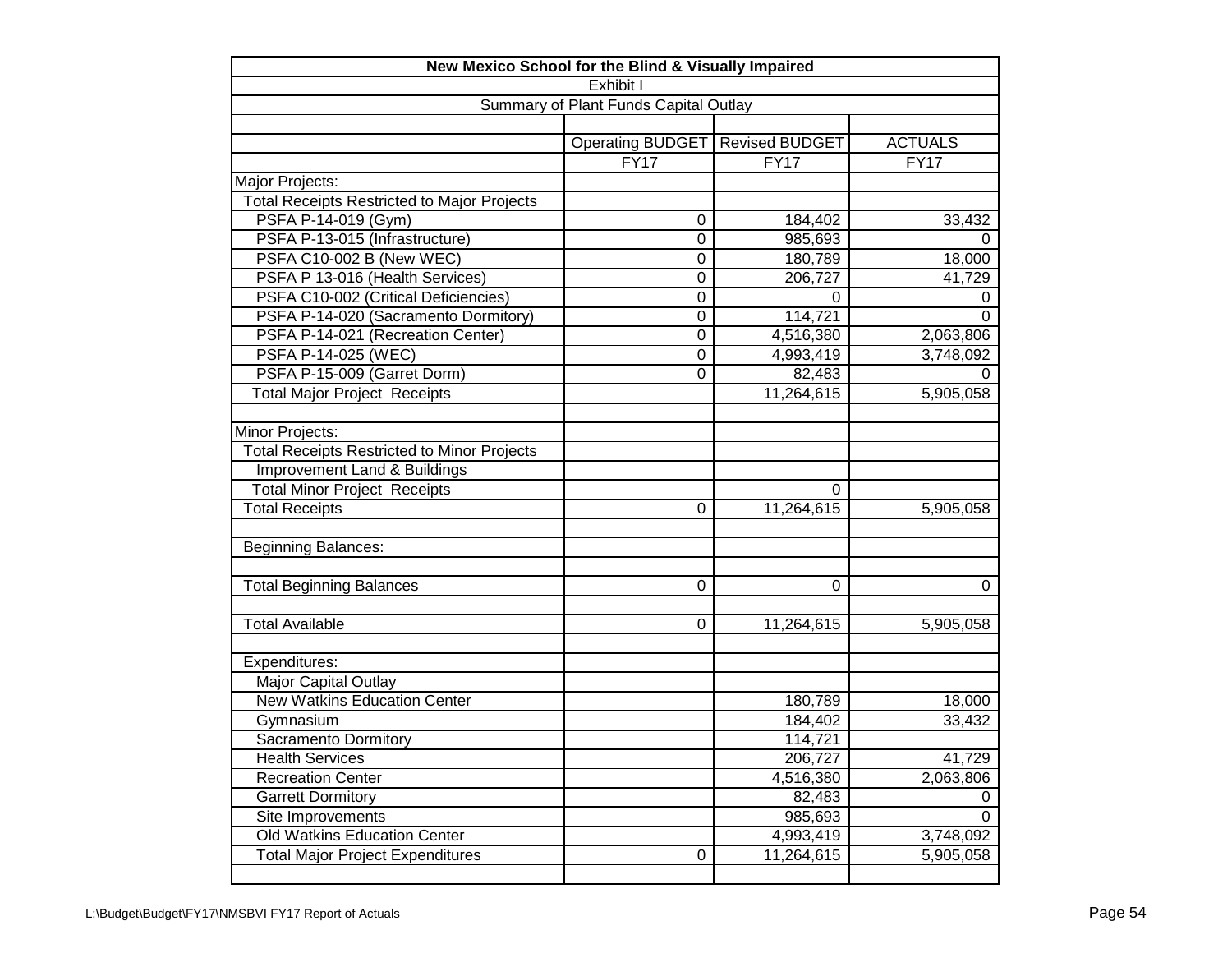| New Mexico School for the Blind & Visually Impaired | | | |
|---|---|---|---|
| Exhibit I | | | |
| Summary of Plant Funds Capital Outlay | | | |
| | | | |
| | Operating BUDGET | Revised BUDGET | ACTUALS |
| | FY17 | FY17 | FY17 |
| Major Projects: | | | |
| Total Receipts Restricted to Major Projects | | | |
| PSFA P-14-019 (Gym) | 0 | 184,402 | 33,432 |
| PSFA P-13-015 (Infrastructure) | 0 | 985,693 | 0 |
| PSFA C10-002 B (New WEC) | 0 | 180,789 | 18,000 |
| PSFA P 13-016 (Health Services) | 0 | 206,727 | 41,729 |
| PSFA C10-002 (Critical Deficiencies) | 0 | 0 | 0 |
| PSFA P-14-020 (Sacramento Dormitory) | 0 | 114,721 | 0 |
| PSFA P-14-021 (Recreation Center) | 0 | 4,516,380 | 2,063,806 |
| PSFA P-14-025 (WEC) | 0 | 4,993,419 | 3,748,092 |
| PSFA P-15-009 (Garret Dorm) | 0 | 82,483 | 0 |
| Total Major Project Receipts | | 11,264,615 | 5,905,058 |
| | | | |
| Minor Projects: | | | |
| Total Receipts Restricted to Minor Projects | | | |
| Improvement Land & Buildings | | | |
| Total Minor Project Receipts | | 0 | |
| Total Receipts | 0 | 11,264,615 | 5,905,058 |
| | | | |
| Beginning Balances: | | | |
| | | | |
| Total Beginning Balances | 0 | 0 | 0 |
| | | | |
| Total Available | 0 | 11,264,615 | 5,905,058 |
| | | | |
| Expenditures: | | | |
| Major Capital Outlay | | | |
| New Watkins Education Center | | 180,789 | 18,000 |
| Gymnasium | | 184,402 | 33,432 |
| Sacramento Dormitory | | 114,721 | |
| Health Services | | 206,727 | 41,729 |
| Recreation Center | | 4,516,380 | 2,063,806 |
| Garrett Dormitory | | 82,483 | 0 |
| Site Improvements | | 985,693 | 0 |
| Old Watkins Education Center | | 4,993,419 | 3,748,092 |
| Total Major Project Expenditures | 0 | 11,264,615 | 5,905,058 |
| | | | |

L:\Budget\Budget\FY17\NMSBVI FY17 Report of Actuals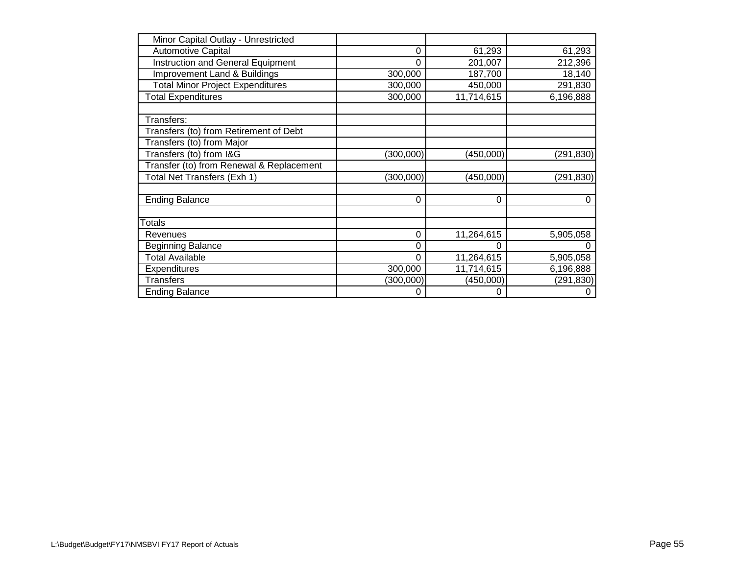| | | | |
|---|---|---|---|
| Minor Capital Outlay - Unrestricted | | | |
| Automotive Capital | 0 | 61,293 | 61,293 |
| Instruction and General Equipment | 0 | 201,007 | 212,396 |
| Improvement Land & Buildings | 300,000 | 187,700 | 18,140 |
| Total Minor Project Expenditures | 300,000 | 450,000 | 291,830 |
| Total Expenditures | 300,000 | 11,714,615 | 6,196,888 |
| | | | |
| Transfers: | | | |
| Transfers (to) from Retirement of Debt | | | |
| Transfers (to) from Major | | | |
| Transfers (to) from I&G | (300,000) | (450,000) | (291,830) |
| Transfer (to) from Renewal & Replacement | | | |
| Total Net Transfers (Exh 1) | (300,000) | (450,000) | (291,830) |
| | | | |
| Ending Balance | 0 | 0 | 0 |
| | | | |
| Totals | | | |
| Revenues | 0 | 11,264,615 | 5,905,058 |
| Beginning Balance | 0 | 0 | 0 |
| Total Available | 0 | 11,264,615 | 5,905,058 |
| Expenditures | 300,000 | 11,714,615 | 6,196,888 |
| Transfers | (300,000) | (450,000) | (291,830) |
| Ending Balance | 0 | 0 | 0 |

L:\Budget\Budget\FY17\NMSBVI FY17 Report of Actuals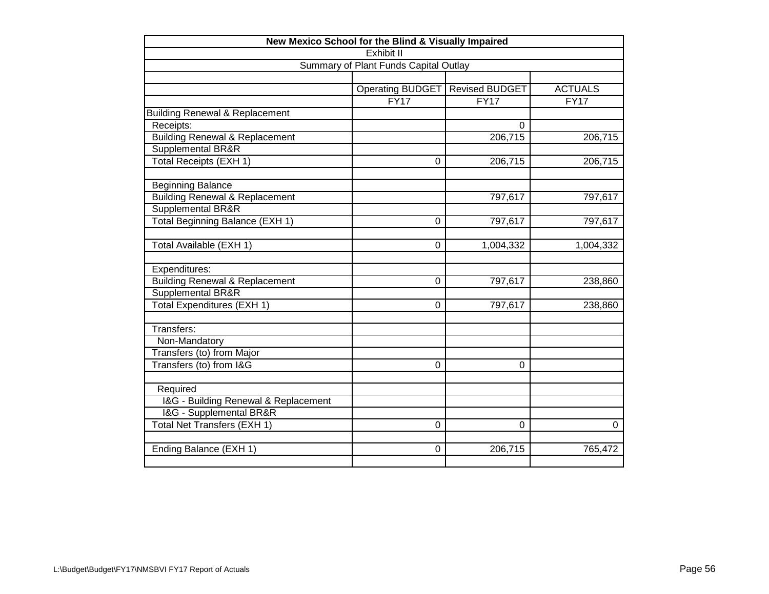# New Mexico School for the Blind & Visually Impaired

## Exhibit II

### Summary of Plant Funds Capital Outlay

| | Operating BUDGET FY17 | Revised BUDGET FY17 | ACTUALS FY17 |
|---|---|---|---|
| Building Renewal & Replacement | | | |
| Receipts: | | 0 | |
| Building Renewal & Replacement | | 206,715 | 206,715 |
| Supplemental BR&R | | | |
| Total Receipts (EXH 1) | 0 | 206,715 | 206,715 |
| | | | |
| Beginning Balance | | | |
| Building Renewal & Replacement | | 797,617 | 797,617 |
| Supplemental BR&R | | | |
| Total Beginning Balance (EXH 1) | 0 | 797,617 | 797,617 |
| | | | |
| Total Available (EXH 1) | 0 | 1,004,332 | 1,004,332 |
| | | | |
| Expenditures: | | | |
| Building Renewal & Replacement | 0 | 797,617 | 238,860 |
| Supplemental BR&R | | | |
| Total Expenditures (EXH 1) | 0 | 797,617 | 238,860 |
| | | | |
| Transfers: | | | |
| Non-Mandatory | | | |
| Transfers (to) from Major | | | |
| Transfers (to) from I&G | 0 | 0 | |
| | | | |
| Required | | | |
| I&G - Building Renewal & Replacement | | | |
| I&G - Supplemental BR&R | | | |
| Total Net Transfers (EXH 1) | 0 | 0 | 0 |
| | | | |
| Ending Balance (EXH 1) | 0 | 206,715 | 765,472 |

L:\Budget\Budget\FY17\NMSBVI FY17 Report of Actuals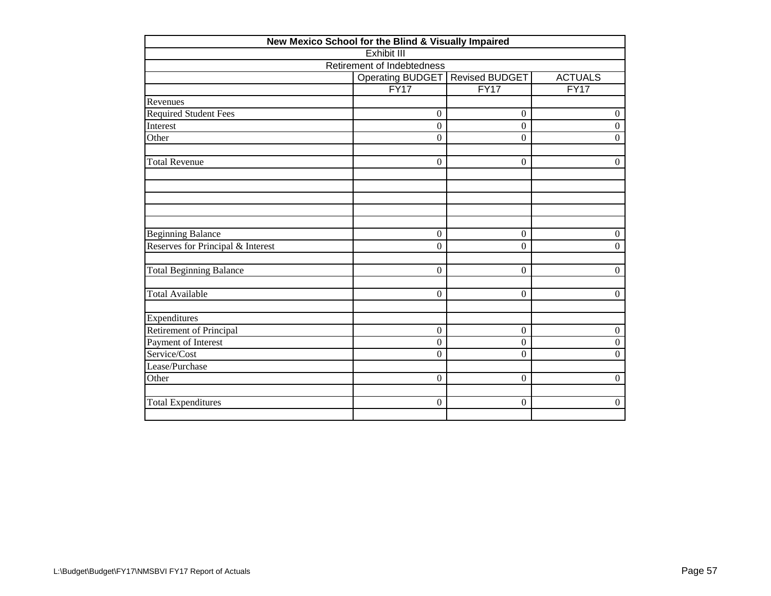## New Mexico School for the Blind & Visually Impaired

Exhibit III

Retirement of Indebtedness

| | Operating BUDGET | Revised BUDGET | ACTUALS |
|---|---|---|---|
| | FY17 | FY17 | FY17 |
| Revenues | | | |
| Required Student Fees | 0 | 0 | 0 |
| Interest | 0 | 0 | 0 |
| Other | 0 | 0 | 0 |
| | | | |
| Total Revenue | 0 | 0 | 0 |
| | | | |
| | | | |
| | | | |
| | | | |
| | | | |
| Beginning Balance | 0 | 0 | 0 |
| Reserves for Principal & Interest | 0 | 0 | 0 |
| | | | |
| Total Beginning Balance | 0 | 0 | 0 |
| | | | |
| Total Available | 0 | 0 | 0 |
| | | | |
| Expenditures | | | |
| Retirement of Principal | 0 | 0 | 0 |
| Payment of Interest | 0 | 0 | 0 |
| Service/Cost | 0 | 0 | 0 |
| Lease/Purchase | | | |
| Other | 0 | 0 | 0 |
| | | | |
| Total Expenditures | 0 | 0 | 0 |
| | | | |

L:\Budget\Budget\FY17\NMSBVI FY17 Report of Actuals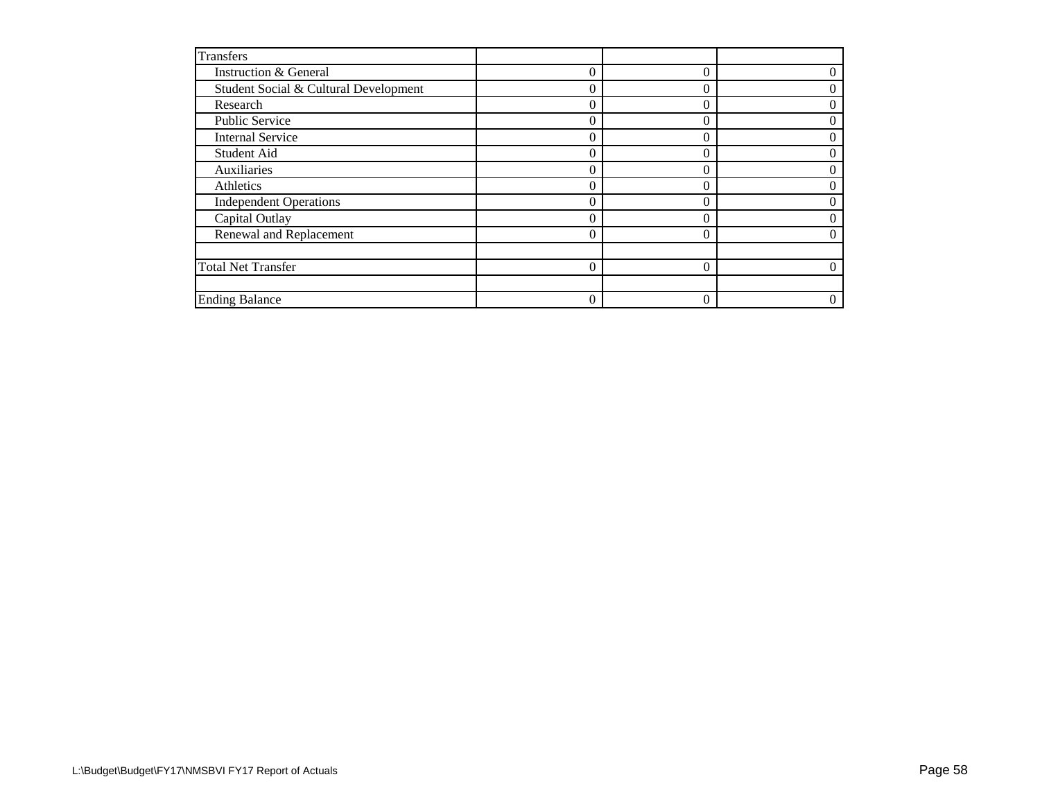| | | | |
|---|---|---|---|
| Transfers | | | |
| Instruction & General | 0 | 0 | 0 |
| Student Social & Cultural Development | 0 | 0 | 0 |
| Research | 0 | 0 | 0 |
| Public Service | 0 | 0 | 0 |
| Internal Service | 0 | 0 | 0 |
| Student Aid | 0 | 0 | 0 |
| Auxiliaries | 0 | 0 | 0 |
| Athletics | 0 | 0 | 0 |
| Independent Operations | 0 | 0 | 0 |
| Capital Outlay | 0 | 0 | 0 |
| Renewal and Replacement | 0 | 0 | 0 |
| | | | |
| Total Net Transfer | 0 | 0 | 0 |
| | | | |
| Ending Balance | 0 | 0 | 0 |

L:\Budget\Budget\FY17\NMSBVI FY17 Report of Actuals